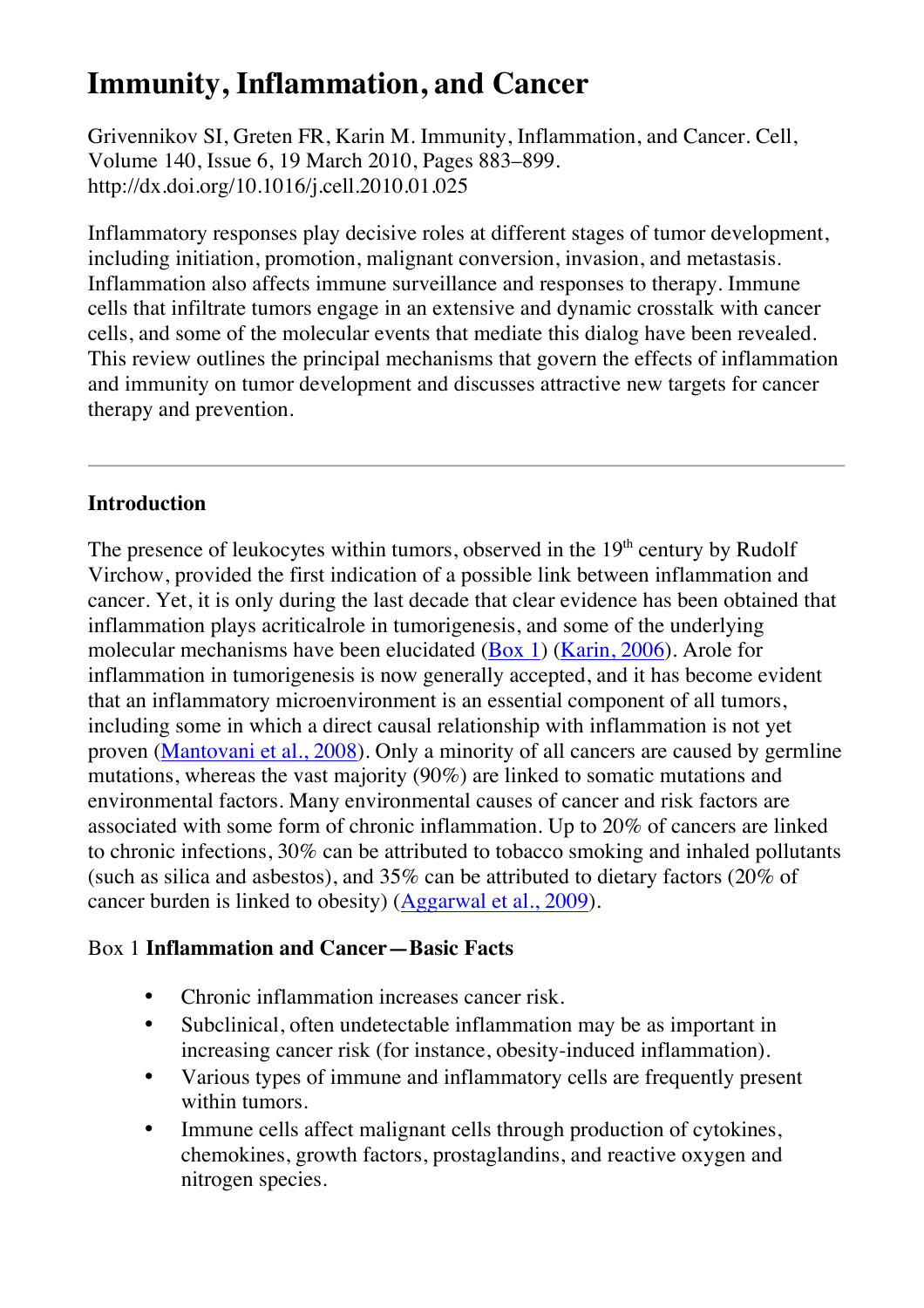# Immunity, Inflammation, and Cancer

Grivennikov SI, Greten FR, Karin M. Immunity, Inflammation, and Cancer. Cell, Volume 140, Issue 6, 19 March 2010, Pages 883–899. http://dx.doi.org/10.1016/j.cell.2010.01.025

Inflammatory responses play decisive roles at different stages of tumor development, including initiation, promotion, malignant conversion, invasion, and metastasis. Inflammation also affects immune surveillance and responses to therapy. Immune cells that infiltrate tumors engage in an extensive and dynamic crosstalk with cancer cells, and some of the molecular events that mediate this dialog have been revealed. This review outlines the principal mechanisms that govern the effects of inflammation and immunity on tumor development and discusses attractive new targets for cancer therapy and prevention.

---

### Introduction

The presence of leukocytes within tumors, observed in the 19th century by Rudolf Virchow, provided the first indication of a possible link between inflammation and cancer. Yet, it is only during the last decade that clear evidence has been obtained that inflammation plays acriticalrole in tumorigenesis, and some of the underlying molecular mechanisms have been elucidated (Box 1) (Karin, 2006). Arole for inflammation in tumorigenesis is now generally accepted, and it has become evident that an inflammatory microenvironment is an essential component of all tumors, including some in which a direct causal relationship with inflammation is not yet proven (Mantovani et al., 2008). Only a minority of all cancers are caused by germline mutations, whereas the vast majority (90%) are linked to somatic mutations and environmental factors. Many environmental causes of cancer and risk factors are associated with some form of chronic inflammation. Up to 20% of cancers are linked to chronic infections, 30% can be attributed to tobacco smoking and inhaled pollutants (such as silica and asbestos), and 35% can be attributed to dietary factors (20% of cancer burden is linked to obesity) (Aggarwal et al., 2009).

Box 1 **Inflammation and Cancer—Basic Facts**

- Chronic inflammation increases cancer risk.
- Subclinical, often undetectable inflammation may be as important in increasing cancer risk (for instance, obesity-induced inflammation).
- Various types of immune and inflammatory cells are frequently present within tumors.
- Immune cells affect malignant cells through production of cytokines, chemokines, growth factors, prostaglandins, and reactive oxygen and nitrogen species.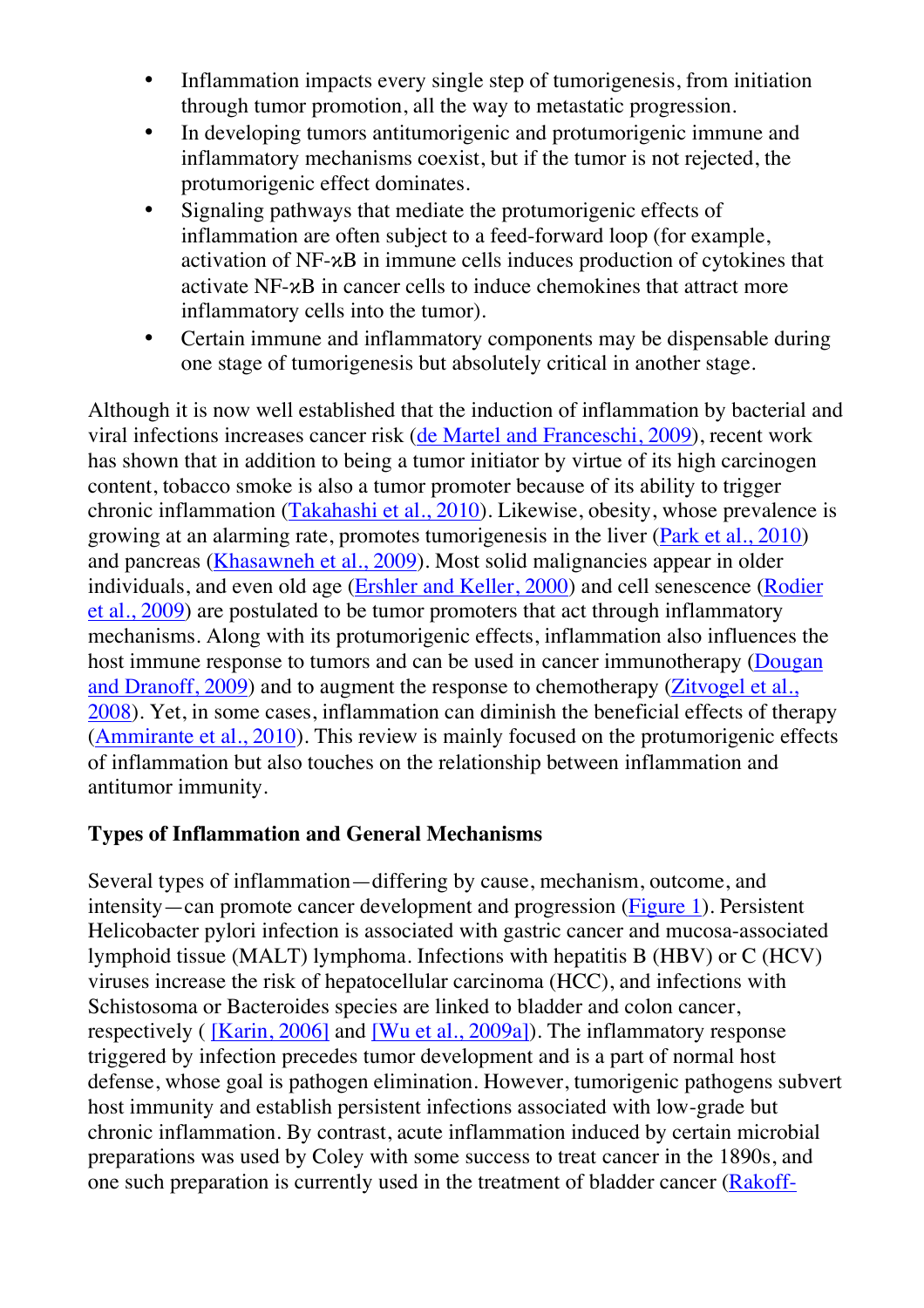- Inflammation impacts every single step of tumorigenesis, from initiation through tumor promotion, all the way to metastatic progression.
- In developing tumors antitumorigenic and protumorigenic immune and inflammatory mechanisms coexist, but if the tumor is not rejected, the protumorigenic effect dominates.
- Signaling pathways that mediate the protumorigenic effects of inflammation are often subject to a feed-forward loop (for example, activation of NF-κB in immune cells induces production of cytokines that activate NF-κB in cancer cells to induce chemokines that attract more inflammatory cells into the tumor).
- Certain immune and inflammatory components may be dispensable during one stage of tumorigenesis but absolutely critical in another stage.

Although it is now well established that the induction of inflammation by bacterial and viral infections increases cancer risk (de Martel and Franceschi, 2009), recent work has shown that in addition to being a tumor initiator by virtue of its high carcinogen content, tobacco smoke is also a tumor promoter because of its ability to trigger chronic inflammation (Takahashi et al., 2010). Likewise, obesity, whose prevalence is growing at an alarming rate, promotes tumorigenesis in the liver (Park et al., 2010) and pancreas (Khasawneh et al., 2009). Most solid malignancies appear in older individuals, and even old age (Ershler and Keller, 2000) and cell senescence (Rodier et al., 2009) are postulated to be tumor promoters that act through inflammatory mechanisms. Along with its protumorigenic effects, inflammation also influences the host immune response to tumors and can be used in cancer immunotherapy (Dougan and Dranoff, 2009) and to augment the response to chemotherapy (Zitvogel et al., 2008). Yet, in some cases, inflammation can diminish the beneficial effects of therapy (Ammirante et al., 2010). This review is mainly focused on the protumorigenic effects of inflammation but also touches on the relationship between inflammation and antitumor immunity.

## Types of Inflammation and General Mechanisms

Several types of inflammation—differing by cause, mechanism, outcome, and intensity—can promote cancer development and progression (Figure 1). Persistent Helicobacter pylori infection is associated with gastric cancer and mucosa-associated lymphoid tissue (MALT) lymphoma. Infections with hepatitis B (HBV) or C (HCV) viruses increase the risk of hepatocellular carcinoma (HCC), and infections with Schistosoma or Bacteroides species are linked to bladder and colon cancer, respectively ( [Karin, 2006] and [Wu et al., 2009a]). The inflammatory response triggered by infection precedes tumor development and is a part of normal host defense, whose goal is pathogen elimination. However, tumorigenic pathogens subvert host immunity and establish persistent infections associated with low-grade but chronic inflammation. By contrast, acute inflammation induced by certain microbial preparations was used by Coley with some success to treat cancer in the 1890s, and one such preparation is currently used in the treatment of bladder cancer (Rakoff-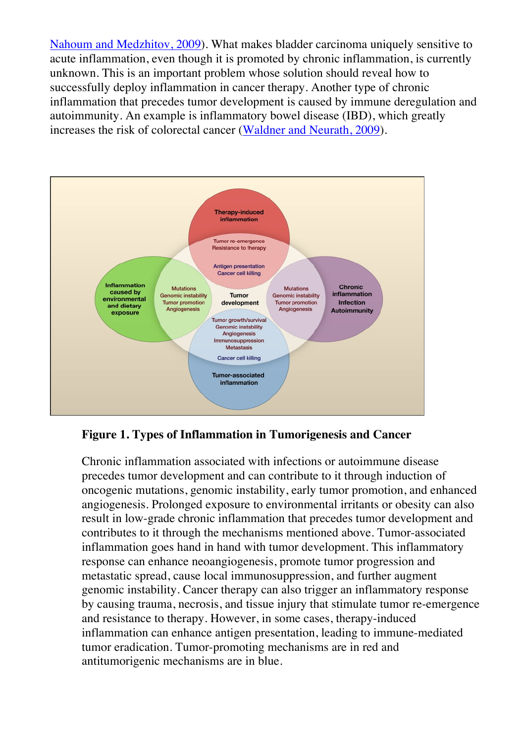Nahoum and Medzhitov, 2009). What makes bladder carcinoma uniquely sensitive to acute inflammation, even though it is promoted by chronic inflammation, is currently unknown. This is an important problem whose solution should reveal how to successfully deploy inflammation in cancer therapy. Another type of chronic inflammation that precedes tumor development is caused by immune deregulation and autoimmunity. An example is inflammatory bowel disease (IBD), which greatly increases the risk of colorectal cancer (Waldner and Neurath, 2009).

**Figure 1. Types of Inflammation in Tumorigenesis and Cancer**

Chronic inflammation associated with infections or autoimmune disease precedes tumor development and can contribute to it through induction of oncogenic mutations, genomic instability, early tumor promotion, and enhanced angiogenesis. Prolonged exposure to environmental irritants or obesity can also result in low-grade chronic inflammation that precedes tumor development and contributes to it through the mechanisms mentioned above. Tumor-associated inflammation goes hand in hand with tumor development. This inflammatory response can enhance neoangiogenesis, promote tumor progression and metastatic spread, cause local immunosuppression, and further augment genomic instability. Cancer therapy can also trigger an inflammatory response by causing trauma, necrosis, and tissue injury that stimulate tumor re-emergence and resistance to therapy. However, in some cases, therapy-induced inflammation can enhance antigen presentation, leading to immune-mediated tumor eradication. Tumor-promoting mechanisms are in red and antitumorigenic mechanisms are in blue.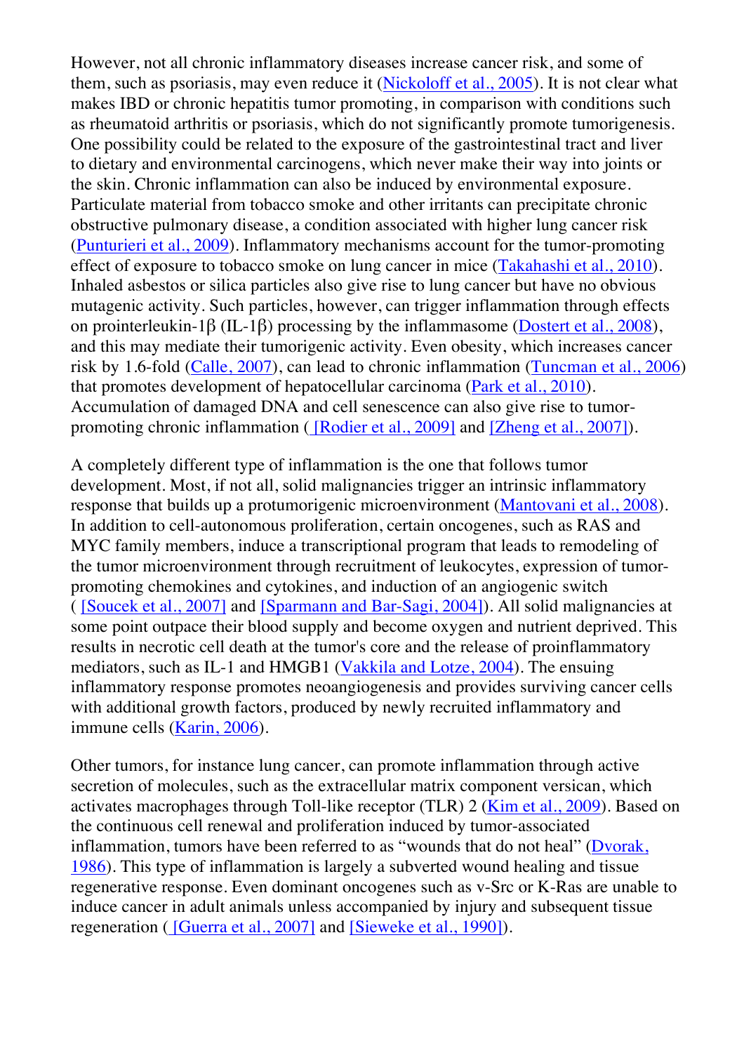However, not all chronic inflammatory diseases increase cancer risk, and some of them, such as psoriasis, may even reduce it (Nickoloff et al., 2005). It is not clear what makes IBD or chronic hepatitis tumor promoting, in comparison with conditions such as rheumatoid arthritis or psoriasis, which do not significantly promote tumorigenesis. One possibility could be related to the exposure of the gastrointestinal tract and liver to dietary and environmental carcinogens, which never make their way into joints or the skin. Chronic inflammation can also be induced by environmental exposure. Particulate material from tobacco smoke and other irritants can precipitate chronic obstructive pulmonary disease, a condition associated with higher lung cancer risk (Punturieri et al., 2009). Inflammatory mechanisms account for the tumor-promoting effect of exposure to tobacco smoke on lung cancer in mice (Takahashi et al., 2010). Inhaled asbestos or silica particles also give rise to lung cancer but have no obvious mutagenic activity. Such particles, however, can trigger inflammation through effects on prointerleukin-1β (IL-1β) processing by the inflammasome (Dostert et al., 2008), and this may mediate their tumorigenic activity. Even obesity, which increases cancer risk by 1.6-fold (Calle, 2007), can lead to chronic inflammation (Tuncman et al., 2006) that promotes development of hepatocellular carcinoma (Park et al., 2010). Accumulation of damaged DNA and cell senescence can also give rise to tumor-promoting chronic inflammation ( [Rodier et al., 2009] and [Zheng et al., 2007]).

A completely different type of inflammation is the one that follows tumor development. Most, if not all, solid malignancies trigger an intrinsic inflammatory response that builds up a protumorigenic microenvironment (Mantovani et al., 2008). In addition to cell-autonomous proliferation, certain oncogenes, such as RAS and MYC family members, induce a transcriptional program that leads to remodeling of the tumor microenvironment through recruitment of leukocytes, expression of tumor-promoting chemokines and cytokines, and induction of an angiogenic switch ( [Soucek et al., 2007] and [Sparmann and Bar-Sagi, 2004]). All solid malignancies at some point outpace their blood supply and become oxygen and nutrient deprived. This results in necrotic cell death at the tumor's core and the release of proinflammatory mediators, such as IL-1 and HMGB1 (Vakkila and Lotze, 2004). The ensuing inflammatory response promotes neoangiogenesis and provides surviving cancer cells with additional growth factors, produced by newly recruited inflammatory and immune cells (Karin, 2006).

Other tumors, for instance lung cancer, can promote inflammation through active secretion of molecules, such as the extracellular matrix component versican, which activates macrophages through Toll-like receptor (TLR) 2 (Kim et al., 2009). Based on the continuous cell renewal and proliferation induced by tumor-associated inflammation, tumors have been referred to as "wounds that do not heal" (Dvorak, 1986). This type of inflammation is largely a subverted wound healing and tissue regenerative response. Even dominant oncogenes such as v-Src or K-Ras are unable to induce cancer in adult animals unless accompanied by injury and subsequent tissue regeneration ( [Guerra et al., 2007] and [Sieweke et al., 1990]).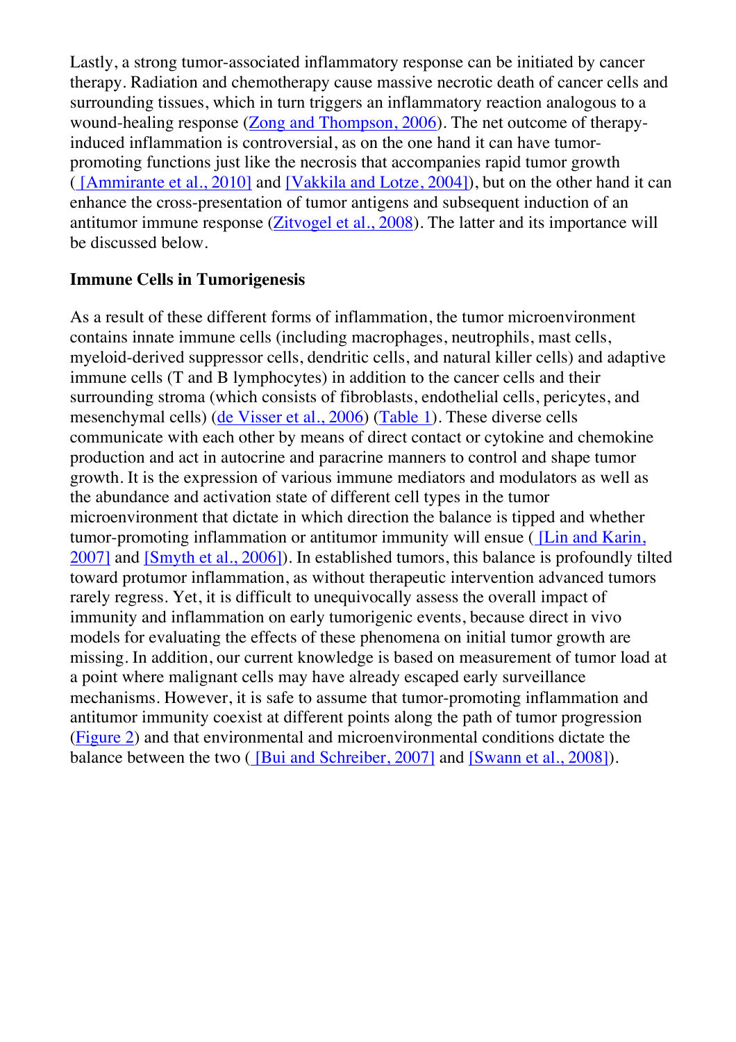Lastly, a strong tumor-associated inflammatory response can be initiated by cancer therapy. Radiation and chemotherapy cause massive necrotic death of cancer cells and surrounding tissues, which in turn triggers an inflammatory reaction analogous to a wound-healing response (Zong and Thompson, 2006). The net outcome of therapy-induced inflammation is controversial, as on the one hand it can have tumor-promoting functions just like the necrosis that accompanies rapid tumor growth ( [Ammirante et al., 2010] and [Vakkila and Lotze, 2004]), but on the other hand it can enhance the cross-presentation of tumor antigens and subsequent induction of an antitumor immune response (Zitvogel et al., 2008). The latter and its importance will be discussed below.

### Immune Cells in Tumorigenesis

As a result of these different forms of inflammation, the tumor microenvironment contains innate immune cells (including macrophages, neutrophils, mast cells, myeloid-derived suppressor cells, dendritic cells, and natural killer cells) and adaptive immune cells (T and B lymphocytes) in addition to the cancer cells and their surrounding stroma (which consists of fibroblasts, endothelial cells, pericytes, and mesenchymal cells) (de Visser et al., 2006) (Table 1). These diverse cells communicate with each other by means of direct contact or cytokine and chemokine production and act in autocrine and paracrine manners to control and shape tumor growth. It is the expression of various immune mediators and modulators as well as the abundance and activation state of different cell types in the tumor microenvironment that dictate in which direction the balance is tipped and whether tumor-promoting inflammation or antitumor immunity will ensue ( [Lin and Karin, 2007] and [Smyth et al., 2006]). In established tumors, this balance is profoundly tilted toward protumor inflammation, as without therapeutic intervention advanced tumors rarely regress. Yet, it is difficult to unequivocally assess the overall impact of immunity and inflammation on early tumorigenic events, because direct in vivo models for evaluating the effects of these phenomena on initial tumor growth are missing. In addition, our current knowledge is based on measurement of tumor load at a point where malignant cells may have already escaped early surveillance mechanisms. However, it is safe to assume that tumor-promoting inflammation and antitumor immunity coexist at different points along the path of tumor progression (Figure 2) and that environmental and microenvironmental conditions dictate the balance between the two ( [Bui and Schreiber, 2007] and [Swann et al., 2008]).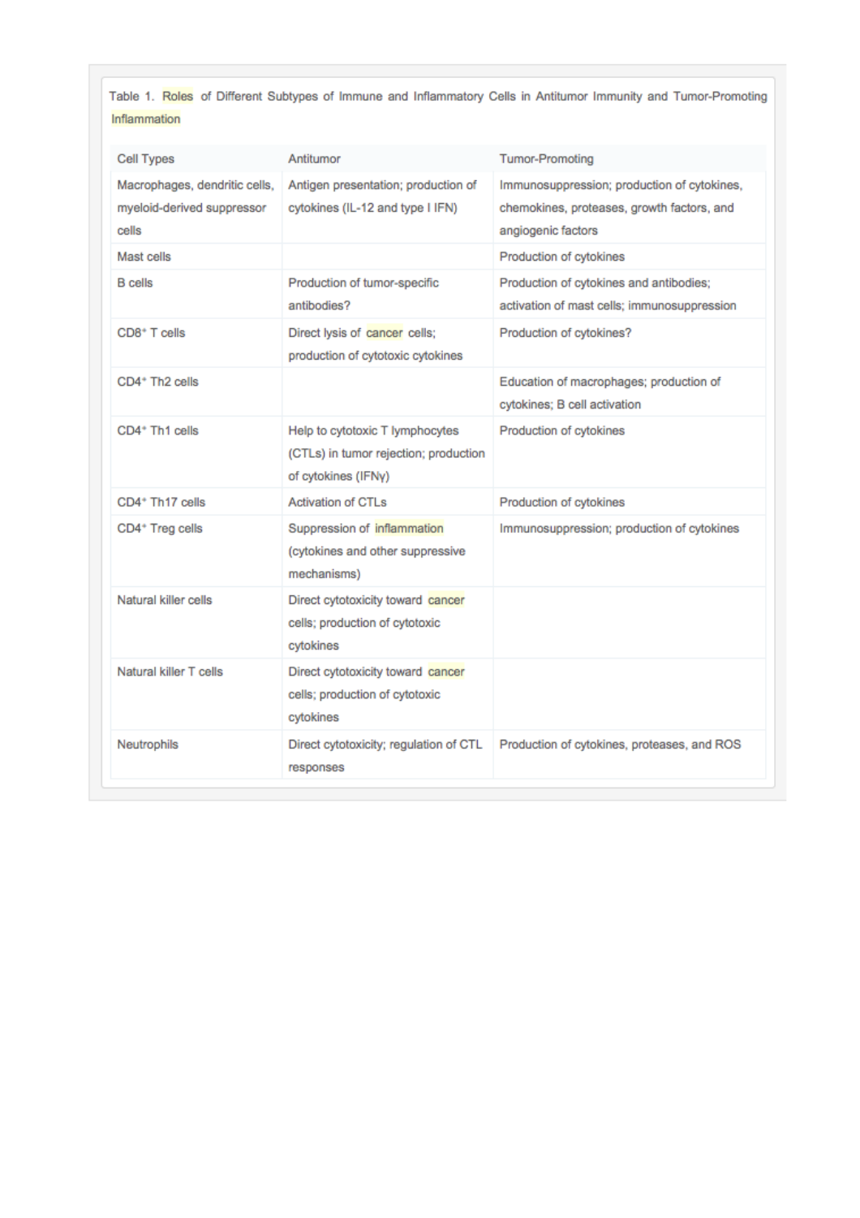Table 1. Roles of Different Subtypes of Immune and Inflammatory Cells in Antitumor Immunity and Tumor-Promoting Inflammation

| Cell Types | Antitumor | Tumor-Promoting |
|---|---|---|
| Macrophages, dendritic cells, myeloid-derived suppressor cells | Antigen presentation; production of cytokines (IL-12 and type I IFN) | Immunosuppression; production of cytokines, chemokines, proteases, growth factors, and angiogenic factors |
| Mast cells | | Production of cytokines |
| B cells | Production of tumor-specific antibodies? | Production of cytokines and antibodies; activation of mast cells; immunosuppression |
| $CD8^+$ T cells | Direct lysis of cancer cells; production of cytotoxic cytokines | Production of cytokines? |
| $CD4^+$ Th2 cells | | Education of macrophages; production of cytokines; B cell activation |
| $CD4^+$ Th1 cells | Help to cytotoxic T lymphocytes (CTLs) in tumor rejection; production of cytokines (IFNγ) | Production of cytokines |
| $CD4^+$ Th17 cells | Activation of CTLs | Production of cytokines |
| $CD4^+$ Treg cells | Suppression of inflammation (cytokines and other suppressive mechanisms) | Immunosuppression; production of cytokines |
| Natural killer cells | Direct cytotoxicity toward cancer cells; production of cytotoxic cytokines | |
| Natural killer T cells | Direct cytotoxicity toward cancer cells; production of cytotoxic cytokines | |
| Neutrophils | Direct cytotoxicity; regulation of CTL responses | Production of cytokines, proteases, and ROS |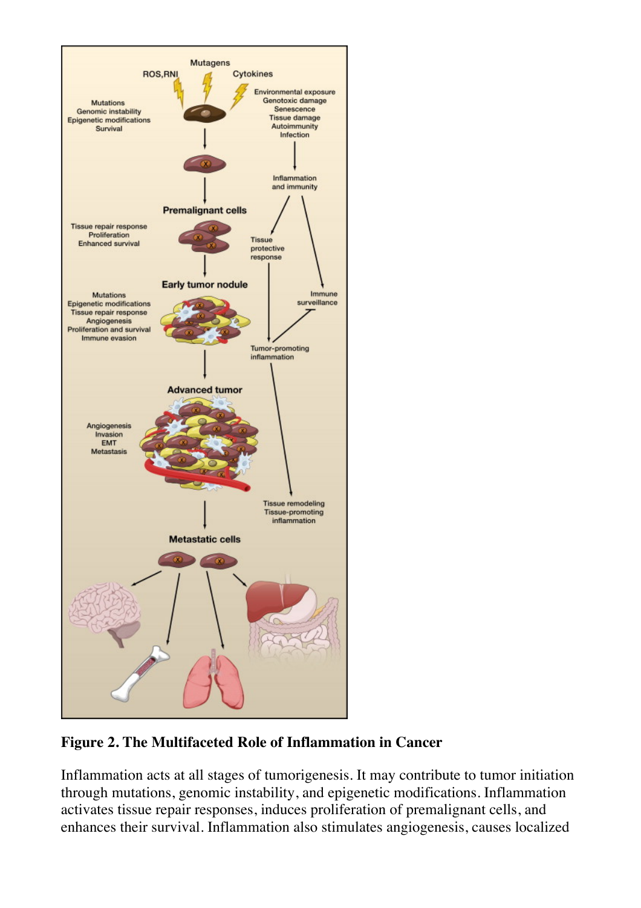**Figure 2. The Multifaceted Role of Inflammation in Cancer**

Inflammation acts at all stages of tumorigenesis. It may contribute to tumor initiation through mutations, genomic instability, and epigenetic modifications. Inflammation activates tissue repair responses, induces proliferation of premalignant cells, and enhances their survival. Inflammation also stimulates angiogenesis, causes localized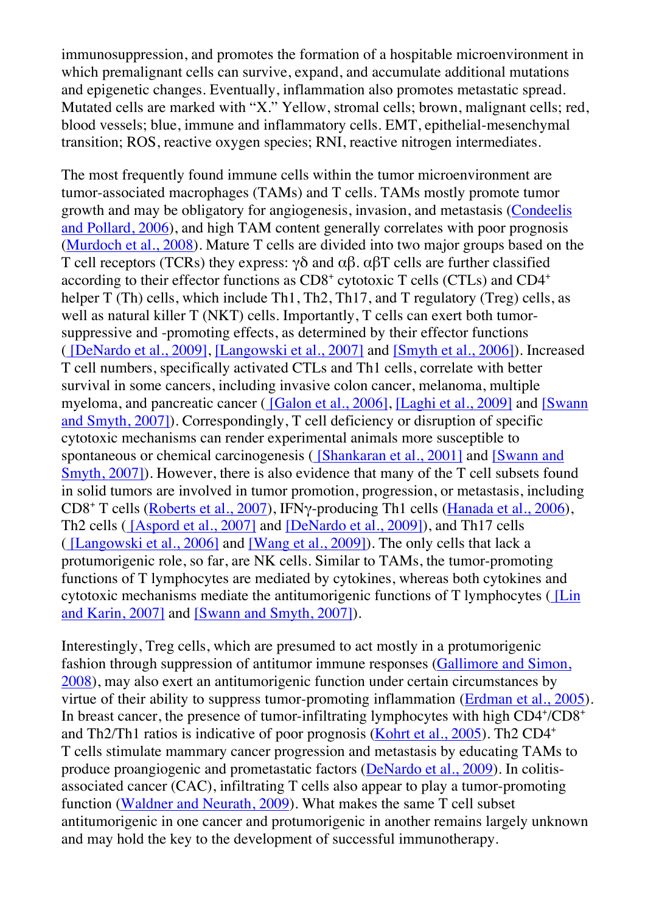immunosuppression, and promotes the formation of a hospitable microenvironment in which premalignant cells can survive, expand, and accumulate additional mutations and epigenetic changes. Eventually, inflammation also promotes metastatic spread. Mutated cells are marked with "X." Yellow, stromal cells; brown, malignant cells; red, blood vessels; blue, immune and inflammatory cells. EMT, epithelial-mesenchymal transition; ROS, reactive oxygen species; RNI, reactive nitrogen intermediates.

The most frequently found immune cells within the tumor microenvironment are tumor-associated macrophages (TAMs) and T cells. TAMs mostly promote tumor growth and may be obligatory for angiogenesis, invasion, and metastasis (Condeelis and Pollard, 2006), and high TAM content generally correlates with poor prognosis (Murdoch et al., 2008). Mature T cells are divided into two major groups based on the T cell receptors (TCRs) they express: γδ and αβ. αβT cells are further classified according to their effector functions as $CD8^+$ cytotoxic T cells (CTLs) and $CD4^+$ helper T (Th) cells, which include Th1, Th2, Th17, and T regulatory (Treg) cells, as well as natural killer T (NKT) cells. Importantly, T cells can exert both tumor-suppressive and -promoting effects, as determined by their effector functions ( [DeNardo et al., 2009], [Langowski et al., 2007] and [Smyth et al., 2006]). Increased T cell numbers, specifically activated CTLs and Th1 cells, correlate with better survival in some cancers, including invasive colon cancer, melanoma, multiple myeloma, and pancreatic cancer ( [Galon et al., 2006], [Laghi et al., 2009] and [Swann and Smyth, 2007]). Correspondingly, T cell deficiency or disruption of specific cytotoxic mechanisms can render experimental animals more susceptible to spontaneous or chemical carcinogenesis ( [Shankaran et al., 2001] and [Swann and Smyth, 2007]). However, there is also evidence that many of the T cell subsets found in solid tumors are involved in tumor promotion, progression, or metastasis, including $CD8^+$ T cells (Roberts et al., 2007), IFNγ-producing Th1 cells (Hanada et al., 2006), Th2 cells ( [Aspord et al., 2007] and [DeNardo et al., 2009]), and Th17 cells ( [Langowski et al., 2006] and [Wang et al., 2009]). The only cells that lack a protumorigenic role, so far, are NK cells. Similar to TAMs, the tumor-promoting functions of T lymphocytes are mediated by cytokines, whereas both cytokines and cytotoxic mechanisms mediate the antitumorigenic functions of T lymphocytes ( [Lin and Karin, 2007] and [Swann and Smyth, 2007]).

Interestingly, Treg cells, which are presumed to act mostly in a protumorigenic fashion through suppression of antitumor immune responses (Gallimore and Simon, 2008), may also exert an antitumorigenic function under certain circumstances by virtue of their ability to suppress tumor-promoting inflammation (Erdman et al., 2005). In breast cancer, the presence of tumor-infiltrating lymphocytes with high $CD4^+/CD8^+$ and Th2/Th1 ratios is indicative of poor prognosis (Kohrt et al., 2005). Th2 $CD4^+$ T cells stimulate mammary cancer progression and metastasis by educating TAMs to produce proangiogenic and prometastatic factors (DeNardo et al., 2009). In colitis-associated cancer (CAC), infiltrating T cells also appear to play a tumor-promoting function (Waldner and Neurath, 2009). What makes the same T cell subset antitumorigenic in one cancer and protumorigenic in another remains largely unknown and may hold the key to the development of successful immunotherapy.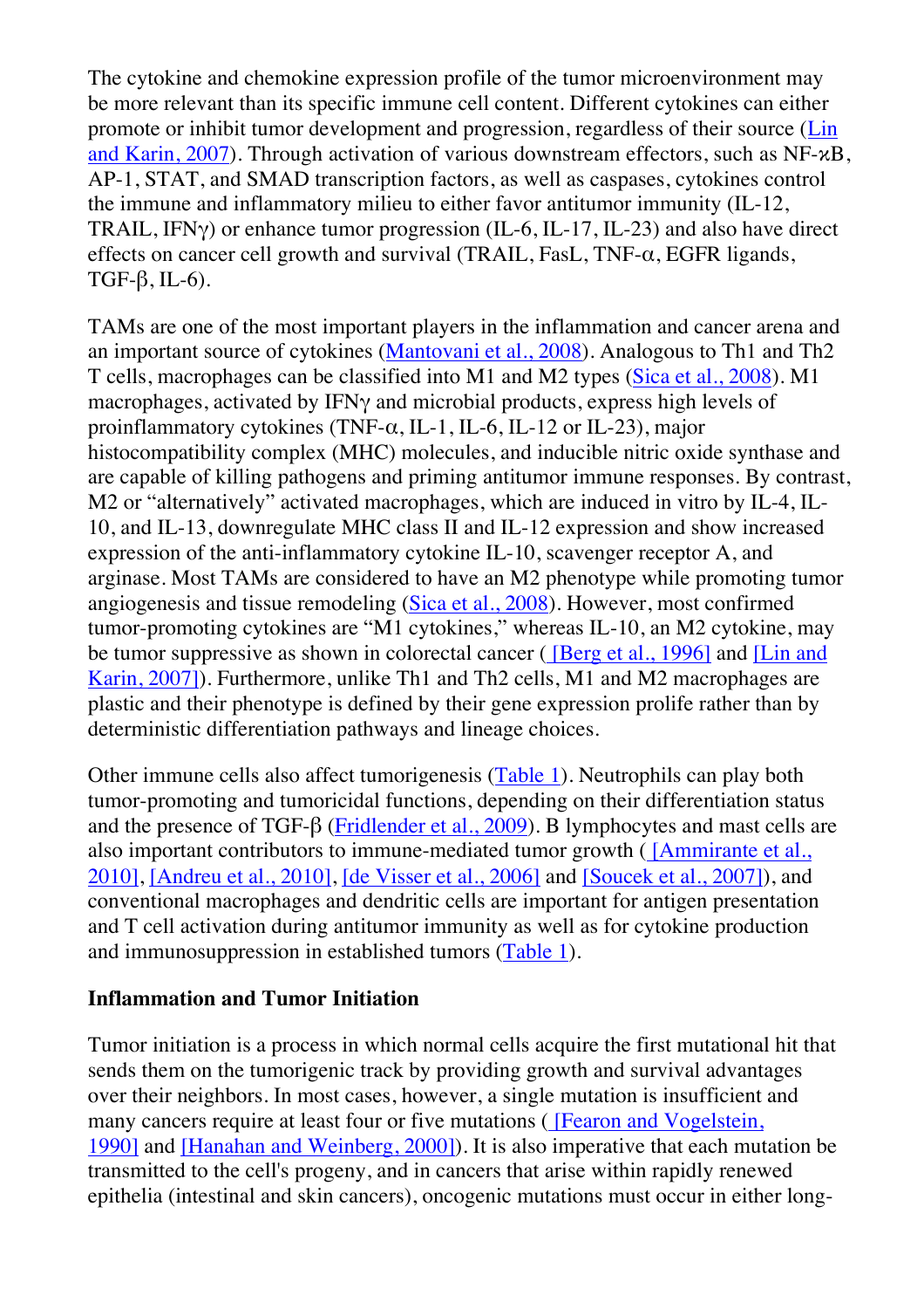The cytokine and chemokine expression profile of the tumor microenvironment may be more relevant than its specific immune cell content. Different cytokines can either promote or inhibit tumor development and progression, regardless of their source (Lin and Karin, 2007). Through activation of various downstream effectors, such as NF-κB, AP-1, STAT, and SMAD transcription factors, as well as caspases, cytokines control the immune and inflammatory milieu to either favor antitumor immunity (IL-12, TRAIL, IFNγ) or enhance tumor progression (IL-6, IL-17, IL-23) and also have direct effects on cancer cell growth and survival (TRAIL, FasL, TNF-α, EGFR ligands, TGF-β, IL-6).

TAMs are one of the most important players in the inflammation and cancer arena and an important source of cytokines (Mantovani et al., 2008). Analogous to Th1 and Th2 T cells, macrophages can be classified into M1 and M2 types (Sica et al., 2008). M1 macrophages, activated by IFNγ and microbial products, express high levels of proinflammatory cytokines (TNF-α, IL-1, IL-6, IL-12 or IL-23), major histocompatibility complex (MHC) molecules, and inducible nitric oxide synthase and are capable of killing pathogens and priming antitumor immune responses. By contrast, M2 or "alternatively" activated macrophages, which are induced in vitro by IL-4, IL-10, and IL-13, downregulate MHC class II and IL-12 expression and show increased expression of the anti-inflammatory cytokine IL-10, scavenger receptor A, and arginase. Most TAMs are considered to have an M2 phenotype while promoting tumor angiogenesis and tissue remodeling (Sica et al., 2008). However, most confirmed tumor-promoting cytokines are "M1 cytokines," whereas IL-10, an M2 cytokine, may be tumor suppressive as shown in colorectal cancer ( [Berg et al., 1996] and [Lin and Karin, 2007]). Furthermore, unlike Th1 and Th2 cells, M1 and M2 macrophages are plastic and their phenotype is defined by their gene expression prolife rather than by deterministic differentiation pathways and lineage choices.

Other immune cells also affect tumorigenesis (Table 1). Neutrophils can play both tumor-promoting and tumoricidal functions, depending on their differentiation status and the presence of TGF-β (Fridlender et al., 2009). B lymphocytes and mast cells are also important contributors to immune-mediated tumor growth ( [Ammirante et al., 2010], [Andreu et al., 2010], [de Visser et al., 2006] and [Soucek et al., 2007]), and conventional macrophages and dendritic cells are important for antigen presentation and T cell activation during antitumor immunity as well as for cytokine production and immunosuppression in established tumors (Table 1).

**Inflammation and Tumor Initiation**

Tumor initiation is a process in which normal cells acquire the first mutational hit that sends them on the tumorigenic track by providing growth and survival advantages over their neighbors. In most cases, however, a single mutation is insufficient and many cancers require at least four or five mutations ( [Fearon and Vogelstein, 1990] and [Hanahan and Weinberg, 2000]). It is also imperative that each mutation be transmitted to the cell's progeny, and in cancers that arise within rapidly renewed epithelia (intestinal and skin cancers), oncogenic mutations must occur in either long-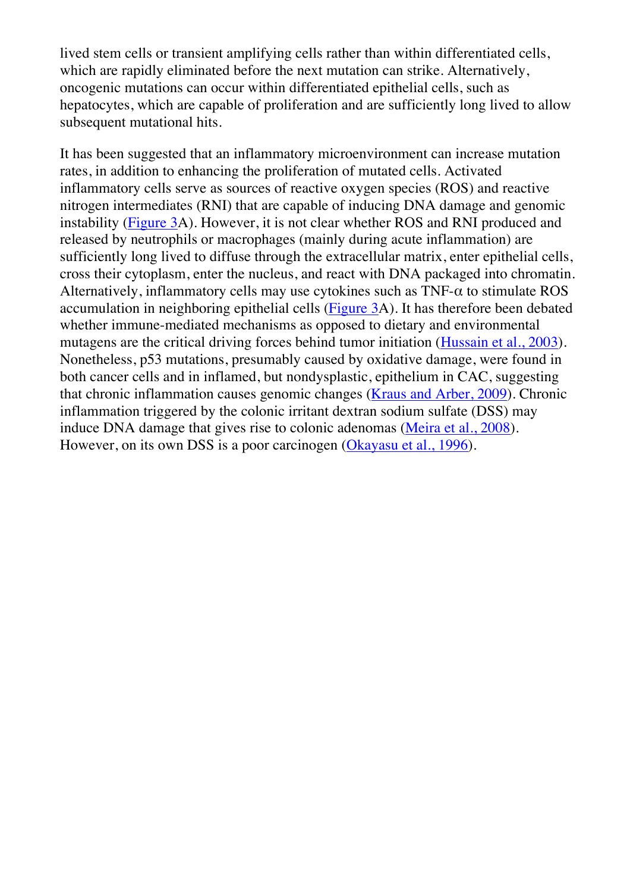lived stem cells or transient amplifying cells rather than within differentiated cells, which are rapidly eliminated before the next mutation can strike. Alternatively, oncogenic mutations can occur within differentiated epithelial cells, such as hepatocytes, which are capable of proliferation and are sufficiently long lived to allow subsequent mutational hits.

It has been suggested that an inflammatory microenvironment can increase mutation rates, in addition to enhancing the proliferation of mutated cells. Activated inflammatory cells serve as sources of reactive oxygen species (ROS) and reactive nitrogen intermediates (RNI) that are capable of inducing DNA damage and genomic instability (Figure 3A). However, it is not clear whether ROS and RNI produced and released by neutrophils or macrophages (mainly during acute inflammation) are sufficiently long lived to diffuse through the extracellular matrix, enter epithelial cells, cross their cytoplasm, enter the nucleus, and react with DNA packaged into chromatin. Alternatively, inflammatory cells may use cytokines such as TNF-α to stimulate ROS accumulation in neighboring epithelial cells (Figure 3A). It has therefore been debated whether immune-mediated mechanisms as opposed to dietary and environmental mutagens are the critical driving forces behind tumor initiation (Hussain et al., 2003). Nonetheless, p53 mutations, presumably caused by oxidative damage, were found in both cancer cells and in inflamed, but nondysplastic, epithelium in CAC, suggesting that chronic inflammation causes genomic changes (Kraus and Arber, 2009). Chronic inflammation triggered by the colonic irritant dextran sodium sulfate (DSS) may induce DNA damage that gives rise to colonic adenomas (Meira et al., 2008). However, on its own DSS is a poor carcinogen (Okayasu et al., 1996).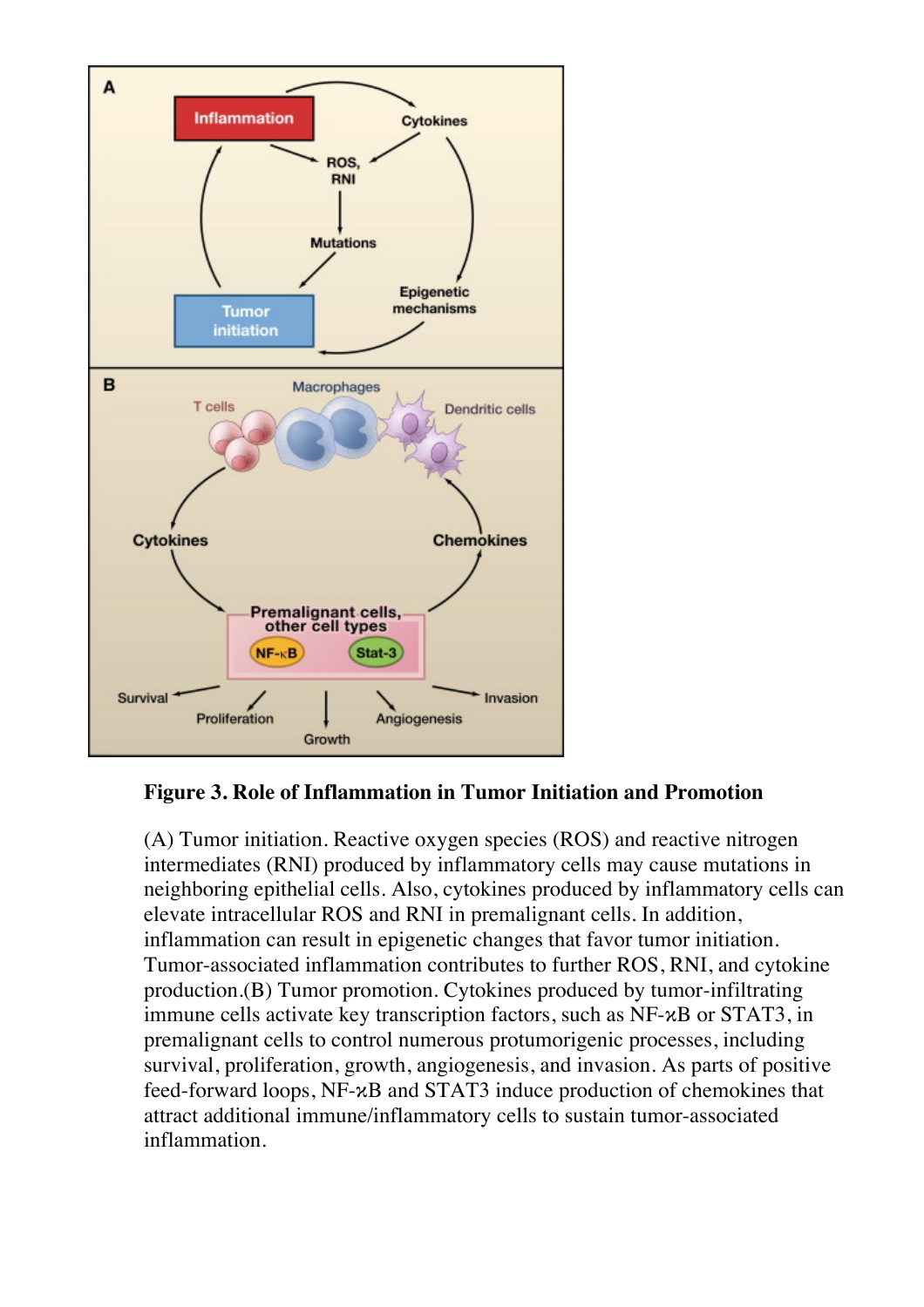**Figure 3. Role of Inflammation in Tumor Initiation and Promotion**

(A) Tumor initiation. Reactive oxygen species (ROS) and reactive nitrogen intermediates (RNI) produced by inflammatory cells may cause mutations in neighboring epithelial cells. Also, cytokines produced by inflammatory cells can elevate intracellular ROS and RNI in premalignant cells. In addition, inflammation can result in epigenetic changes that favor tumor initiation. Tumor-associated inflammation contributes to further ROS, RNI, and cytokine production.(B) Tumor promotion. Cytokines produced by tumor-infiltrating immune cells activate key transcription factors, such as NF-κB or STAT3, in premalignant cells to control numerous protumorigenic processes, including survival, proliferation, growth, angiogenesis, and invasion. As parts of positive feed-forward loops, NF-κB and STAT3 induce production of chemokines that attract additional immune/inflammatory cells to sustain tumor-associated inflammation.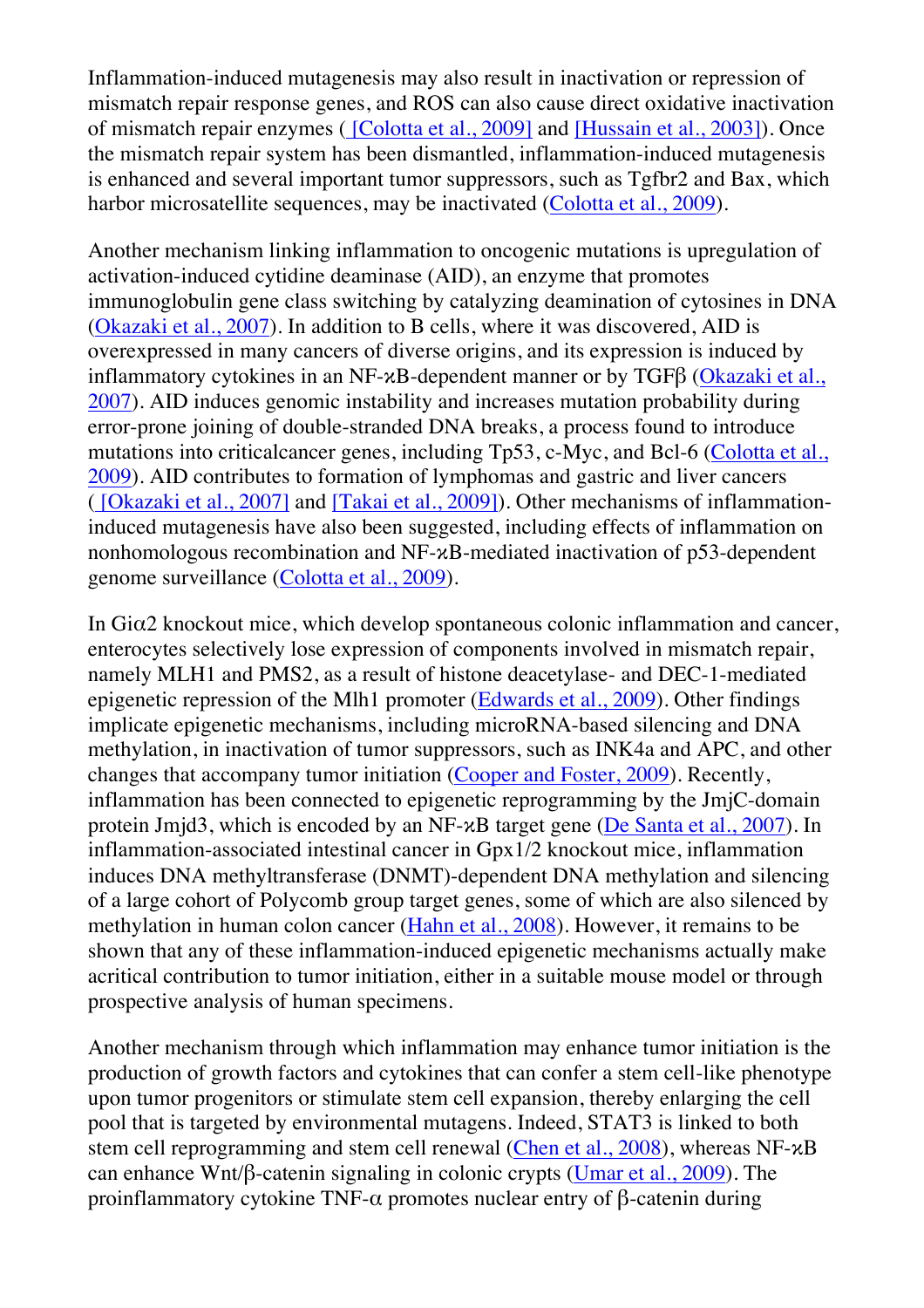Inflammation-induced mutagenesis may also result in inactivation or repression of mismatch repair response genes, and ROS can also cause direct oxidative inactivation of mismatch repair enzymes ( [Colotta et al., 2009] and [Hussain et al., 2003]). Once the mismatch repair system has been dismantled, inflammation-induced mutagenesis is enhanced and several important tumor suppressors, such as Tgfbr2 and Bax, which harbor microsatellite sequences, may be inactivated (Colotta et al., 2009).

Another mechanism linking inflammation to oncogenic mutations is upregulation of activation-induced cytidine deaminase (AID), an enzyme that promotes immunoglobulin gene class switching by catalyzing deamination of cytosines in DNA (Okazaki et al., 2007). In addition to B cells, where it was discovered, AID is overexpressed in many cancers of diverse origins, and its expression is induced by inflammatory cytokines in an NF-κB-dependent manner or by TGFβ (Okazaki et al., 2007). AID induces genomic instability and increases mutation probability during error-prone joining of double-stranded DNA breaks, a process found to introduce mutations into criticalcancer genes, including Tp53, c-Myc, and Bcl-6 (Colotta et al., 2009). AID contributes to formation of lymphomas and gastric and liver cancers ( [Okazaki et al., 2007] and [Takai et al., 2009]). Other mechanisms of inflammation-induced mutagenesis have also been suggested, including effects of inflammation on nonhomologous recombination and NF-κB-mediated inactivation of p53-dependent genome surveillance (Colotta et al., 2009).

In Giα2 knockout mice, which develop spontaneous colonic inflammation and cancer, enterocytes selectively lose expression of components involved in mismatch repair, namely MLH1 and PMS2, as a result of histone deacetylase- and DEC-1-mediated epigenetic repression of the Mlh1 promoter (Edwards et al., 2009). Other findings implicate epigenetic mechanisms, including microRNA-based silencing and DNA methylation, in inactivation of tumor suppressors, such as INK4a and APC, and other changes that accompany tumor initiation (Cooper and Foster, 2009). Recently, inflammation has been connected to epigenetic reprogramming by the JmjC-domain protein Jmjd3, which is encoded by an NF-κB target gene (De Santa et al., 2007). In inflammation-associated intestinal cancer in Gpx1/2 knockout mice, inflammation induces DNA methyltransferase (DNMT)-dependent DNA methylation and silencing of a large cohort of Polycomb group target genes, some of which are also silenced by methylation in human colon cancer (Hahn et al., 2008). However, it remains to be shown that any of these inflammation-induced epigenetic mechanisms actually make acritical contribution to tumor initiation, either in a suitable mouse model or through prospective analysis of human specimens.

Another mechanism through which inflammation may enhance tumor initiation is the production of growth factors and cytokines that can confer a stem cell-like phenotype upon tumor progenitors or stimulate stem cell expansion, thereby enlarging the cell pool that is targeted by environmental mutagens. Indeed, STAT3 is linked to both stem cell reprogramming and stem cell renewal (Chen et al., 2008), whereas NF-κB can enhance Wnt/β-catenin signaling in colonic crypts (Umar et al., 2009). The proinflammatory cytokine TNF-α promotes nuclear entry of β-catenin during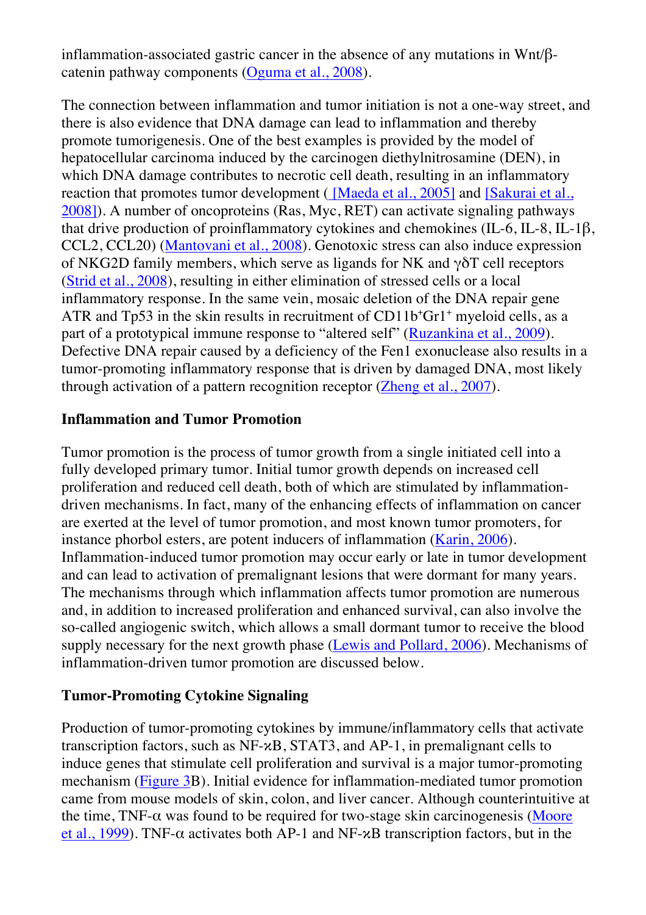inflammation-associated gastric cancer in the absence of any mutations in Wnt/β-catenin pathway components (Oguma et al., 2008).

The connection between inflammation and tumor initiation is not a one-way street, and there is also evidence that DNA damage can lead to inflammation and thereby promote tumorigenesis. One of the best examples is provided by the model of hepatocellular carcinoma induced by the carcinogen diethylnitrosamine (DEN), in which DNA damage contributes to necrotic cell death, resulting in an inflammatory reaction that promotes tumor development ( [Maeda et al., 2005] and [Sakurai et al., 2008]). A number of oncoproteins (Ras, Myc, RET) can activate signaling pathways that drive production of proinflammatory cytokines and chemokines (IL-6, IL-8, IL-1β, CCL2, CCL20) (Mantovani et al., 2008). Genotoxic stress can also induce expression of NKG2D family members, which serve as ligands for NK and γδT cell receptors (Strid et al., 2008), resulting in either elimination of stressed cells or a local inflammatory response. In the same vein, mosaic deletion of the DNA repair gene ATR and Tp53 in the skin results in recruitment of $CD11b^{+}Gr1^{+}$ myeloid cells, as a part of a prototypical immune response to "altered self" (Ruzankina et al., 2009). Defective DNA repair caused by a deficiency of the Fen1 exonuclease also results in a tumor-promoting inflammatory response that is driven by damaged DNA, most likely through activation of a pattern recognition receptor (Zheng et al., 2007).

## Inflammation and Tumor Promotion

Tumor promotion is the process of tumor growth from a single initiated cell into a fully developed primary tumor. Initial tumor growth depends on increased cell proliferation and reduced cell death, both of which are stimulated by inflammation-driven mechanisms. In fact, many of the enhancing effects of inflammation on cancer are exerted at the level of tumor promotion, and most known tumor promoters, for instance phorbol esters, are potent inducers of inflammation (Karin, 2006). Inflammation-induced tumor promotion may occur early or late in tumor development and can lead to activation of premalignant lesions that were dormant for many years. The mechanisms through which inflammation affects tumor promotion are numerous and, in addition to increased proliferation and enhanced survival, can also involve the so-called angiogenic switch, which allows a small dormant tumor to receive the blood supply necessary for the next growth phase (Lewis and Pollard, 2006). Mechanisms of inflammation-driven tumor promotion are discussed below.

## Tumor-Promoting Cytokine Signaling

Production of tumor-promoting cytokines by immune/inflammatory cells that activate transcription factors, such as NF-κB, STAT3, and AP-1, in premalignant cells to induce genes that stimulate cell proliferation and survival is a major tumor-promoting mechanism (Figure 3B). Initial evidence for inflammation-mediated tumor promotion came from mouse models of skin, colon, and liver cancer. Although counterintuitive at the time, TNF-α was found to be required for two-stage skin carcinogenesis (Moore et al., 1999). TNF-α activates both AP-1 and NF-κB transcription factors, but in the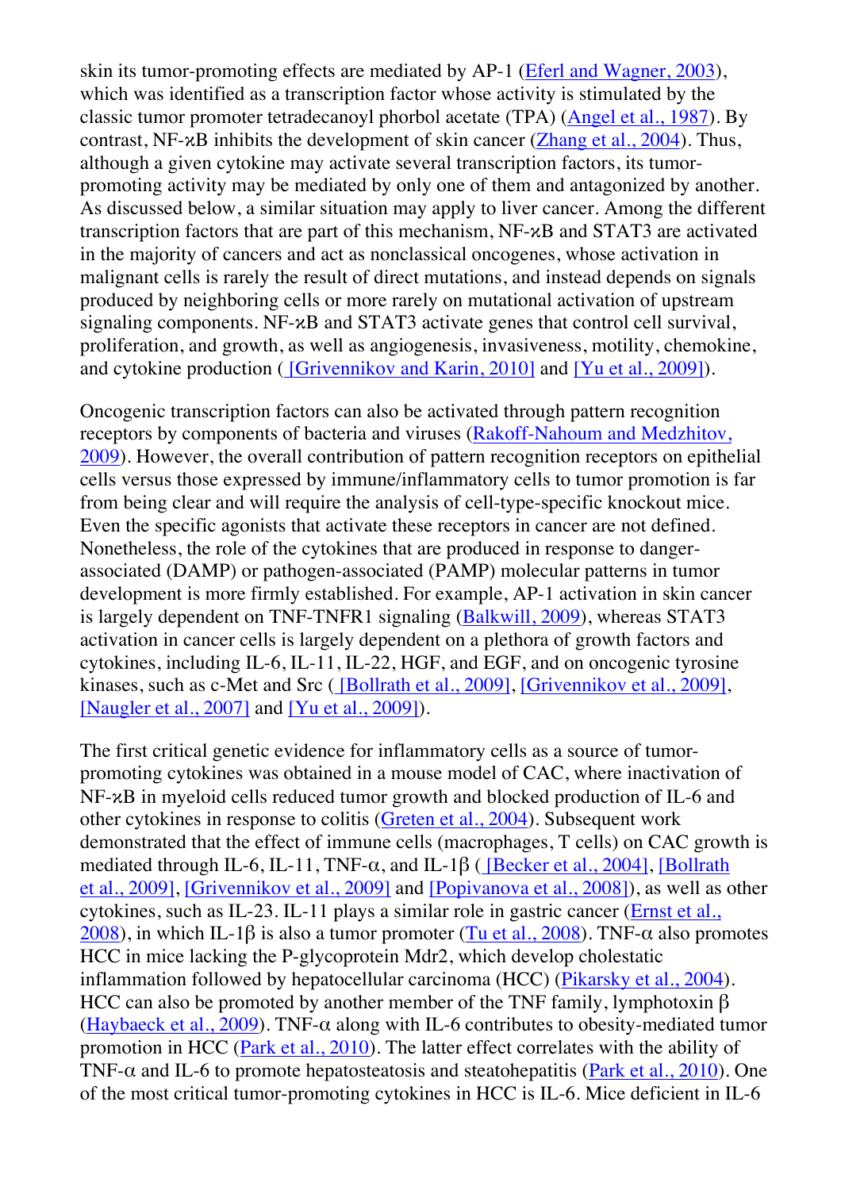skin its tumor-promoting effects are mediated by AP-1 (Eferl and Wagner, 2003), which was identified as a transcription factor whose activity is stimulated by the classic tumor promoter tetradecanoyl phorbol acetate (TPA) (Angel et al., 1987). By contrast, NF-ϰB inhibits the development of skin cancer (Zhang et al., 2004). Thus, although a given cytokine may activate several transcription factors, its tumor-promoting activity may be mediated by only one of them and antagonized by another. As discussed below, a similar situation may apply to liver cancer. Among the different transcription factors that are part of this mechanism, NF-ϰB and STAT3 are activated in the majority of cancers and act as nonclassical oncogenes, whose activation in malignant cells is rarely the result of direct mutations, and instead depends on signals produced by neighboring cells or more rarely on mutational activation of upstream signaling components. NF-ϰB and STAT3 activate genes that control cell survival, proliferation, and growth, as well as angiogenesis, invasiveness, motility, chemokine, and cytokine production ( [Grivennikov and Karin, 2010] and [Yu et al., 2009]).

Oncogenic transcription factors can also be activated through pattern recognition receptors by components of bacteria and viruses (Rakoff-Nahoum and Medzhitov, 2009). However, the overall contribution of pattern recognition receptors on epithelial cells versus those expressed by immune/inflammatory cells to tumor promotion is far from being clear and will require the analysis of cell-type-specific knockout mice. Even the specific agonists that activate these receptors in cancer are not defined. Nonetheless, the role of the cytokines that are produced in response to danger-associated (DAMP) or pathogen-associated (PAMP) molecular patterns in tumor development is more firmly established. For example, AP-1 activation in skin cancer is largely dependent on TNF-TNFR1 signaling (Balkwill, 2009), whereas STAT3 activation in cancer cells is largely dependent on a plethora of growth factors and cytokines, including IL-6, IL-11, IL-22, HGF, and EGF, and on oncogenic tyrosine kinases, such as c-Met and Src ( [Bollrath et al., 2009], [Grivennikov et al., 2009], [Naugler et al., 2007] and [Yu et al., 2009]).

The first critical genetic evidence for inflammatory cells as a source of tumor-promoting cytokines was obtained in a mouse model of CAC, where inactivation of NF-ϰB in myeloid cells reduced tumor growth and blocked production of IL-6 and other cytokines in response to colitis (Greten et al., 2004). Subsequent work demonstrated that the effect of immune cells (macrophages, T cells) on CAC growth is mediated through IL-6, IL-11, TNF-α, and IL-1β ( [Becker et al., 2004], [Bollrath et al., 2009], [Grivennikov et al., 2009] and [Popivanova et al., 2008]), as well as other cytokines, such as IL-23. IL-11 plays a similar role in gastric cancer (Ernst et al., 2008), in which IL-1β is also a tumor promoter (Tu et al., 2008). TNF-α also promotes HCC in mice lacking the P-glycoprotein Mdr2, which develop cholestatic inflammation followed by hepatocellular carcinoma (HCC) (Pikarsky et al., 2004). HCC can also be promoted by another member of the TNF family, lymphotoxin β (Haybaeck et al., 2009). TNF-α along with IL-6 contributes to obesity-mediated tumor promotion in HCC (Park et al., 2010). The latter effect correlates with the ability of TNF-α and IL-6 to promote hepatosteatosis and steatohepatitis (Park et al., 2010). One of the most critical tumor-promoting cytokines in HCC is IL-6. Mice deficient in IL-6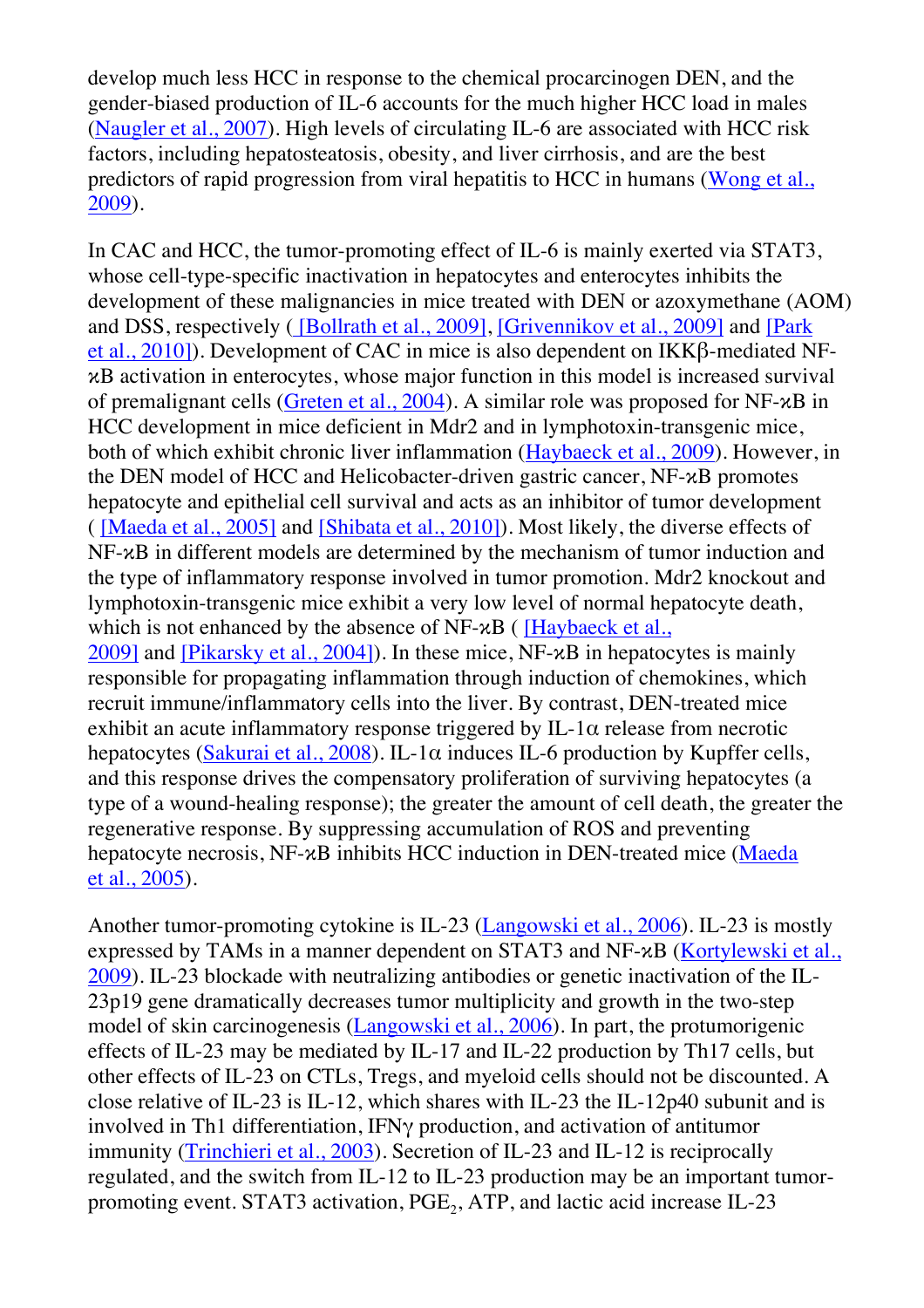develop much less HCC in response to the chemical procarcinogen DEN, and the gender-biased production of IL-6 accounts for the much higher HCC load in males (Naugler et al., 2007). High levels of circulating IL-6 are associated with HCC risk factors, including hepatosteatosis, obesity, and liver cirrhosis, and are the best predictors of rapid progression from viral hepatitis to HCC in humans (Wong et al., 2009).

In CAC and HCC, the tumor-promoting effect of IL-6 is mainly exerted via STAT3, whose cell-type-specific inactivation in hepatocytes and enterocytes inhibits the development of these malignancies in mice treated with DEN or azoxymethane (AOM) and DSS, respectively ( [Bollrath et al., 2009], [Grivennikov et al., 2009] and [Park et al., 2010]). Development of CAC in mice is also dependent on IKKβ-mediated NF-κB activation in enterocytes, whose major function in this model is increased survival of premalignant cells (Greten et al., 2004). A similar role was proposed for NF-κB in HCC development in mice deficient in Mdr2 and in lymphotoxin-transgenic mice, both of which exhibit chronic liver inflammation (Haybaeck et al., 2009). However, in the DEN model of HCC and Helicobacter-driven gastric cancer, NF-κB promotes hepatocyte and epithelial cell survival and acts as an inhibitor of tumor development ( [Maeda et al., 2005] and [Shibata et al., 2010]). Most likely, the diverse effects of NF-κB in different models are determined by the mechanism of tumor induction and the type of inflammatory response involved in tumor promotion. Mdr2 knockout and lymphotoxin-transgenic mice exhibit a very low level of normal hepatocyte death, which is not enhanced by the absence of NF-κB ( [Haybaeck et al., 2009] and [Pikarsky et al., 2004]). In these mice, NF-κB in hepatocytes is mainly responsible for propagating inflammation through induction of chemokines, which recruit immune/inflammatory cells into the liver. By contrast, DEN-treated mice exhibit an acute inflammatory response triggered by IL-1α release from necrotic hepatocytes (Sakurai et al., 2008). IL-1α induces IL-6 production by Kupffer cells, and this response drives the compensatory proliferation of surviving hepatocytes (a type of a wound-healing response); the greater the amount of cell death, the greater the regenerative response. By suppressing accumulation of ROS and preventing hepatocyte necrosis, NF-κB inhibits HCC induction in DEN-treated mice (Maeda et al., 2005).

Another tumor-promoting cytokine is IL-23 (Langowski et al., 2006). IL-23 is mostly expressed by TAMs in a manner dependent on STAT3 and NF-κB (Kortylewski et al., 2009). IL-23 blockade with neutralizing antibodies or genetic inactivation of the IL-23p19 gene dramatically decreases tumor multiplicity and growth in the two-step model of skin carcinogenesis (Langowski et al., 2006). In part, the protumorigenic effects of IL-23 may be mediated by IL-17 and IL-22 production by Th17 cells, but other effects of IL-23 on CTLs, Tregs, and myeloid cells should not be discounted. A close relative of IL-23 is IL-12, which shares with IL-23 the IL-12p40 subunit and is involved in Th1 differentiation, IFNγ production, and activation of antitumor immunity (Trinchieri et al., 2003). Secretion of IL-23 and IL-12 is reciprocally regulated, and the switch from IL-12 to IL-23 production may be an important tumor-promoting event. STAT3 activation, $PGE_2$, ATP, and lactic acid increase IL-23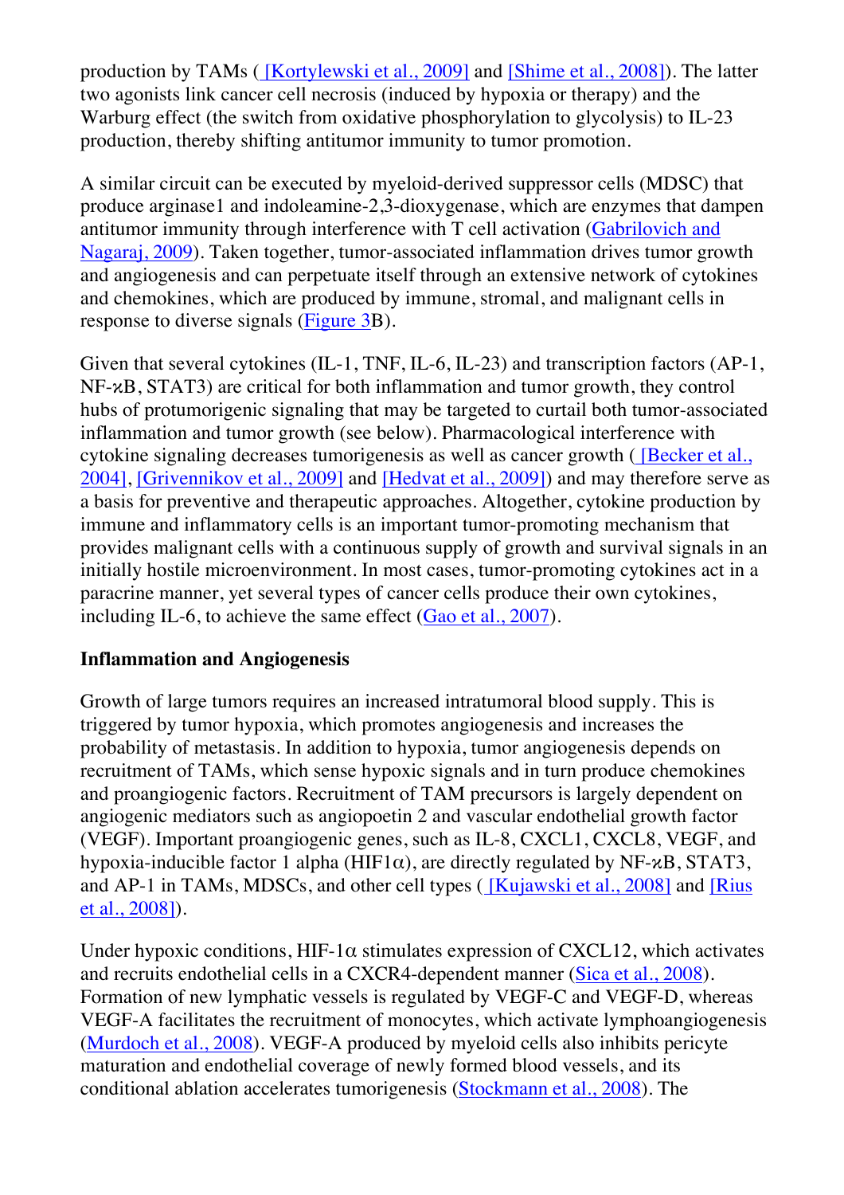production by TAMs ( [Kortylewski et al., 2009] and [Shime et al., 2008]). The latter two agonists link cancer cell necrosis (induced by hypoxia or therapy) and the Warburg effect (the switch from oxidative phosphorylation to glycolysis) to IL-23 production, thereby shifting antitumor immunity to tumor promotion.

A similar circuit can be executed by myeloid-derived suppressor cells (MDSC) that produce arginase1 and indoleamine-2,3-dioxygenase, which are enzymes that dampen antitumor immunity through interference with T cell activation (Gabrilovich and Nagaraj, 2009). Taken together, tumor-associated inflammation drives tumor growth and angiogenesis and can perpetuate itself through an extensive network of cytokines and chemokines, which are produced by immune, stromal, and malignant cells in response to diverse signals (Figure 3B).

Given that several cytokines (IL-1, TNF, IL-6, IL-23) and transcription factors (AP-1, NF-ϰB, STAT3) are critical for both inflammation and tumor growth, they control hubs of protumorigenic signaling that may be targeted to curtail both tumor-associated inflammation and tumor growth (see below). Pharmacological interference with cytokine signaling decreases tumorigenesis as well as cancer growth ( [Becker et al., 2004], [Grivennikov et al., 2009] and [Hedvat et al., 2009]) and may therefore serve as a basis for preventive and therapeutic approaches. Altogether, cytokine production by immune and inflammatory cells is an important tumor-promoting mechanism that provides malignant cells with a continuous supply of growth and survival signals in an initially hostile microenvironment. In most cases, tumor-promoting cytokines act in a paracrine manner, yet several types of cancer cells produce their own cytokines, including IL-6, to achieve the same effect (Gao et al., 2007).

**Inflammation and Angiogenesis**

Growth of large tumors requires an increased intratumoral blood supply. This is triggered by tumor hypoxia, which promotes angiogenesis and increases the probability of metastasis. In addition to hypoxia, tumor angiogenesis depends on recruitment of TAMs, which sense hypoxic signals and in turn produce chemokines and proangiogenic factors. Recruitment of TAM precursors is largely dependent on angiogenic mediators such as angiopoetin 2 and vascular endothelial growth factor (VEGF). Important proangiogenic genes, such as IL-8, CXCL1, CXCL8, VEGF, and hypoxia-inducible factor 1 alpha (HIF1α), are directly regulated by NF-ϰB, STAT3, and AP-1 in TAMs, MDSCs, and other cell types ( [Kujawski et al., 2008] and [Rius et al., 2008]).

Under hypoxic conditions, HIF-1α stimulates expression of CXCL12, which activates and recruits endothelial cells in a CXCR4-dependent manner (Sica et al., 2008). Formation of new lymphatic vessels is regulated by VEGF-C and VEGF-D, whereas VEGF-A facilitates the recruitment of monocytes, which activate lymphoangiogenesis (Murdoch et al., 2008). VEGF-A produced by myeloid cells also inhibits pericyte maturation and endothelial coverage of newly formed blood vessels, and its conditional ablation accelerates tumorigenesis (Stockmann et al., 2008). The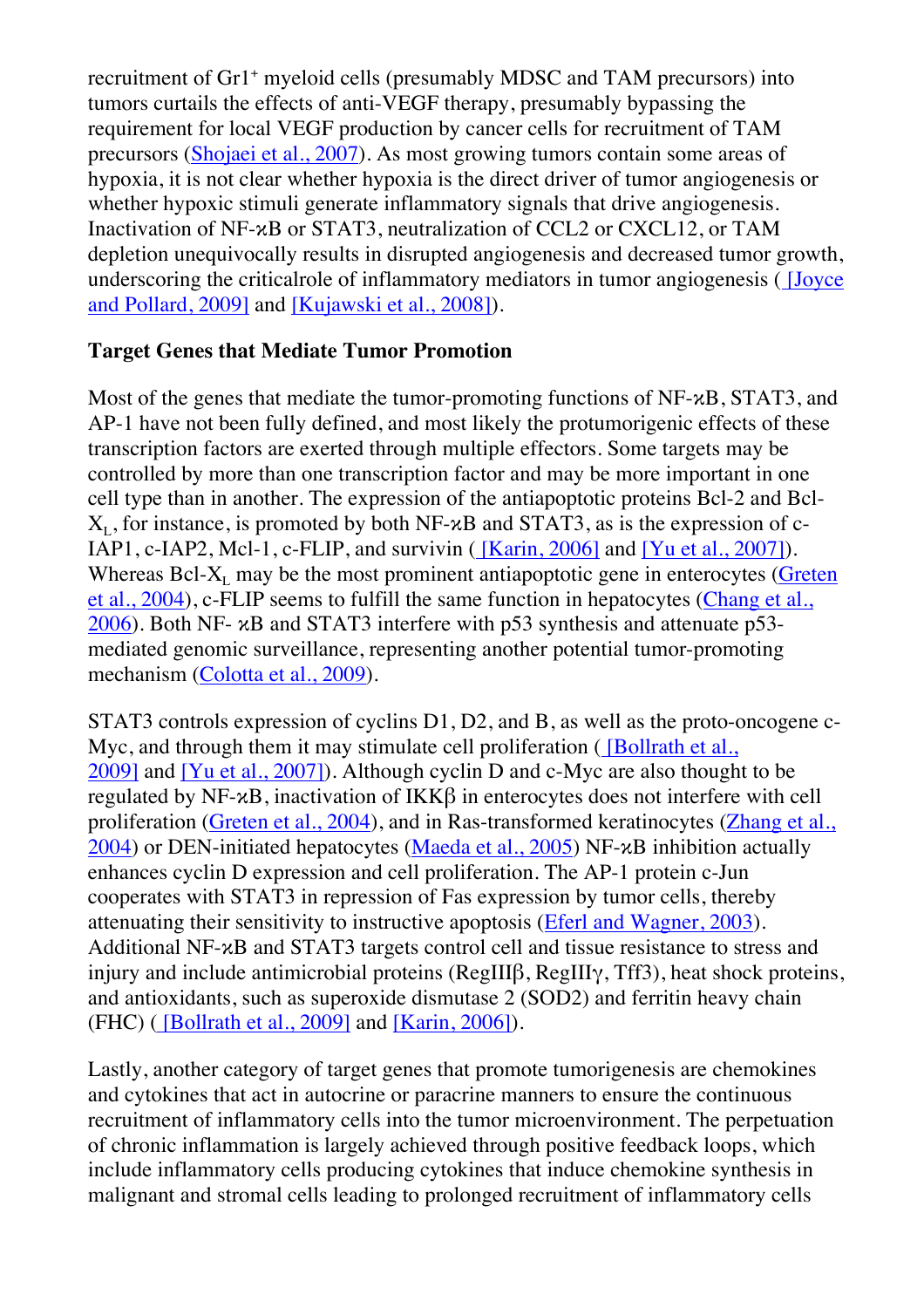recruitment of Gr1$^{+}$ myeloid cells (presumably MDSC and TAM precursors) into tumors curtails the effects of anti-VEGF therapy, presumably bypassing the requirement for local VEGF production by cancer cells for recruitment of TAM precursors (Shojaei et al., 2007). As most growing tumors contain some areas of hypoxia, it is not clear whether hypoxia is the direct driver of tumor angiogenesis or whether hypoxic stimuli generate inflammatory signals that drive angiogenesis. Inactivation of NF-κB or STAT3, neutralization of CCL2 or CXCL12, or TAM depletion unequivocally results in disrupted angiogenesis and decreased tumor growth, underscoring the criticalrole of inflammatory mediators in tumor angiogenesis ( [Joyce and Pollard, 2009] and [Kujawski et al., 2008]).

**Target Genes that Mediate Tumor Promotion**

Most of the genes that mediate the tumor-promoting functions of NF-κB, STAT3, and AP-1 have not been fully defined, and most likely the protumorigenic effects of these transcription factors are exerted through multiple effectors. Some targets may be controlled by more than one transcription factor and may be more important in one cell type than in another. The expression of the antiapoptotic proteins Bcl-2 and Bcl-$X_L$, for instance, is promoted by both NF-κB and STAT3, as is the expression of c-IAP1, c-IAP2, Mcl-1, c-FLIP, and survivin ( [Karin, 2006] and [Yu et al., 2007]). Whereas Bcl-$X_L$ may be the most prominent antiapoptotic gene in enterocytes (Greten et al., 2004), c-FLIP seems to fulfill the same function in hepatocytes (Chang et al., 2006). Both NF- κB and STAT3 interfere with p53 synthesis and attenuate p53-mediated genomic surveillance, representing another potential tumor-promoting mechanism (Colotta et al., 2009).

STAT3 controls expression of cyclins D1, D2, and B, as well as the proto-oncogene c-Myc, and through them it may stimulate cell proliferation ( [Bollrath et al., 2009] and [Yu et al., 2007]). Although cyclin D and c-Myc are also thought to be regulated by NF-κB, inactivation of IKKβ in enterocytes does not interfere with cell proliferation (Greten et al., 2004), and in Ras-transformed keratinocytes (Zhang et al., 2004) or DEN-initiated hepatocytes (Maeda et al., 2005) NF-κB inhibition actually enhances cyclin D expression and cell proliferation. The AP-1 protein c-Jun cooperates with STAT3 in repression of Fas expression by tumor cells, thereby attenuating their sensitivity to instructive apoptosis (Eferl and Wagner, 2003). Additional NF-κB and STAT3 targets control cell and tissue resistance to stress and injury and include antimicrobial proteins (RegIIIβ, RegIIIγ, Tff3), heat shock proteins, and antioxidants, such as superoxide dismutase 2 (SOD2) and ferritin heavy chain (FHC) ( [Bollrath et al., 2009] and [Karin, 2006]).

Lastly, another category of target genes that promote tumorigenesis are chemokines and cytokines that act in autocrine or paracrine manners to ensure the continuous recruitment of inflammatory cells into the tumor microenvironment. The perpetuation of chronic inflammation is largely achieved through positive feedback loops, which include inflammatory cells producing cytokines that induce chemokine synthesis in malignant and stromal cells leading to prolonged recruitment of inflammatory cells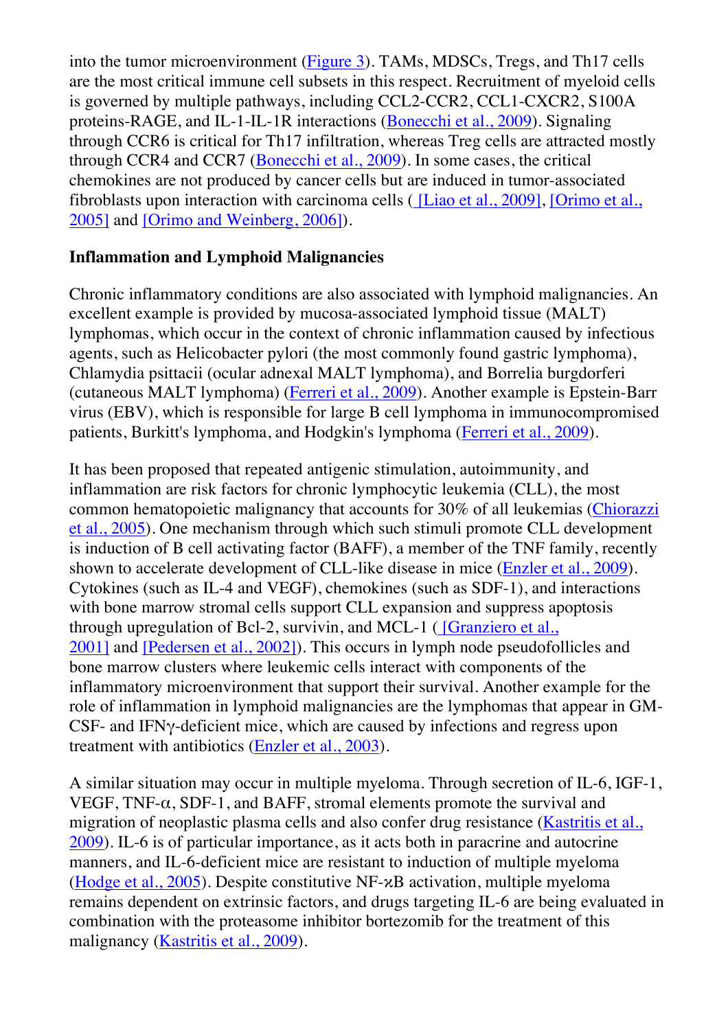into the tumor microenvironment (Figure 3). TAMs, MDSCs, Tregs, and Th17 cells are the most critical immune cell subsets in this respect. Recruitment of myeloid cells is governed by multiple pathways, including CCL2-CCR2, CCL1-CXCR2, S100A proteins-RAGE, and IL-1-IL-1R interactions (Bonecchi et al., 2009). Signaling through CCR6 is critical for Th17 infiltration, whereas Treg cells are attracted mostly through CCR4 and CCR7 (Bonecchi et al., 2009). In some cases, the critical chemokines are not produced by cancer cells but are induced in tumor-associated fibroblasts upon interaction with carcinoma cells ( [Liao et al., 2009], [Orimo et al., 2005] and [Orimo and Weinberg, 2006]).

**Inflammation and Lymphoid Malignancies**

Chronic inflammatory conditions are also associated with lymphoid malignancies. An excellent example is provided by mucosa-associated lymphoid tissue (MALT) lymphomas, which occur in the context of chronic inflammation caused by infectious agents, such as Helicobacter pylori (the most commonly found gastric lymphoma), Chlamydia psittacii (ocular adnexal MALT lymphoma), and Borrelia burgdorferi (cutaneous MALT lymphoma) (Ferreri et al., 2009). Another example is Epstein-Barr virus (EBV), which is responsible for large B cell lymphoma in immunocompromised patients, Burkitt's lymphoma, and Hodgkin's lymphoma (Ferreri et al., 2009).

It has been proposed that repeated antigenic stimulation, autoimmunity, and inflammation are risk factors for chronic lymphocytic leukemia (CLL), the most common hematopoietic malignancy that accounts for 30% of all leukemias (Chiorazzi et al., 2005). One mechanism through which such stimuli promote CLL development is induction of B cell activating factor (BAFF), a member of the TNF family, recently shown to accelerate development of CLL-like disease in mice (Enzler et al., 2009). Cytokines (such as IL-4 and VEGF), chemokines (such as SDF-1), and interactions with bone marrow stromal cells support CLL expansion and suppress apoptosis through upregulation of Bcl-2, survivin, and MCL-1 ( [Granziero et al., 2001] and [Pedersen et al., 2002]). This occurs in lymph node pseudofollicles and bone marrow clusters where leukemic cells interact with components of the inflammatory microenvironment that support their survival. Another example for the role of inflammation in lymphoid malignancies are the lymphomas that appear in GM-CSF- and IFNγ-deficient mice, which are caused by infections and regress upon treatment with antibiotics (Enzler et al., 2003).

A similar situation may occur in multiple myeloma. Through secretion of IL-6, IGF-1, VEGF, TNF-α, SDF-1, and BAFF, stromal elements promote the survival and migration of neoplastic plasma cells and also confer drug resistance (Kastritis et al., 2009). IL-6 is of particular importance, as it acts both in paracrine and autocrine manners, and IL-6-deficient mice are resistant to induction of multiple myeloma (Hodge et al., 2005). Despite constitutive NF-κB activation, multiple myeloma remains dependent on extrinsic factors, and drugs targeting IL-6 are being evaluated in combination with the proteasome inhibitor bortezomib for the treatment of this malignancy (Kastritis et al., 2009).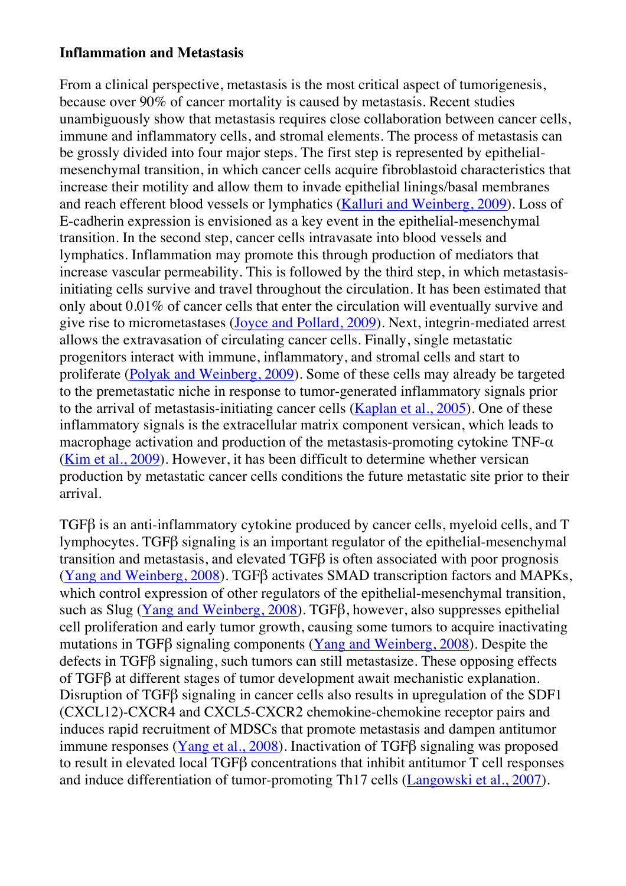### Inflammation and Metastasis

From a clinical perspective, metastasis is the most critical aspect of tumorigenesis, because over 90% of cancer mortality is caused by metastasis. Recent studies unambiguously show that metastasis requires close collaboration between cancer cells, immune and inflammatory cells, and stromal elements. The process of metastasis can be grossly divided into four major steps. The first step is represented by epithelial-mesenchymal transition, in which cancer cells acquire fibroblastoid characteristics that increase their motility and allow them to invade epithelial linings/basal membranes and reach efferent blood vessels or lymphatics (Kalluri and Weinberg, 2009). Loss of E-cadherin expression is envisioned as a key event in the epithelial-mesenchymal transition. In the second step, cancer cells intravasate into blood vessels and lymphatics. Inflammation may promote this through production of mediators that increase vascular permeability. This is followed by the third step, in which metastasis-initiating cells survive and travel throughout the circulation. It has been estimated that only about 0.01% of cancer cells that enter the circulation will eventually survive and give rise to micrometastases (Joyce and Pollard, 2009). Next, integrin-mediated arrest allows the extravasation of circulating cancer cells. Finally, single metastatic progenitors interact with immune, inflammatory, and stromal cells and start to proliferate (Polyak and Weinberg, 2009). Some of these cells may already be targeted to the premetastatic niche in response to tumor-generated inflammatory signals prior to the arrival of metastasis-initiating cancer cells (Kaplan et al., 2005). One of these inflammatory signals is the extracellular matrix component versican, which leads to macrophage activation and production of the metastasis-promoting cytokine TNF-α (Kim et al., 2009). However, it has been difficult to determine whether versican production by metastatic cancer cells conditions the future metastatic site prior to their arrival.

TGFβ is an anti-inflammatory cytokine produced by cancer cells, myeloid cells, and T lymphocytes. TGFβ signaling is an important regulator of the epithelial-mesenchymal transition and metastasis, and elevated TGFβ is often associated with poor prognosis (Yang and Weinberg, 2008). TGFβ activates SMAD transcription factors and MAPKs, which control expression of other regulators of the epithelial-mesenchymal transition, such as Slug (Yang and Weinberg, 2008). TGFβ, however, also suppresses epithelial cell proliferation and early tumor growth, causing some tumors to acquire inactivating mutations in TGFβ signaling components (Yang and Weinberg, 2008). Despite the defects in TGFβ signaling, such tumors can still metastasize. These opposing effects of TGFβ at different stages of tumor development await mechanistic explanation. Disruption of TGFβ signaling in cancer cells also results in upregulation of the SDF1 (CXCL12)-CXCR4 and CXCL5-CXCR2 chemokine-chemokine receptor pairs and induces rapid recruitment of MDSCs that promote metastasis and dampen antitumor immune responses (Yang et al., 2008). Inactivation of TGFβ signaling was proposed to result in elevated local TGFβ concentrations that inhibit antitumor T cell responses and induce differentiation of tumor-promoting Th17 cells (Langowski et al., 2007).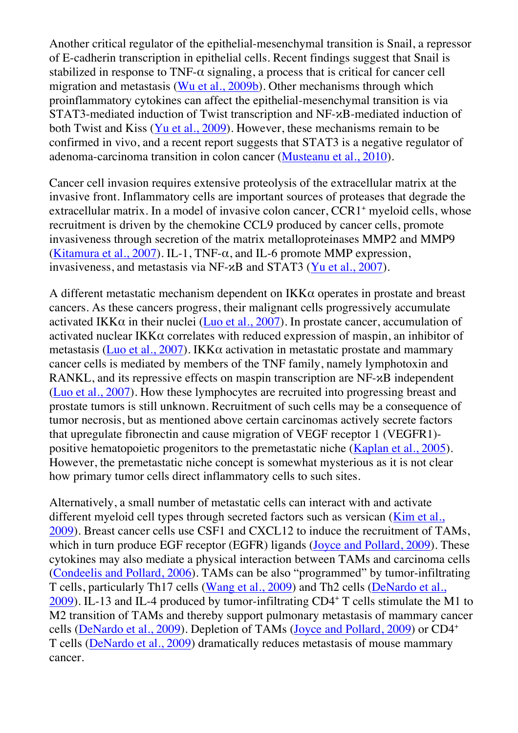Another critical regulator of the epithelial-mesenchymal transition is Snail, a repressor of E-cadherin transcription in epithelial cells. Recent findings suggest that Snail is stabilized in response to TNF-α signaling, a process that is critical for cancer cell migration and metastasis (Wu et al., 2009b). Other mechanisms through which proinflammatory cytokines can affect the epithelial-mesenchymal transition is via STAT3-mediated induction of Twist transcription and NF-κB-mediated induction of both Twist and Kiss (Yu et al., 2009). However, these mechanisms remain to be confirmed in vivo, and a recent report suggests that STAT3 is a negative regulator of adenoma-carcinoma transition in colon cancer (Musteanu et al., 2010).

Cancer cell invasion requires extensive proteolysis of the extracellular matrix at the invasive front. Inflammatory cells are important sources of proteases that degrade the extracellular matrix. In a model of invasive colon cancer, $CCR1^+$ myeloid cells, whose recruitment is driven by the chemokine CCL9 produced by cancer cells, promote invasiveness through secretion of the matrix metalloproteinases MMP2 and MMP9 (Kitamura et al., 2007). IL-1, TNF-α, and IL-6 promote MMP expression, invasiveness, and metastasis via NF-κB and STAT3 (Yu et al., 2007).

A different metastatic mechanism dependent on IKKα operates in prostate and breast cancers. As these cancers progress, their malignant cells progressively accumulate activated IKKα in their nuclei (Luo et al., 2007). In prostate cancer, accumulation of activated nuclear IKKα correlates with reduced expression of maspin, an inhibitor of metastasis (Luo et al., 2007). IKKα activation in metastatic prostate and mammary cancer cells is mediated by members of the TNF family, namely lymphotoxin and RANKL, and its repressive effects on maspin transcription are NF-κB independent (Luo et al., 2007). How these lymphocytes are recruited into progressing breast and prostate tumors is still unknown. Recruitment of such cells may be a consequence of tumor necrosis, but as mentioned above certain carcinomas actively secrete factors that upregulate fibronectin and cause migration of VEGF receptor 1 (VEGFR1)-positive hematopoietic progenitors to the premetastatic niche (Kaplan et al., 2005). However, the premetastatic niche concept is somewhat mysterious as it is not clear how primary tumor cells direct inflammatory cells to such sites.

Alternatively, a small number of metastatic cells can interact with and activate different myeloid cell types through secreted factors such as versican (Kim et al., 2009). Breast cancer cells use CSF1 and CXCL12 to induce the recruitment of TAMs, which in turn produce EGF receptor (EGFR) ligands (Joyce and Pollard, 2009). These cytokines may also mediate a physical interaction between TAMs and carcinoma cells (Condeelis and Pollard, 2006). TAMs can be also "programmed" by tumor-infiltrating T cells, particularly Th17 cells (Wang et al., 2009) and Th2 cells (DeNardo et al., 2009). IL-13 and IL-4 produced by tumor-infiltrating $CD4^+$ T cells stimulate the M1 to M2 transition of TAMs and thereby support pulmonary metastasis of mammary cancer cells (DeNardo et al., 2009). Depletion of TAMs (Joyce and Pollard, 2009) or $CD4^+$ T cells (DeNardo et al., 2009) dramatically reduces metastasis of mouse mammary cancer.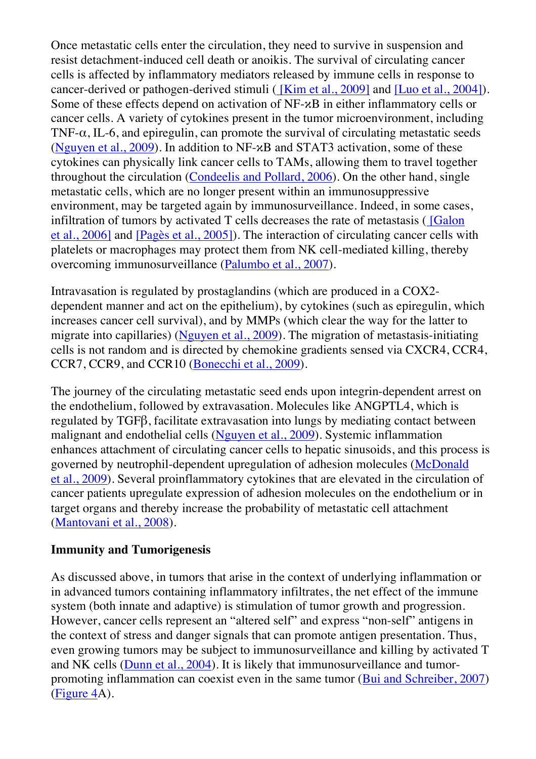Once metastatic cells enter the circulation, they need to survive in suspension and resist detachment-induced cell death or anoikis. The survival of circulating cancer cells is affected by inflammatory mediators released by immune cells in response to cancer-derived or pathogen-derived stimuli ( [Kim et al., 2009] and [Luo et al., 2004]). Some of these effects depend on activation of NF-κB in either inflammatory cells or cancer cells. A variety of cytokines present in the tumor microenvironment, including TNF-α, IL-6, and epiregulin, can promote the survival of circulating metastatic seeds (Nguyen et al., 2009). In addition to NF-κB and STAT3 activation, some of these cytokines can physically link cancer cells to TAMs, allowing them to travel together throughout the circulation (Condeelis and Pollard, 2006). On the other hand, single metastatic cells, which are no longer present within an immunosuppressive environment, may be targeted again by immunosurveillance. Indeed, in some cases, infiltration of tumors by activated T cells decreases the rate of metastasis ( [Galon et al., 2006] and [Pagès et al., 2005]). The interaction of circulating cancer cells with platelets or macrophages may protect them from NK cell-mediated killing, thereby overcoming immunosurveillance (Palumbo et al., 2007).

Intravasation is regulated by prostaglandins (which are produced in a COX2-dependent manner and act on the epithelium), by cytokines (such as epiregulin, which increases cancer cell survival), and by MMPs (which clear the way for the latter to migrate into capillaries) (Nguyen et al., 2009). The migration of metastasis-initiating cells is not random and is directed by chemokine gradients sensed via CXCR4, CCR4, CCR7, CCR9, and CCR10 (Bonecchi et al., 2009).

The journey of the circulating metastatic seed ends upon integrin-dependent arrest on the endothelium, followed by extravasation. Molecules like ANGPTL4, which is regulated by TGFβ, facilitate extravasation into lungs by mediating contact between malignant and endothelial cells (Nguyen et al., 2009). Systemic inflammation enhances attachment of circulating cancer cells to hepatic sinusoids, and this process is governed by neutrophil-dependent upregulation of adhesion molecules (McDonald et al., 2009). Several proinflammatory cytokines that are elevated in the circulation of cancer patients upregulate expression of adhesion molecules on the endothelium or in target organs and thereby increase the probability of metastatic cell attachment (Mantovani et al., 2008).

**Immunity and Tumorigenesis**

As discussed above, in tumors that arise in the context of underlying inflammation or in advanced tumors containing inflammatory infiltrates, the net effect of the immune system (both innate and adaptive) is stimulation of tumor growth and progression. However, cancer cells represent an "altered self" and express "non-self" antigens in the context of stress and danger signals that can promote antigen presentation. Thus, even growing tumors may be subject to immunosurveillance and killing by activated T and NK cells (Dunn et al., 2004). It is likely that immunosurveillance and tumor-promoting inflammation can coexist even in the same tumor (Bui and Schreiber, 2007) (Figure 4A).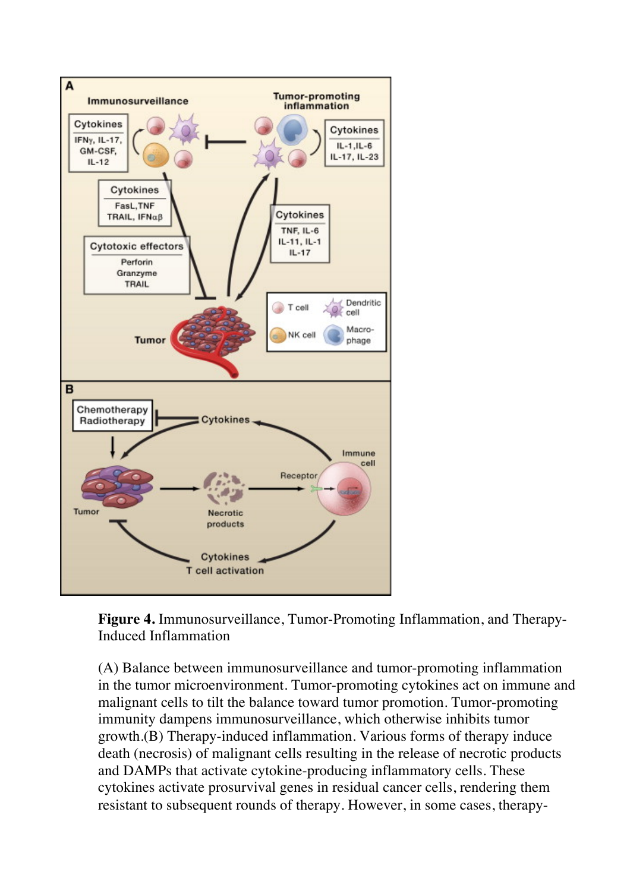**Figure 4.** Immunosurveillance, Tumor-Promoting Inflammation, and Therapy-Induced Inflammation

(A) Balance between immunosurveillance and tumor-promoting inflammation in the tumor microenvironment. Tumor-promoting cytokines act on immune and malignant cells to tilt the balance toward tumor promotion. Tumor-promoting immunity dampens immunosurveillance, which otherwise inhibits tumor growth.(B) Therapy-induced inflammation. Various forms of therapy induce death (necrosis) of malignant cells resulting in the release of necrotic products and DAMPs that activate cytokine-producing inflammatory cells. These cytokines activate prosurvival genes in residual cancer cells, rendering them resistant to subsequent rounds of therapy. However, in some cases, therapy-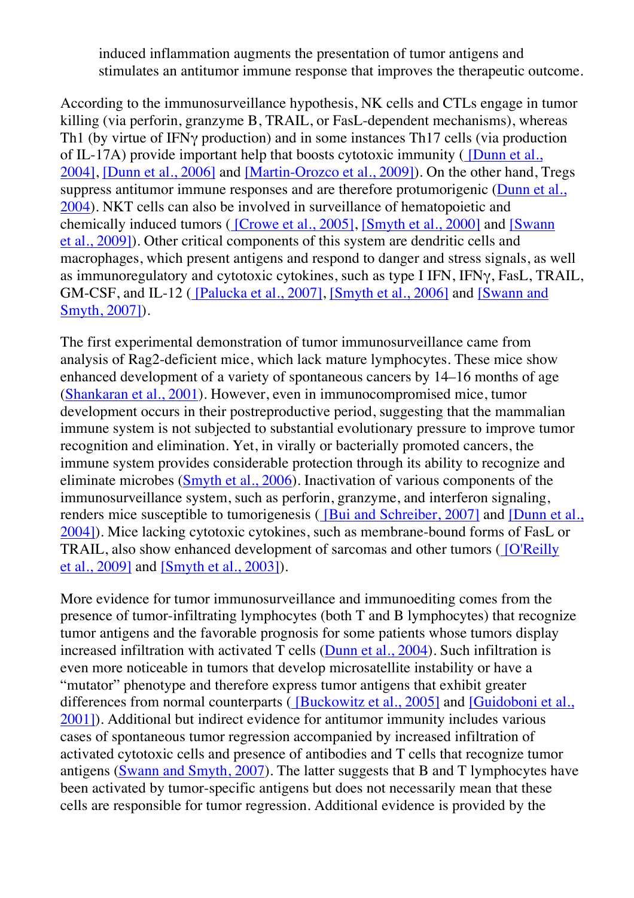induced inflammation augments the presentation of tumor antigens and stimulates an antitumor immune response that improves the therapeutic outcome.

According to the immunosurveillance hypothesis, NK cells and CTLs engage in tumor killing (via perforin, granzyme B, TRAIL, or FasL-dependent mechanisms), whereas Th1 (by virtue of IFNγ production) and in some instances Th17 cells (via production of IL-17A) provide important help that boosts cytotoxic immunity ( [Dunn et al., 2004], [Dunn et al., 2006] and [Martin-Orozco et al., 2009]). On the other hand, Tregs suppress antitumor immune responses and are therefore protumorigenic (Dunn et al., 2004). NKT cells can also be involved in surveillance of hematopoietic and chemically induced tumors ( [Crowe et al., 2005], [Smyth et al., 2000] and [Swann et al., 2009]). Other critical components of this system are dendritic cells and macrophages, which present antigens and respond to danger and stress signals, as well as immunoregulatory and cytotoxic cytokines, such as type I IFN, IFNγ, FasL, TRAIL, GM-CSF, and IL-12 ( [Palucka et al., 2007], [Smyth et al., 2006] and [Swann and Smyth, 2007]).

The first experimental demonstration of tumor immunosurveillance came from analysis of Rag2-deficient mice, which lack mature lymphocytes. These mice show enhanced development of a variety of spontaneous cancers by 14–16 months of age (Shankaran et al., 2001). However, even in immunocompromised mice, tumor development occurs in their postreproductive period, suggesting that the mammalian immune system is not subjected to substantial evolutionary pressure to improve tumor recognition and elimination. Yet, in virally or bacterially promoted cancers, the immune system provides considerable protection through its ability to recognize and eliminate microbes (Smyth et al., 2006). Inactivation of various components of the immunosurveillance system, such as perforin, granzyme, and interferon signaling, renders mice susceptible to tumorigenesis ( [Bui and Schreiber, 2007] and [Dunn et al., 2004]). Mice lacking cytotoxic cytokines, such as membrane-bound forms of FasL or TRAIL, also show enhanced development of sarcomas and other tumors ( [O'Reilly et al., 2009] and [Smyth et al., 2003]).

More evidence for tumor immunosurveillance and immunoediting comes from the presence of tumor-infiltrating lymphocytes (both T and B lymphocytes) that recognize tumor antigens and the favorable prognosis for some patients whose tumors display increased infiltration with activated T cells (Dunn et al., 2004). Such infiltration is even more noticeable in tumors that develop microsatellite instability or have a "mutator" phenotype and therefore express tumor antigens that exhibit greater differences from normal counterparts ( [Buckowitz et al., 2005] and [Guidoboni et al., 2001]). Additional but indirect evidence for antitumor immunity includes various cases of spontaneous tumor regression accompanied by increased infiltration of activated cytotoxic cells and presence of antibodies and T cells that recognize tumor antigens (Swann and Smyth, 2007). The latter suggests that B and T lymphocytes have been activated by tumor-specific antigens but does not necessarily mean that these cells are responsible for tumor regression. Additional evidence is provided by the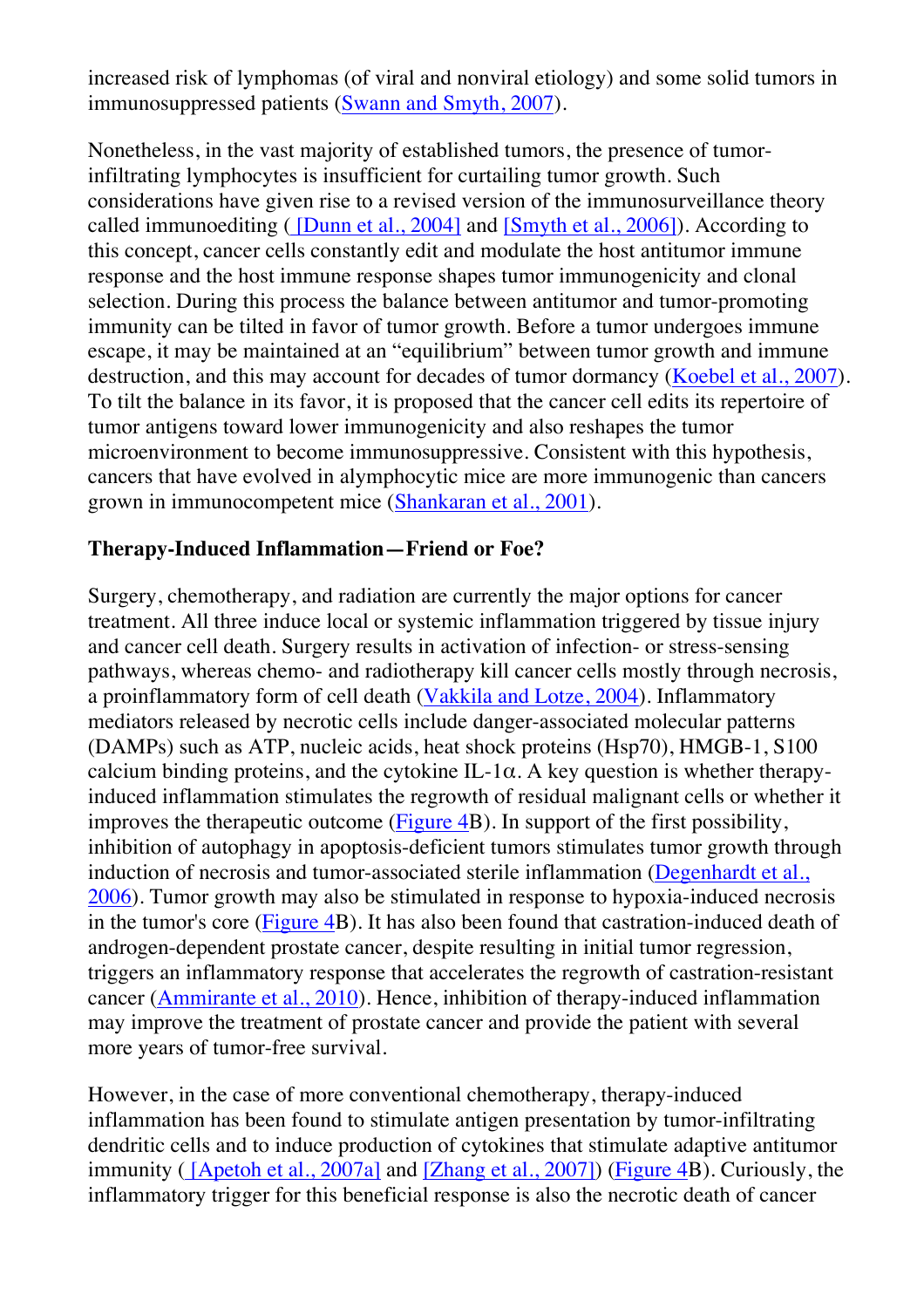increased risk of lymphomas (of viral and nonviral etiology) and some solid tumors in immunosuppressed patients (Swann and Smyth, 2007).

Nonetheless, in the vast majority of established tumors, the presence of tumor-infiltrating lymphocytes is insufficient for curtailing tumor growth. Such considerations have given rise to a revised version of the immunosurveillance theory called immunoediting ( [Dunn et al., 2004] and [Smyth et al., 2006]). According to this concept, cancer cells constantly edit and modulate the host antitumor immune response and the host immune response shapes tumor immunogenicity and clonal selection. During this process the balance between antitumor and tumor-promoting immunity can be tilted in favor of tumor growth. Before a tumor undergoes immune escape, it may be maintained at an "equilibrium" between tumor growth and immune destruction, and this may account for decades of tumor dormancy (Koebel et al., 2007). To tilt the balance in its favor, it is proposed that the cancer cell edits its repertoire of tumor antigens toward lower immunogenicity and also reshapes the tumor microenvironment to become immunosuppressive. Consistent with this hypothesis, cancers that have evolved in alymphocytic mice are more immunogenic than cancers grown in immunocompetent mice (Shankaran et al., 2001).

## Therapy-Induced Inflammation—Friend or Foe?

Surgery, chemotherapy, and radiation are currently the major options for cancer treatment. All three induce local or systemic inflammation triggered by tissue injury and cancer cell death. Surgery results in activation of infection- or stress-sensing pathways, whereas chemo- and radiotherapy kill cancer cells mostly through necrosis, a proinflammatory form of cell death (Vakkila and Lotze, 2004). Inflammatory mediators released by necrotic cells include danger-associated molecular patterns (DAMPs) such as ATP, nucleic acids, heat shock proteins (Hsp70), HMGB-1, S100 calcium binding proteins, and the cytokine IL-1α. A key question is whether therapy-induced inflammation stimulates the regrowth of residual malignant cells or whether it improves the therapeutic outcome (Figure 4B). In support of the first possibility, inhibition of autophagy in apoptosis-deficient tumors stimulates tumor growth through induction of necrosis and tumor-associated sterile inflammation (Degenhardt et al., 2006). Tumor growth may also be stimulated in response to hypoxia-induced necrosis in the tumor's core (Figure 4B). It has also been found that castration-induced death of androgen-dependent prostate cancer, despite resulting in initial tumor regression, triggers an inflammatory response that accelerates the regrowth of castration-resistant cancer (Ammirante et al., 2010). Hence, inhibition of therapy-induced inflammation may improve the treatment of prostate cancer and provide the patient with several more years of tumor-free survival.

However, in the case of more conventional chemotherapy, therapy-induced inflammation has been found to stimulate antigen presentation by tumor-infiltrating dendritic cells and to induce production of cytokines that stimulate adaptive antitumor immunity ( [Apetoh et al., 2007a] and [Zhang et al., 2007]) (Figure 4B). Curiously, the inflammatory trigger for this beneficial response is also the necrotic death of cancer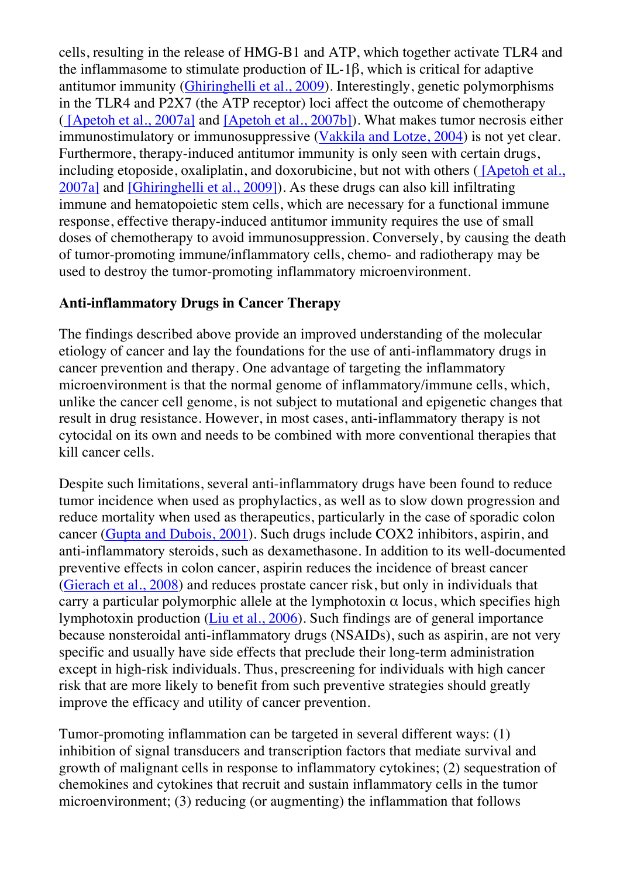cells, resulting in the release of HMG-B1 and ATP, which together activate TLR4 and the inflammasome to stimulate production of IL-1β, which is critical for adaptive antitumor immunity (Ghiringhelli et al., 2009). Interestingly, genetic polymorphisms in the TLR4 and P2X7 (the ATP receptor) loci affect the outcome of chemotherapy ( [Apetoh et al., 2007a] and [Apetoh et al., 2007b]). What makes tumor necrosis either immunostimulatory or immunosuppressive (Vakkila and Lotze, 2004) is not yet clear. Furthermore, therapy-induced antitumor immunity is only seen with certain drugs, including etoposide, oxaliplatin, and doxorubicine, but not with others ( [Apetoh et al., 2007a] and [Ghiringhelli et al., 2009]). As these drugs can also kill infiltrating immune and hematopoietic stem cells, which are necessary for a functional immune response, effective therapy-induced antitumor immunity requires the use of small doses of chemotherapy to avoid immunosuppression. Conversely, by causing the death of tumor-promoting immune/inflammatory cells, chemo- and radiotherapy may be used to destroy the tumor-promoting inflammatory microenvironment.

**Anti-inflammatory Drugs in Cancer Therapy**

The findings described above provide an improved understanding of the molecular etiology of cancer and lay the foundations for the use of anti-inflammatory drugs in cancer prevention and therapy. One advantage of targeting the inflammatory microenvironment is that the normal genome of inflammatory/immune cells, which, unlike the cancer cell genome, is not subject to mutational and epigenetic changes that result in drug resistance. However, in most cases, anti-inflammatory therapy is not cytocidal on its own and needs to be combined with more conventional therapies that kill cancer cells.

Despite such limitations, several anti-inflammatory drugs have been found to reduce tumor incidence when used as prophylactics, as well as to slow down progression and reduce mortality when used as therapeutics, particularly in the case of sporadic colon cancer (Gupta and Dubois, 2001). Such drugs include COX2 inhibitors, aspirin, and anti-inflammatory steroids, such as dexamethasone. In addition to its well-documented preventive effects in colon cancer, aspirin reduces the incidence of breast cancer (Gierach et al., 2008) and reduces prostate cancer risk, but only in individuals that carry a particular polymorphic allele at the lymphotoxin α locus, which specifies high lymphotoxin production (Liu et al., 2006). Such findings are of general importance because nonsteroidal anti-inflammatory drugs (NSAIDs), such as aspirin, are not very specific and usually have side effects that preclude their long-term administration except in high-risk individuals. Thus, prescreening for individuals with high cancer risk that are more likely to benefit from such preventive strategies should greatly improve the efficacy and utility of cancer prevention.

Tumor-promoting inflammation can be targeted in several different ways: (1) inhibition of signal transducers and transcription factors that mediate survival and growth of malignant cells in response to inflammatory cytokines; (2) sequestration of chemokines and cytokines that recruit and sustain inflammatory cells in the tumor microenvironment; (3) reducing (or augmenting) the inflammation that follows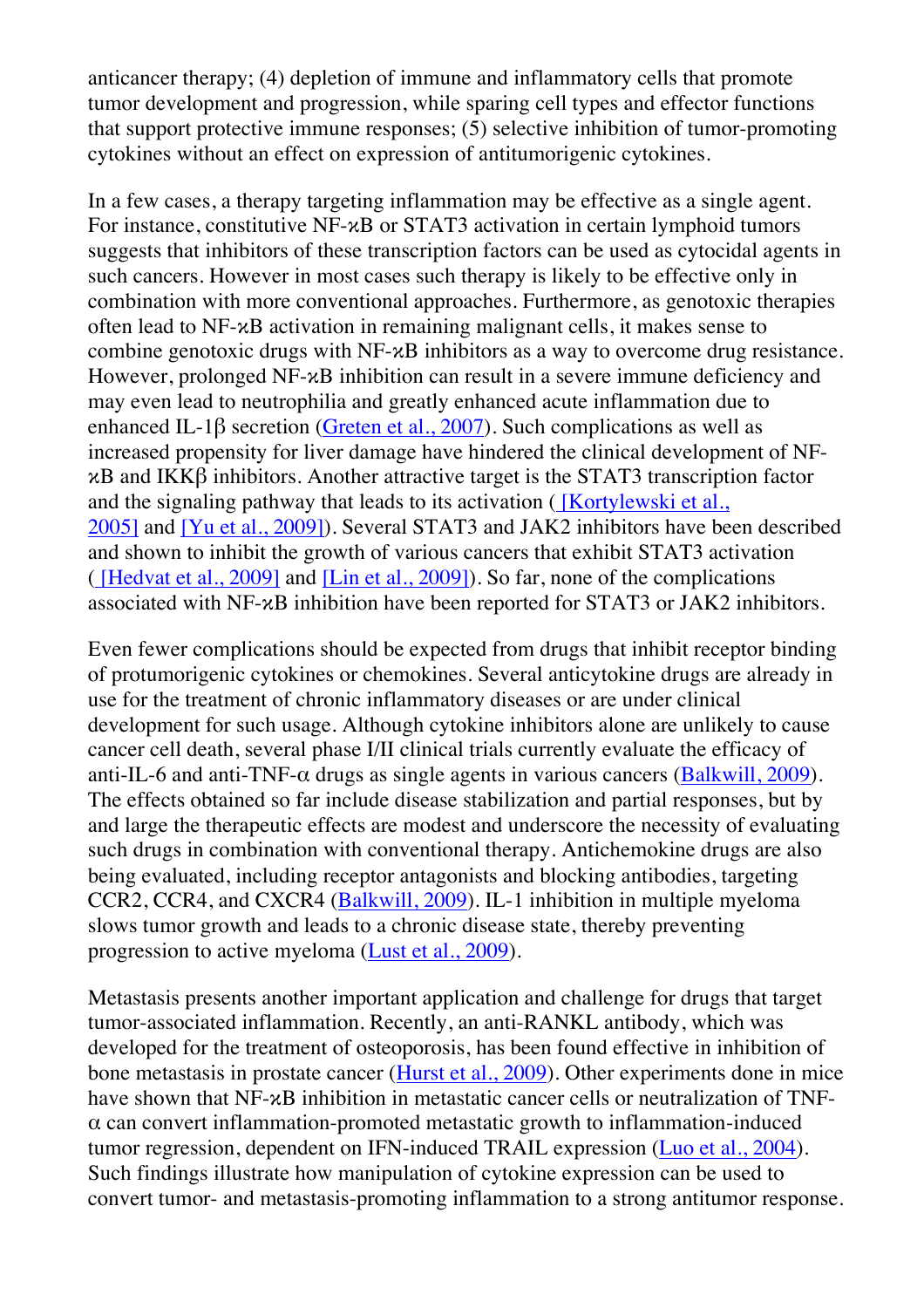anticancer therapy; (4) depletion of immune and inflammatory cells that promote tumor development and progression, while sparing cell types and effector functions that support protective immune responses; (5) selective inhibition of tumor-promoting cytokines without an effect on expression of antitumorigenic cytokines.

In a few cases, a therapy targeting inflammation may be effective as a single agent. For instance, constitutive NF-κB or STAT3 activation in certain lymphoid tumors suggests that inhibitors of these transcription factors can be used as cytocidal agents in such cancers. However in most cases such therapy is likely to be effective only in combination with more conventional approaches. Furthermore, as genotoxic therapies often lead to NF-κB activation in remaining malignant cells, it makes sense to combine genotoxic drugs with NF-κB inhibitors as a way to overcome drug resistance. However, prolonged NF-κB inhibition can result in a severe immune deficiency and may even lead to neutrophilia and greatly enhanced acute inflammation due to enhanced IL-1β secretion (Greten et al., 2007). Such complications as well as increased propensity for liver damage have hindered the clinical development of NF-κB and IKKβ inhibitors. Another attractive target is the STAT3 transcription factor and the signaling pathway that leads to its activation ( [Kortylewski et al., 2005] and [Yu et al., 2009]). Several STAT3 and JAK2 inhibitors have been described and shown to inhibit the growth of various cancers that exhibit STAT3 activation ( [Hedvat et al., 2009] and [Lin et al., 2009]). So far, none of the complications associated with NF-κB inhibition have been reported for STAT3 or JAK2 inhibitors.

Even fewer complications should be expected from drugs that inhibit receptor binding of protumorigenic cytokines or chemokines. Several anticytokine drugs are already in use for the treatment of chronic inflammatory diseases or are under clinical development for such usage. Although cytokine inhibitors alone are unlikely to cause cancer cell death, several phase I/II clinical trials currently evaluate the efficacy of anti-IL-6 and anti-TNF-α drugs as single agents in various cancers (Balkwill, 2009). The effects obtained so far include disease stabilization and partial responses, but by and large the therapeutic effects are modest and underscore the necessity of evaluating such drugs in combination with conventional therapy. Antichemokine drugs are also being evaluated, including receptor antagonists and blocking antibodies, targeting CCR2, CCR4, and CXCR4 (Balkwill, 2009). IL-1 inhibition in multiple myeloma slows tumor growth and leads to a chronic disease state, thereby preventing progression to active myeloma (Lust et al., 2009).

Metastasis presents another important application and challenge for drugs that target tumor-associated inflammation. Recently, an anti-RANKL antibody, which was developed for the treatment of osteoporosis, has been found effective in inhibition of bone metastasis in prostate cancer (Hurst et al., 2009). Other experiments done in mice have shown that NF-κB inhibition in metastatic cancer cells or neutralization of TNF-α can convert inflammation-promoted metastatic growth to inflammation-induced tumor regression, dependent on IFN-induced TRAIL expression (Luo et al., 2004). Such findings illustrate how manipulation of cytokine expression can be used to convert tumor- and metastasis-promoting inflammation to a strong antitumor response.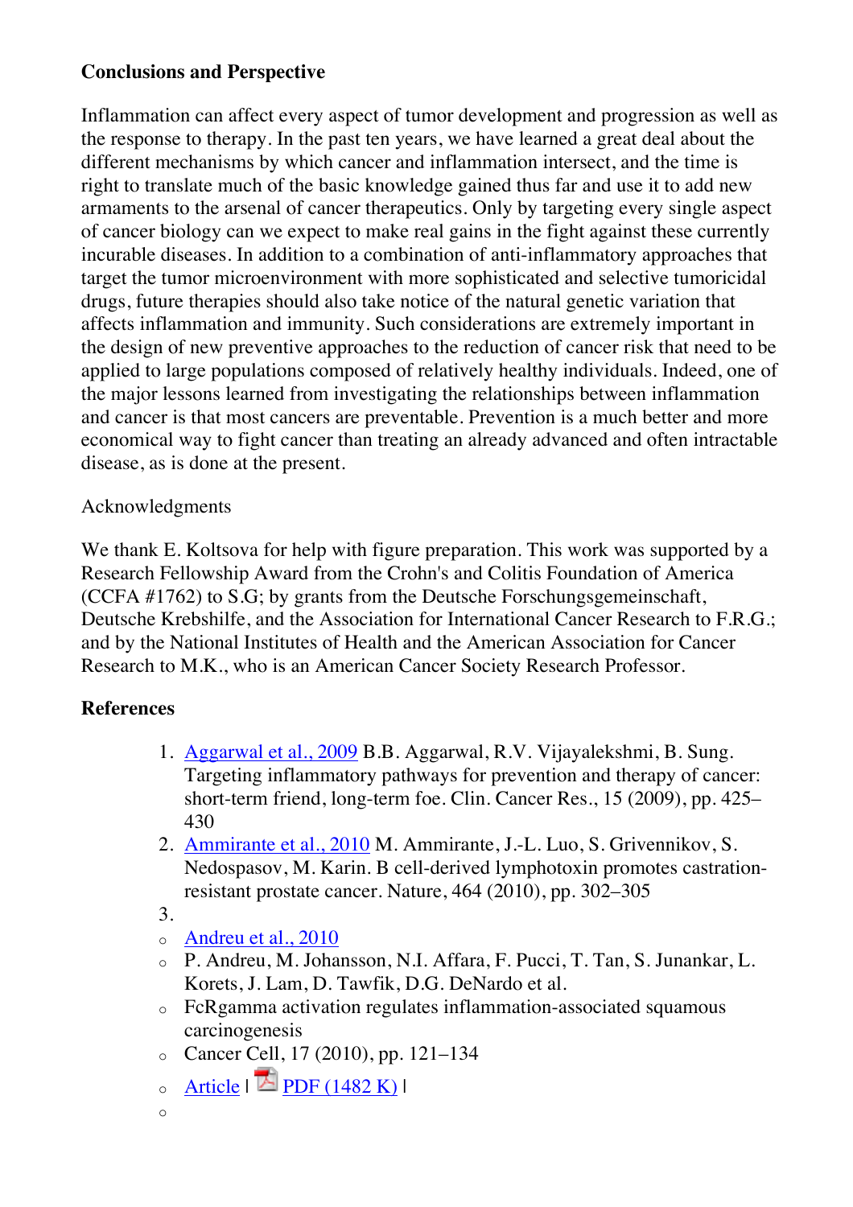## Conclusions and Perspective

Inflammation can affect every aspect of tumor development and progression as well as the response to therapy. In the past ten years, we have learned a great deal about the different mechanisms by which cancer and inflammation intersect, and the time is right to translate much of the basic knowledge gained thus far and use it to add new armaments to the arsenal of cancer therapeutics. Only by targeting every single aspect of cancer biology can we expect to make real gains in the fight against these currently incurable diseases. In addition to a combination of anti-inflammatory approaches that target the tumor microenvironment with more sophisticated and selective tumoricidal drugs, future therapies should also take notice of the natural genetic variation that affects inflammation and immunity. Such considerations are extremely important in the design of new preventive approaches to the reduction of cancer risk that need to be applied to large populations composed of relatively healthy individuals. Indeed, one of the major lessons learned from investigating the relationships between inflammation and cancer is that most cancers are preventable. Prevention is a much better and more economical way to fight cancer than treating an already advanced and often intractable disease, as is done at the present.

Acknowledgments

We thank E. Koltsova for help with figure preparation. This work was supported by a Research Fellowship Award from the Crohn's and Colitis Foundation of America (CCFA #1762) to S.G; by grants from the Deutsche Forschungsgemeinschaft, Deutsche Krebshilfe, and the Association for International Cancer Research to F.R.G.; and by the National Institutes of Health and the American Association for Cancer Research to M.K., who is an American Cancer Society Research Professor.

## References

1. Aggarwal et al., 2009 B.B. Aggarwal, R.V. Vijayalekshmi, B. Sung. Targeting inflammatory pathways for prevention and therapy of cancer: short-term friend, long-term foe. Clin. Cancer Res., 15 (2009), pp. 425–430
2. Ammirante et al., 2010 M. Ammirante, J.-L. Luo, S. Grivennikov, S. Nedospasov, M. Karin. B cell-derived lymphotoxin promotes castration-resistant prostate cancer. Nature, 464 (2010), pp. 302–305
3. 
   - Andreu et al., 2010
   - P. Andreu, M. Johansson, N.I. Affara, F. Pucci, T. Tan, S. Junankar, L. Korets, J. Lam, D. Tawfik, D.G. DeNardo et al.
   - FcRgamma activation regulates inflammation-associated squamous carcinogenesis
   - Cancer Cell, 17 (2010), pp. 121–134
   - Article | PDF (1482 K) |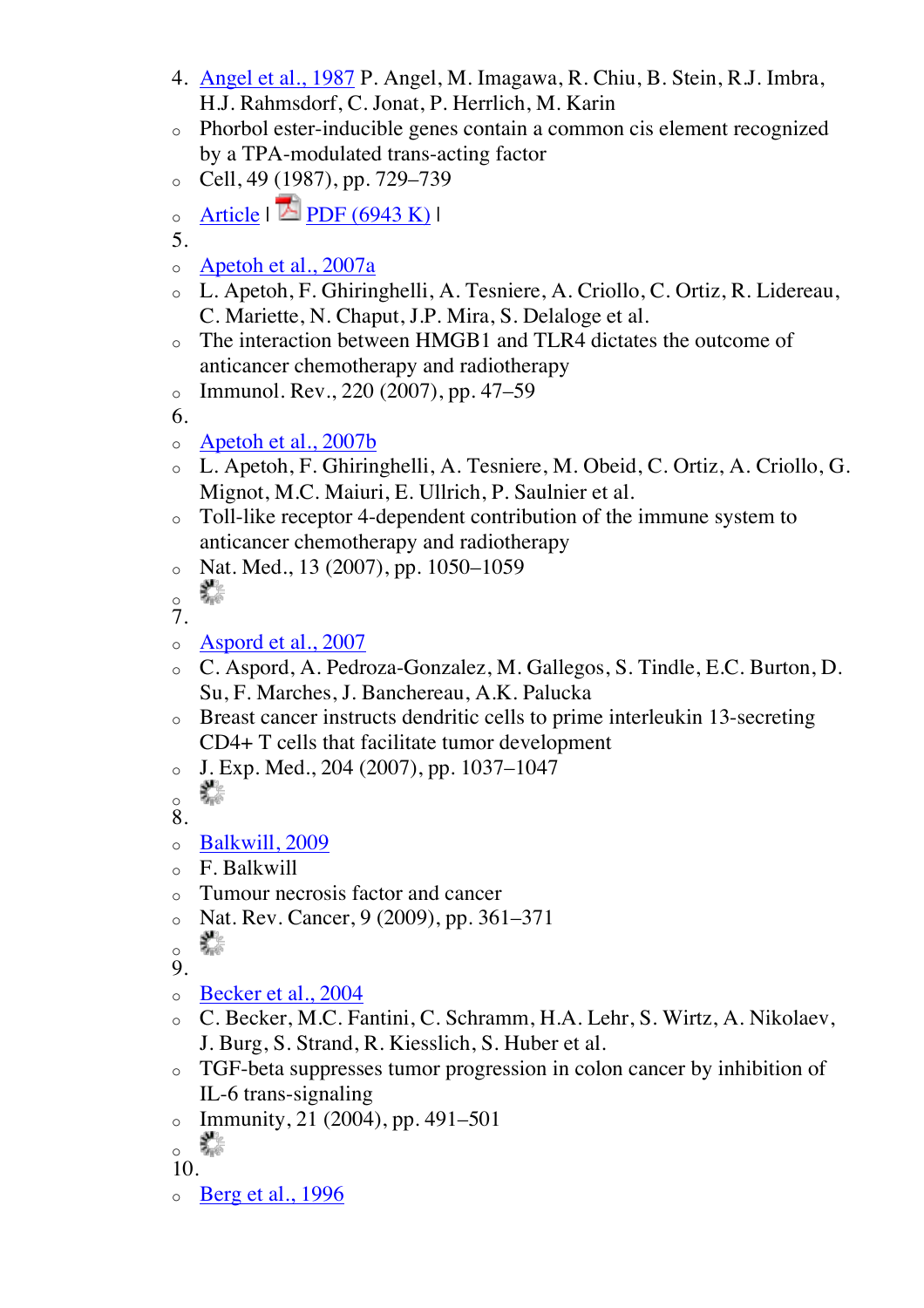4. Angel et al., 1987 P. Angel, M. Imagawa, R. Chiu, B. Stein, R.J. Imbra, H.J. Rahmsdorf, C. Jonat, P. Herrlich, M. Karin
   - Phorbol ester-inducible genes contain a common cis element recognized by a TPA-modulated trans-acting factor
   - Cell, 49 (1987), pp. 729–739
   - Article | PDF (6943 K) |
5.
   - Apetoh et al., 2007a
   - L. Apetoh, F. Ghiringhelli, A. Tesniere, A. Criollo, C. Ortiz, R. Lidereau, C. Mariette, N. Chaput, J.P. Mira, S. Delaloge et al.
   - The interaction between HMGB1 and TLR4 dictates the outcome of anticancer chemotherapy and radiotherapy
   - Immunol. Rev., 220 (2007), pp. 47–59
6.
   - Apetoh et al., 2007b
   - L. Apetoh, F. Ghiringhelli, A. Tesniere, M. Obeid, C. Ortiz, A. Criollo, G. Mignot, M.C. Maiuri, E. Ullrich, P. Saulnier et al.
   - Toll-like receptor 4-dependent contribution of the immune system to anticancer chemotherapy and radiotherapy
   - Nat. Med., 13 (2007), pp. 1050–1059
7.
   - Aspord et al., 2007
   - C. Aspord, A. Pedroza-Gonzalez, M. Gallegos, S. Tindle, E.C. Burton, D. Su, F. Marches, J. Banchereau, A.K. Palucka
   - Breast cancer instructs dendritic cells to prime interleukin 13-secreting CD4+ T cells that facilitate tumor development
   - J. Exp. Med., 204 (2007), pp. 1037–1047
8.
   - Balkwill, 2009
   - F. Balkwill
   - Tumour necrosis factor and cancer
   - Nat. Rev. Cancer, 9 (2009), pp. 361–371
9.
   - Becker et al., 2004
   - C. Becker, M.C. Fantini, C. Schramm, H.A. Lehr, S. Wirtz, A. Nikolaev, J. Burg, S. Strand, R. Kiesslich, S. Huber et al.
   - TGF-beta suppresses tumor progression in colon cancer by inhibition of IL-6 trans-signaling
   - Immunity, 21 (2004), pp. 491–501
10.
   - Berg et al., 1996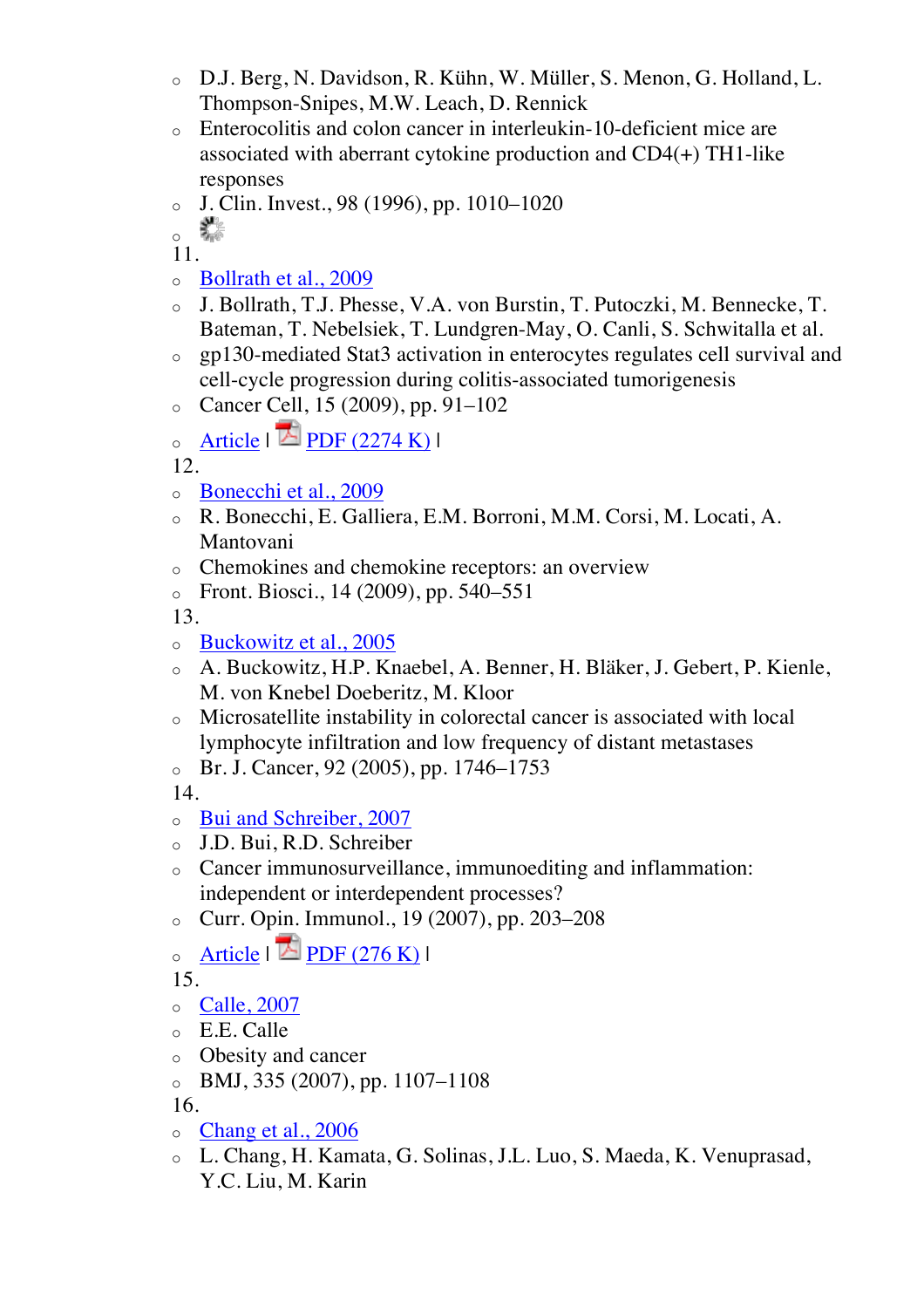- D.J. Berg, N. Davidson, R. Kühn, W. Müller, S. Menon, G. Holland, L. Thompson-Snipes, M.W. Leach, D. Rennick
- Enterocolitis and colon cancer in interleukin-10-deficient mice are associated with aberrant cytokine production and CD4(+) TH1-like responses
- J. Clin. Invest., 98 (1996), pp. 1010–1020

11.

- Bollrath et al., 2009
- J. Bollrath, T.J. Phesse, V.A. von Burstin, T. Putoczki, M. Bennecke, T. Bateman, T. Nebelsiek, T. Lundgren-May, O. Canli, S. Schwitalla et al.
- gp130-mediated Stat3 activation in enterocytes regulates cell survival and cell-cycle progression during colitis-associated tumorigenesis
- Cancer Cell, 15 (2009), pp. 91–102
- Article | PDF (2274 K) |

12.

- Bonecchi et al., 2009
- R. Bonecchi, E. Galliera, E.M. Borroni, M.M. Corsi, M. Locati, A. Mantovani
- Chemokines and chemokine receptors: an overview
- Front. Biosci., 14 (2009), pp. 540–551

13.

- Buckowitz et al., 2005
- A. Buckowitz, H.P. Knaebel, A. Benner, H. Bläker, J. Gebert, P. Kienle, M. von Knebel Doeberitz, M. Kloor
- Microsatellite instability in colorectal cancer is associated with local lymphocyte infiltration and low frequency of distant metastases
- Br. J. Cancer, 92 (2005), pp. 1746–1753

14.

- Bui and Schreiber, 2007
- J.D. Bui, R.D. Schreiber
- Cancer immunosurveillance, immunoediting and inflammation: independent or interdependent processes?
- Curr. Opin. Immunol., 19 (2007), pp. 203–208
- Article | PDF (276 K) |

15.

- Calle, 2007
- E.E. Calle
- Obesity and cancer
- BMJ, 335 (2007), pp. 1107–1108

16.

- Chang et al., 2006
- L. Chang, H. Kamata, G. Solinas, J.L. Luo, S. Maeda, K. Venuprasad, Y.C. Liu, M. Karin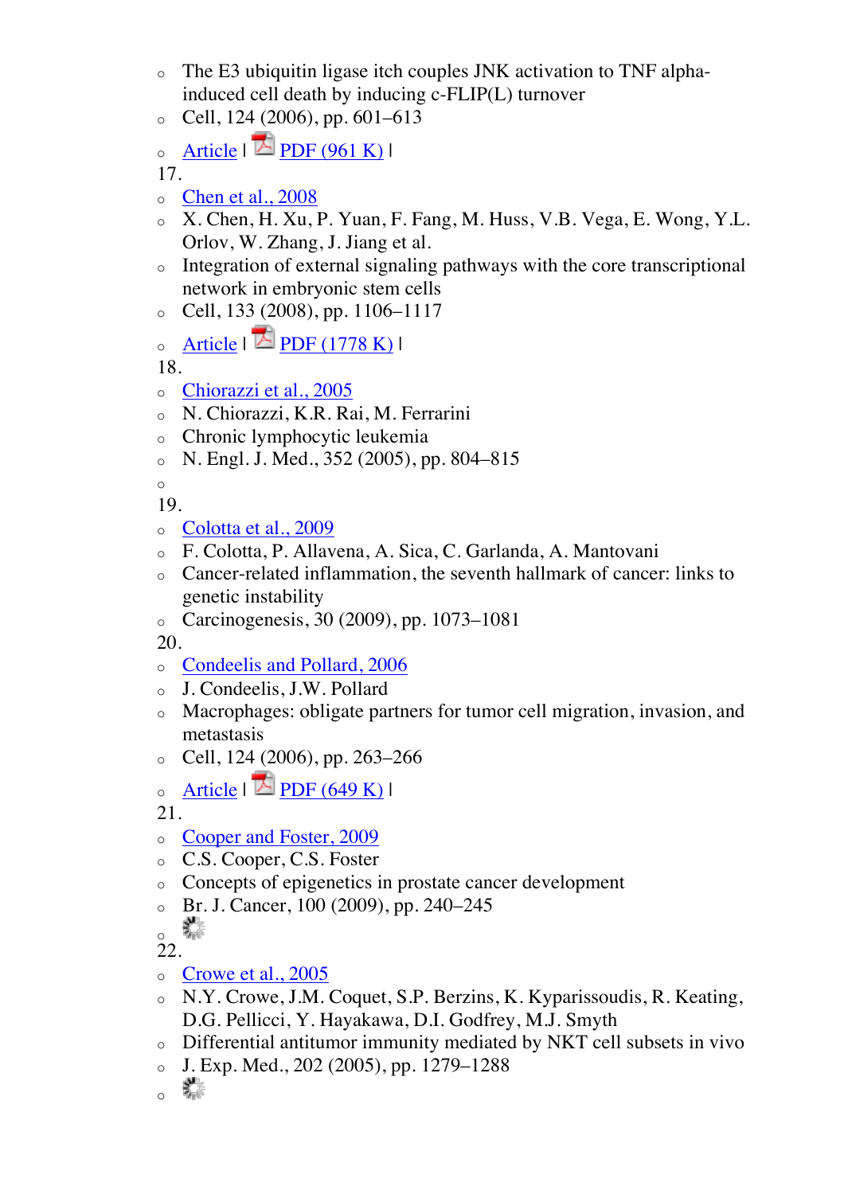- The E3 ubiquitin ligase itch couples JNK activation to TNF alpha-induced cell death by inducing c-FLIP(L) turnover
- Cell, 124 (2006), pp. 601–613
- Article | PDF (961 K) |

17.
- Chen et al., 2008
- X. Chen, H. Xu, P. Yuan, F. Fang, M. Huss, V.B. Vega, E. Wong, Y.L. Orlov, W. Zhang, J. Jiang et al.
- Integration of external signaling pathways with the core transcriptional network in embryonic stem cells
- Cell, 133 (2008), pp. 1106–1117
- Article | PDF (1778 K) |

18.
- Chiorazzi et al., 2005
- N. Chiorazzi, K.R. Rai, M. Ferrarini
- Chronic lymphocytic leukemia
- N. Engl. J. Med., 352 (2005), pp. 804–815

19.
- Colotta et al., 2009
- F. Colotta, P. Allavena, A. Sica, C. Garlanda, A. Mantovani
- Cancer-related inflammation, the seventh hallmark of cancer: links to genetic instability
- Carcinogenesis, 30 (2009), pp. 1073–1081

20.
- Condeelis and Pollard, 2006
- J. Condeelis, J.W. Pollard
- Macrophages: obligate partners for tumor cell migration, invasion, and metastasis
- Cell, 124 (2006), pp. 263–266
- Article | PDF (649 K) |

21.
- Cooper and Foster, 2009
- C.S. Cooper, C.S. Foster
- Concepts of epigenetics in prostate cancer development
- Br. J. Cancer, 100 (2009), pp. 240–245

22.
- Crowe et al., 2005
- N.Y. Crowe, J.M. Coquet, S.P. Berzins, K. Kyparissoudis, R. Keating, D.G. Pellicci, Y. Hayakawa, D.I. Godfrey, M.J. Smyth
- Differential antitumor immunity mediated by NKT cell subsets in vivo
- J. Exp. Med., 202 (2005), pp. 1279–1288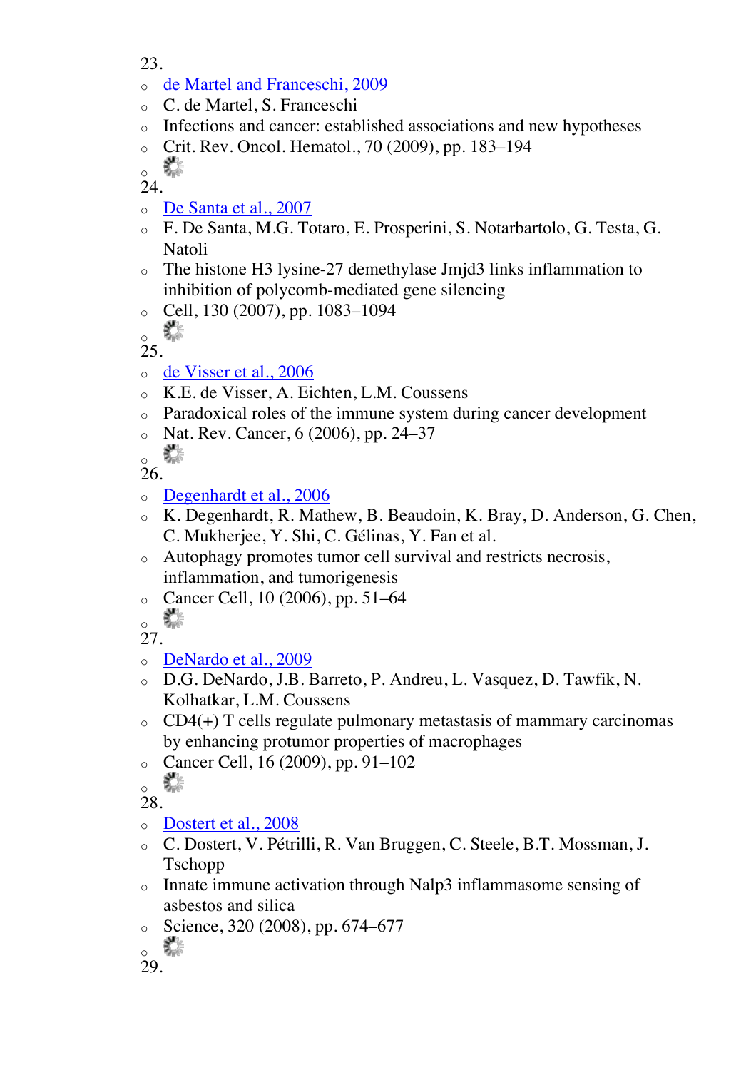23.

- de Martel and Franceschi, 2009
- C. de Martel, S. Franceschi
- Infections and cancer: established associations and new hypotheses
- Crit. Rev. Oncol. Hematol., 70 (2009), pp. 183–194
-

24.

- De Santa et al., 2007
- F. De Santa, M.G. Totaro, E. Prosperini, S. Notarbartolo, G. Testa, G. Natoli
- The histone H3 lysine-27 demethylase Jmjd3 links inflammation to inhibition of polycomb-mediated gene silencing
- Cell, 130 (2007), pp. 1083–1094
-

25.

- de Visser et al., 2006
- K.E. de Visser, A. Eichten, L.M. Coussens
- Paradoxical roles of the immune system during cancer development
- Nat. Rev. Cancer, 6 (2006), pp. 24–37
-

26.

- Degenhardt et al., 2006
- K. Degenhardt, R. Mathew, B. Beaudoin, K. Bray, D. Anderson, G. Chen, C. Mukherjee, Y. Shi, C. Gélinas, Y. Fan et al.
- Autophagy promotes tumor cell survival and restricts necrosis, inflammation, and tumorigenesis
- Cancer Cell, 10 (2006), pp. 51–64
-

27.

- DeNardo et al., 2009
- D.G. DeNardo, J.B. Barreto, P. Andreu, L. Vasquez, D. Tawfik, N. Kolhatkar, L.M. Coussens
- CD4(+) T cells regulate pulmonary metastasis of mammary carcinomas by enhancing protumor properties of macrophages
- Cancer Cell, 16 (2009), pp. 91–102
-

28.

- Dostert et al., 2008
- C. Dostert, V. Pétrilli, R. Van Bruggen, C. Steele, B.T. Mossman, J. Tschopp
- Innate immune activation through Nalp3 inflammasome sensing of asbestos and silica
- Science, 320 (2008), pp. 674–677
-

29.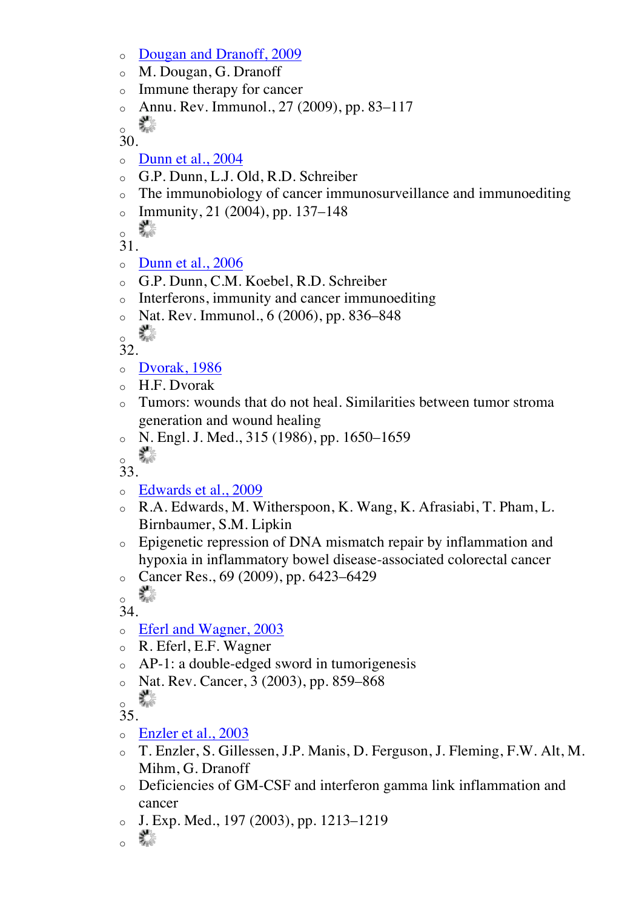- Dougan and Dranoff, 2009
- M. Dougan, G. Dranoff
- Immune therapy for cancer
- Annu. Rev. Immunol., 27 (2009), pp. 83–117
-

30.

- Dunn et al., 2004
- G.P. Dunn, L.J. Old, R.D. Schreiber
- The immunobiology of cancer immunosurveillance and immunoediting
- Immunity, 21 (2004), pp. 137–148
-

31.

- Dunn et al., 2006
- G.P. Dunn, C.M. Koebel, R.D. Schreiber
- Interferons, immunity and cancer immunoediting
- Nat. Rev. Immunol., 6 (2006), pp. 836–848
-

32.

- Dvorak, 1986
- H.F. Dvorak
- Tumors: wounds that do not heal. Similarities between tumor stroma generation and wound healing
- N. Engl. J. Med., 315 (1986), pp. 1650–1659
-

33.

- Edwards et al., 2009
- R.A. Edwards, M. Witherspoon, K. Wang, K. Afrasiabi, T. Pham, L. Birnbaumer, S.M. Lipkin
- Epigenetic repression of DNA mismatch repair by inflammation and hypoxia in inflammatory bowel disease-associated colorectal cancer
- Cancer Res., 69 (2009), pp. 6423–6429
-

34.

- Eferl and Wagner, 2003
- R. Eferl, E.F. Wagner
- AP-1: a double-edged sword in tumorigenesis
- Nat. Rev. Cancer, 3 (2003), pp. 859–868
-

35.

- Enzler et al., 2003
- T. Enzler, S. Gillessen, J.P. Manis, D. Ferguson, J. Fleming, F.W. Alt, M. Mihm, G. Dranoff
- Deficiencies of GM-CSF and interferon gamma link inflammation and cancer
- J. Exp. Med., 197 (2003), pp. 1213–1219
-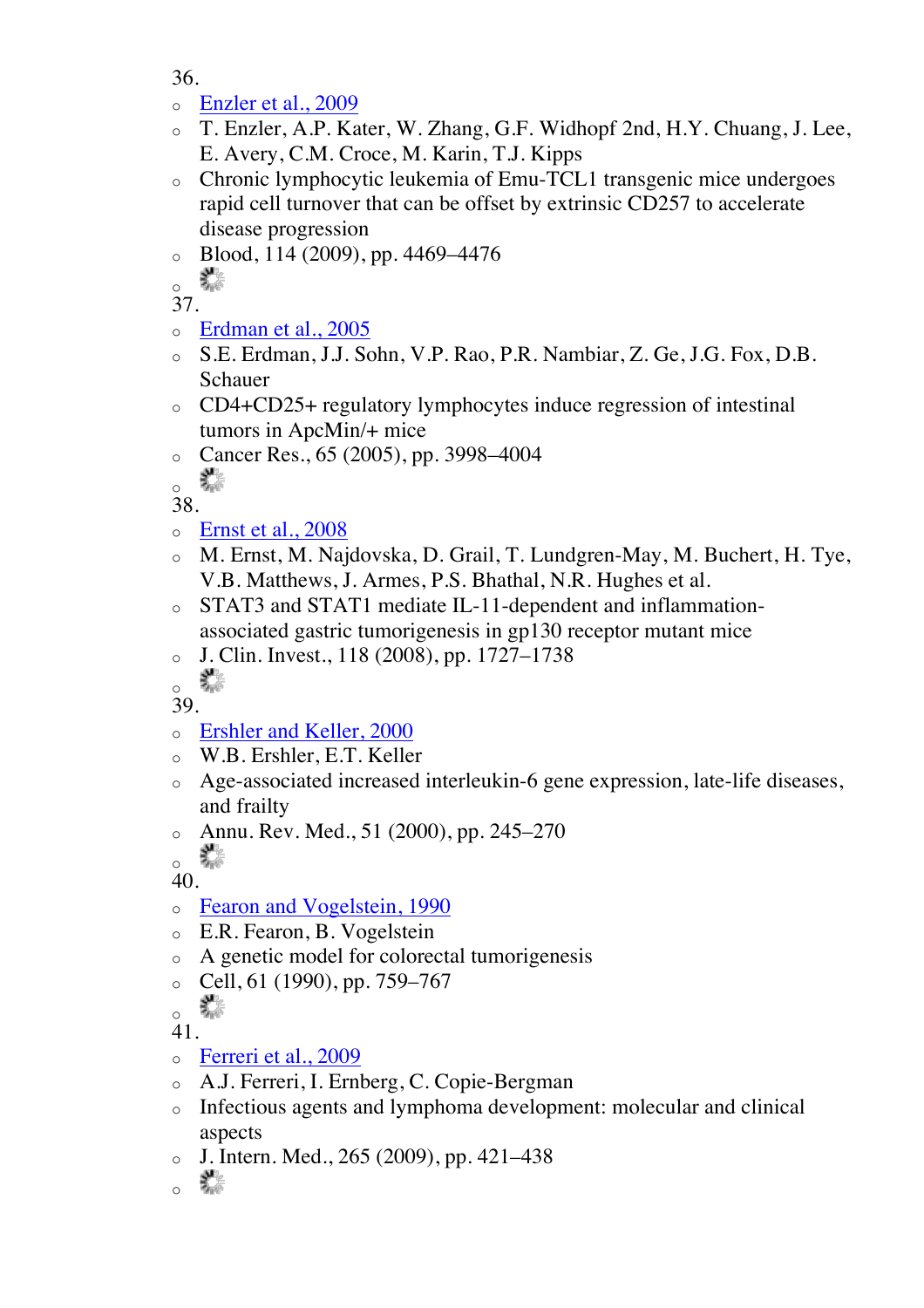36.
- Enzler et al., 2009
- T. Enzler, A.P. Kater, W. Zhang, G.F. Widhopf 2nd, H.Y. Chuang, J. Lee, E. Avery, C.M. Croce, M. Karin, T.J. Kipps
- Chronic lymphocytic leukemia of Emu-TCL1 transgenic mice undergoes rapid cell turnover that can be offset by extrinsic CD257 to accelerate disease progression
- Blood, 114 (2009), pp. 4469–4476
-

37.
- Erdman et al., 2005
- S.E. Erdman, J.J. Sohn, V.P. Rao, P.R. Nambiar, Z. Ge, J.G. Fox, D.B. Schauer
- CD4+CD25+ regulatory lymphocytes induce regression of intestinal tumors in ApcMin/+ mice
- Cancer Res., 65 (2005), pp. 3998–4004
-

38.
- Ernst et al., 2008
- M. Ernst, M. Najdovska, D. Grail, T. Lundgren-May, M. Buchert, H. Tye, V.B. Matthews, J. Armes, P.S. Bhathal, N.R. Hughes et al.
- STAT3 and STAT1 mediate IL-11-dependent and inflammation-associated gastric tumorigenesis in gp130 receptor mutant mice
- J. Clin. Invest., 118 (2008), pp. 1727–1738
-

39.
- Ershler and Keller, 2000
- W.B. Ershler, E.T. Keller
- Age-associated increased interleukin-6 gene expression, late-life diseases, and frailty
- Annu. Rev. Med., 51 (2000), pp. 245–270
-

40.
- Fearon and Vogelstein, 1990
- E.R. Fearon, B. Vogelstein
- A genetic model for colorectal tumorigenesis
- Cell, 61 (1990), pp. 759–767
-

41.
- Ferreri et al., 2009
- A.J. Ferreri, I. Ernberg, C. Copie-Bergman
- Infectious agents and lymphoma development: molecular and clinical aspects
- J. Intern. Med., 265 (2009), pp. 421–438
-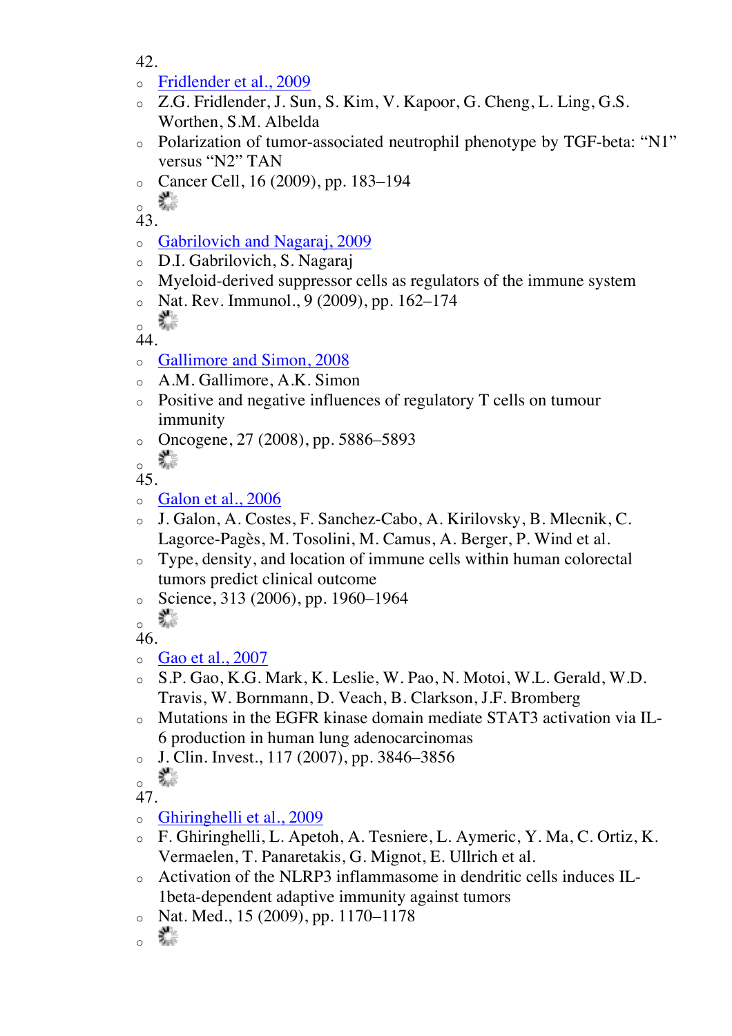42.

- Fridlender et al., 2009
- Z.G. Fridlender, J. Sun, S. Kim, V. Kapoor, G. Cheng, L. Ling, G.S. Worthen, S.M. Albelda
- Polarization of tumor-associated neutrophil phenotype by TGF-beta: “N1” versus “N2” TAN
- Cancer Cell, 16 (2009), pp. 183–194
-

43.

- Gabrilovich and Nagaraj, 2009
- D.I. Gabrilovich, S. Nagaraj
- Myeloid-derived suppressor cells as regulators of the immune system
- Nat. Rev. Immunol., 9 (2009), pp. 162–174
-

44.

- Gallimore and Simon, 2008
- A.M. Gallimore, A.K. Simon
- Positive and negative influences of regulatory T cells on tumour immunity
- Oncogene, 27 (2008), pp. 5886–5893
-

45.

- Galon et al., 2006
- J. Galon, A. Costes, F. Sanchez-Cabo, A. Kirilovsky, B. Mlecnik, C. Lagorce-Pagès, M. Tosolini, M. Camus, A. Berger, P. Wind et al.
- Type, density, and location of immune cells within human colorectal tumors predict clinical outcome
- Science, 313 (2006), pp. 1960–1964
-

46.

- Gao et al., 2007
- S.P. Gao, K.G. Mark, K. Leslie, W. Pao, N. Motoi, W.L. Gerald, W.D. Travis, W. Bornmann, D. Veach, B. Clarkson, J.F. Bromberg
- Mutations in the EGFR kinase domain mediate STAT3 activation via IL-6 production in human lung adenocarcinomas
- J. Clin. Invest., 117 (2007), pp. 3846–3856
-

47.

- Ghiringhelli et al., 2009
- F. Ghiringhelli, L. Apetoh, A. Tesniere, L. Aymeric, Y. Ma, C. Ortiz, K. Vermaelen, T. Panaretakis, G. Mignot, E. Ullrich et al.
- Activation of the NLRP3 inflammasome in dendritic cells induces IL-1beta-dependent adaptive immunity against tumors
- Nat. Med., 15 (2009), pp. 1170–1178
-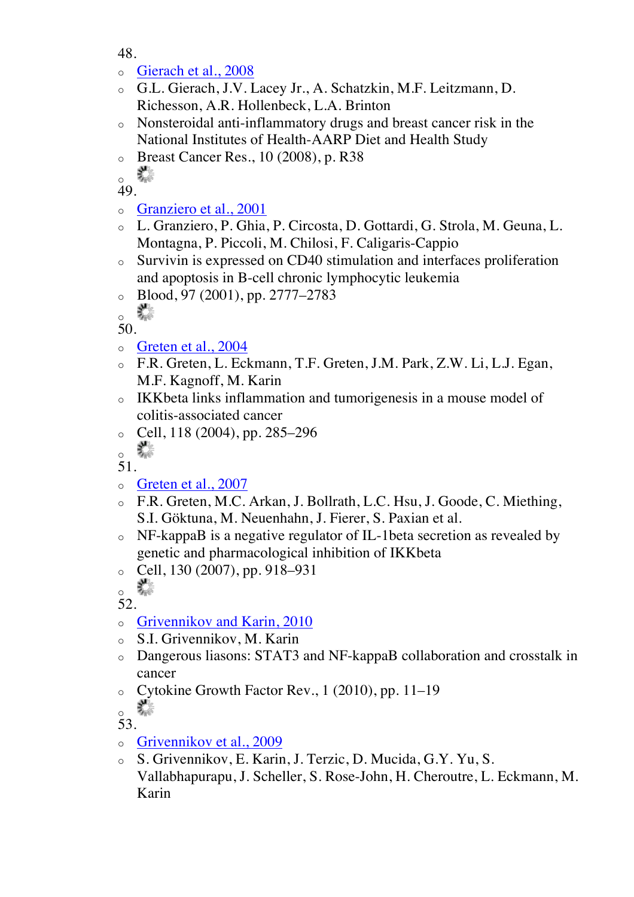48.

- Gierach et al., 2008
- G.L. Gierach, J.V. Lacey Jr., A. Schatzkin, M.F. Leitzmann, D. Richesson, A.R. Hollenbeck, L.A. Brinton
- Nonsteroidal anti-inflammatory drugs and breast cancer risk in the National Institutes of Health-AARP Diet and Health Study
- Breast Cancer Res., 10 (2008), p. R38
- 

49.

- Granziero et al., 2001
- L. Granziero, P. Ghia, P. Circosta, D. Gottardi, G. Strola, M. Geuna, L. Montagna, P. Piccoli, M. Chilosi, F. Caligaris-Cappio
- Survivin is expressed on CD40 stimulation and interfaces proliferation and apoptosis in B-cell chronic lymphocytic leukemia
- Blood, 97 (2001), pp. 2777–2783
- 

50.

- Greten et al., 2004
- F.R. Greten, L. Eckmann, T.F. Greten, J.M. Park, Z.W. Li, L.J. Egan, M.F. Kagnoff, M. Karin
- IKKbeta links inflammation and tumorigenesis in a mouse model of colitis-associated cancer
- Cell, 118 (2004), pp. 285–296
- 

51.

- Greten et al., 2007
- F.R. Greten, M.C. Arkan, J. Bollrath, L.C. Hsu, J. Goode, C. Miething, S.I. Göktuna, M. Neuenhahn, J. Fierer, S. Paxian et al.
- NF-kappaB is a negative regulator of IL-1beta secretion as revealed by genetic and pharmacological inhibition of IKKbeta
- Cell, 130 (2007), pp. 918–931
- 

52.

- Grivennikov and Karin, 2010
- S.I. Grivennikov, M. Karin
- Dangerous liasons: STAT3 and NF-kappaB collaboration and crosstalk in cancer
- Cytokine Growth Factor Rev., 1 (2010), pp. 11–19
- 

53.

- Grivennikov et al., 2009
- S. Grivennikov, E. Karin, J. Terzic, D. Mucida, G.Y. Yu, S. Vallabhapurapu, J. Scheller, S. Rose-John, H. Cheroutre, L. Eckmann, M. Karin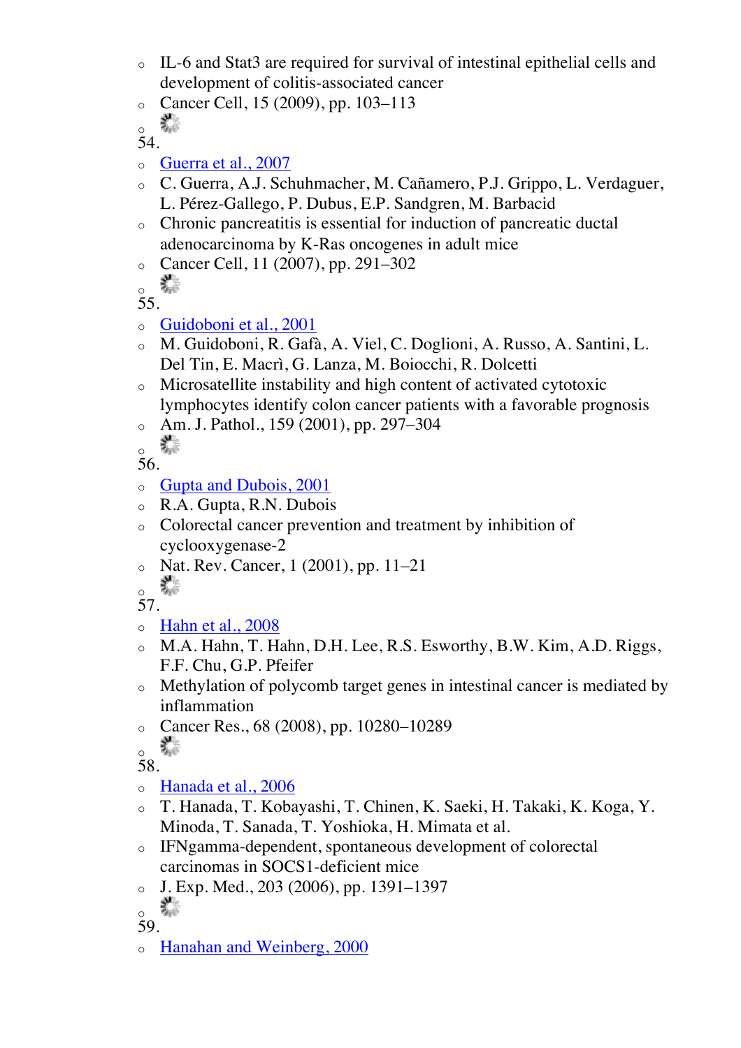- IL-6 and Stat3 are required for survival of intestinal epithelial cells and development of colitis-associated cancer
- Cancer Cell, 15 (2009), pp. 103–113
-

54.

- Guerra et al., 2007
- C. Guerra, A.J. Schuhmacher, M. Cañamero, P.J. Grippo, L. Verdaguer, L. Pérez-Gallego, P. Dubus, E.P. Sandgren, M. Barbacid
- Chronic pancreatitis is essential for induction of pancreatic ductal adenocarcinoma by K-Ras oncogenes in adult mice
- Cancer Cell, 11 (2007), pp. 291–302
-

55.

- Guidoboni et al., 2001
- M. Guidoboni, R. Gafà, A. Viel, C. Doglioni, A. Russo, A. Santini, L. Del Tin, E. Macrì, G. Lanza, M. Boiocchi, R. Dolcetti
- Microsatellite instability and high content of activated cytotoxic lymphocytes identify colon cancer patients with a favorable prognosis
- Am. J. Pathol., 159 (2001), pp. 297–304
-

56.

- Gupta and Dubois, 2001
- R.A. Gupta, R.N. Dubois
- Colorectal cancer prevention and treatment by inhibition of cyclooxygenase-2
- Nat. Rev. Cancer, 1 (2001), pp. 11–21
-

57.

- Hahn et al., 2008
- M.A. Hahn, T. Hahn, D.H. Lee, R.S. Esworthy, B.W. Kim, A.D. Riggs, F.F. Chu, G.P. Pfeifer
- Methylation of polycomb target genes in intestinal cancer is mediated by inflammation
- Cancer Res., 68 (2008), pp. 10280–10289
-

58.

- Hanada et al., 2006
- T. Hanada, T. Kobayashi, T. Chinen, K. Saeki, H. Takaki, K. Koga, Y. Minoda, T. Sanada, T. Yoshioka, H. Mimata et al.
- IFNgamma-dependent, spontaneous development of colorectal carcinomas in SOCS1-deficient mice
- J. Exp. Med., 203 (2006), pp. 1391–1397
-

59.

- Hanahan and Weinberg, 2000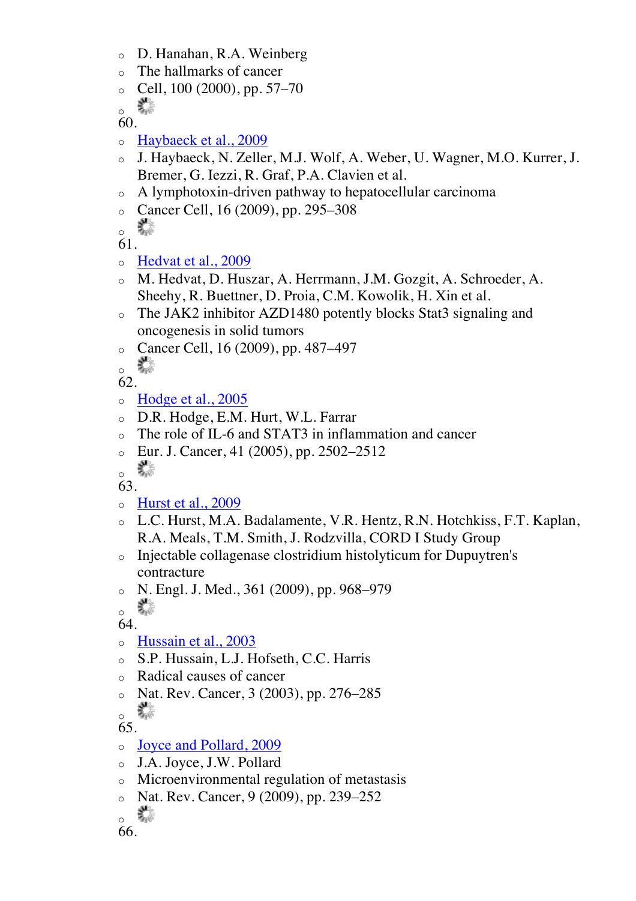- D. Hanahan, R.A. Weinberg
- The hallmarks of cancer
- Cell, 100 (2000), pp. 57–70

60.

- Haybaeck et al., 2009
- J. Haybaeck, N. Zeller, M.J. Wolf, A. Weber, U. Wagner, M.O. Kurrer, J. Bremer, G. Iezzi, R. Graf, P.A. Clavien et al.
- A lymphotoxin-driven pathway to hepatocellular carcinoma
- Cancer Cell, 16 (2009), pp. 295–308

61.

- Hedvat et al., 2009
- M. Hedvat, D. Huszar, A. Herrmann, J.M. Gozgit, A. Schroeder, A. Sheehy, R. Buettner, D. Proia, C.M. Kowolik, H. Xin et al.
- The JAK2 inhibitor AZD1480 potently blocks Stat3 signaling and oncogenesis in solid tumors
- Cancer Cell, 16 (2009), pp. 487–497

62.

- Hodge et al., 2005
- D.R. Hodge, E.M. Hurt, W.L. Farrar
- The role of IL-6 and STAT3 in inflammation and cancer
- Eur. J. Cancer, 41 (2005), pp. 2502–2512

63.

- Hurst et al., 2009
- L.C. Hurst, M.A. Badalamente, V.R. Hentz, R.N. Hotchkiss, F.T. Kaplan, R.A. Meals, T.M. Smith, J. Rodzvilla, CORD I Study Group
- Injectable collagenase clostridium histolyticum for Dupuytren's contracture
- N. Engl. J. Med., 361 (2009), pp. 968–979

64.

- Hussain et al., 2003
- S.P. Hussain, L.J. Hofseth, C.C. Harris
- Radical causes of cancer
- Nat. Rev. Cancer, 3 (2003), pp. 276–285

65.

- Joyce and Pollard, 2009
- J.A. Joyce, J.W. Pollard
- Microenvironmental regulation of metastasis
- Nat. Rev. Cancer, 9 (2009), pp. 239–252

66.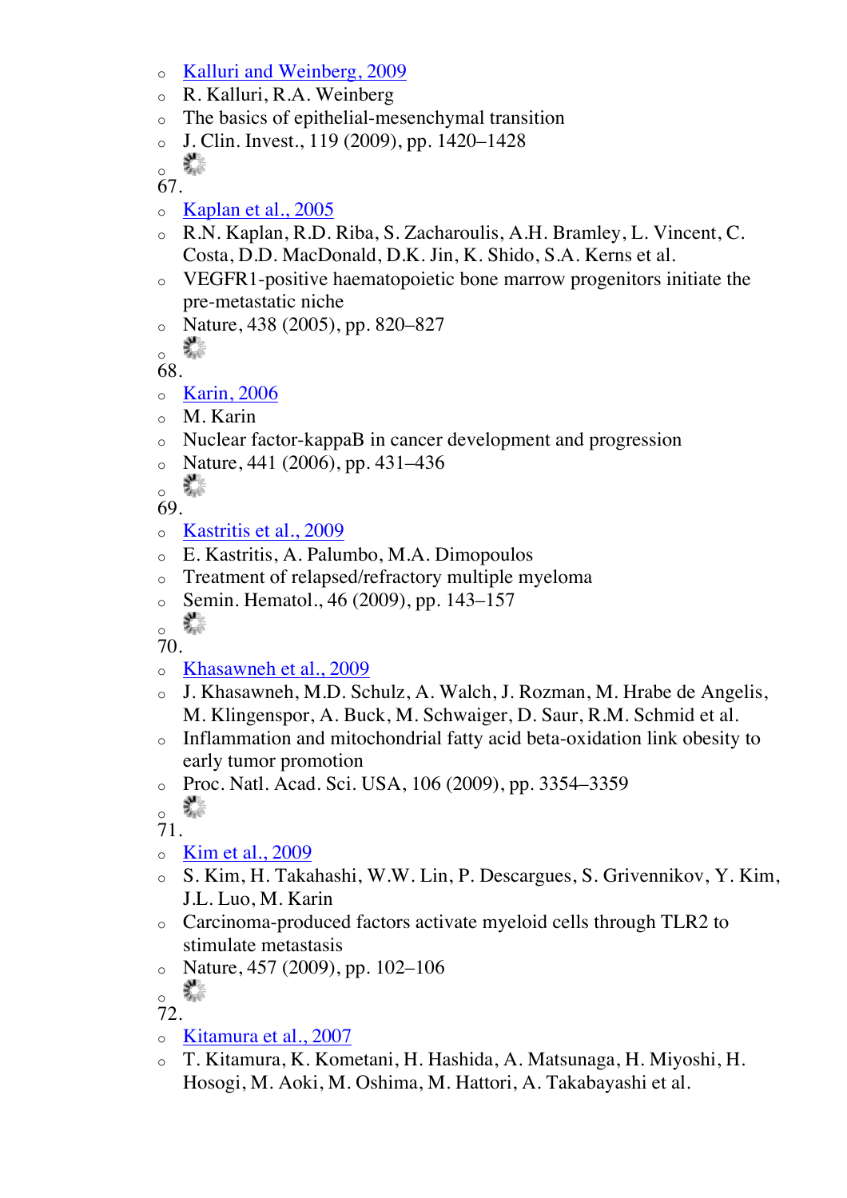- Kalluri and Weinberg, 2009
- R. Kalluri, R.A. Weinberg
- The basics of epithelial-mesenchymal transition
- J. Clin. Invest., 119 (2009), pp. 1420–1428
- 

67.
- Kaplan et al., 2005
- R.N. Kaplan, R.D. Riba, S. Zacharoulis, A.H. Bramley, L. Vincent, C. Costa, D.D. MacDonald, D.K. Jin, K. Shido, S.A. Kerns et al.
- VEGFR1-positive haematopoietic bone marrow progenitors initiate the pre-metastatic niche
- Nature, 438 (2005), pp. 820–827
- 

68.
- Karin, 2006
- M. Karin
- Nuclear factor-kappaB in cancer development and progression
- Nature, 441 (2006), pp. 431–436
- 

69.
- Kastritis et al., 2009
- E. Kastritis, A. Palumbo, M.A. Dimopoulos
- Treatment of relapsed/refractory multiple myeloma
- Semin. Hematol., 46 (2009), pp. 143–157
- 

70.
- Khasawneh et al., 2009
- J. Khasawneh, M.D. Schulz, A. Walch, J. Rozman, M. Hrabe de Angelis, M. Klingenspor, A. Buck, M. Schwaiger, D. Saur, R.M. Schmid et al.
- Inflammation and mitochondrial fatty acid beta-oxidation link obesity to early tumor promotion
- Proc. Natl. Acad. Sci. USA, 106 (2009), pp. 3354–3359
- 

71.
- Kim et al., 2009
- S. Kim, H. Takahashi, W.W. Lin, P. Descargues, S. Grivennikov, Y. Kim, J.L. Luo, M. Karin
- Carcinoma-produced factors activate myeloid cells through TLR2 to stimulate metastasis
- Nature, 457 (2009), pp. 102–106
- 

72.
- Kitamura et al., 2007
- T. Kitamura, K. Kometani, H. Hashida, A. Matsunaga, H. Miyoshi, H. Hosogi, M. Aoki, M. Oshima, M. Hattori, A. Takabayashi et al.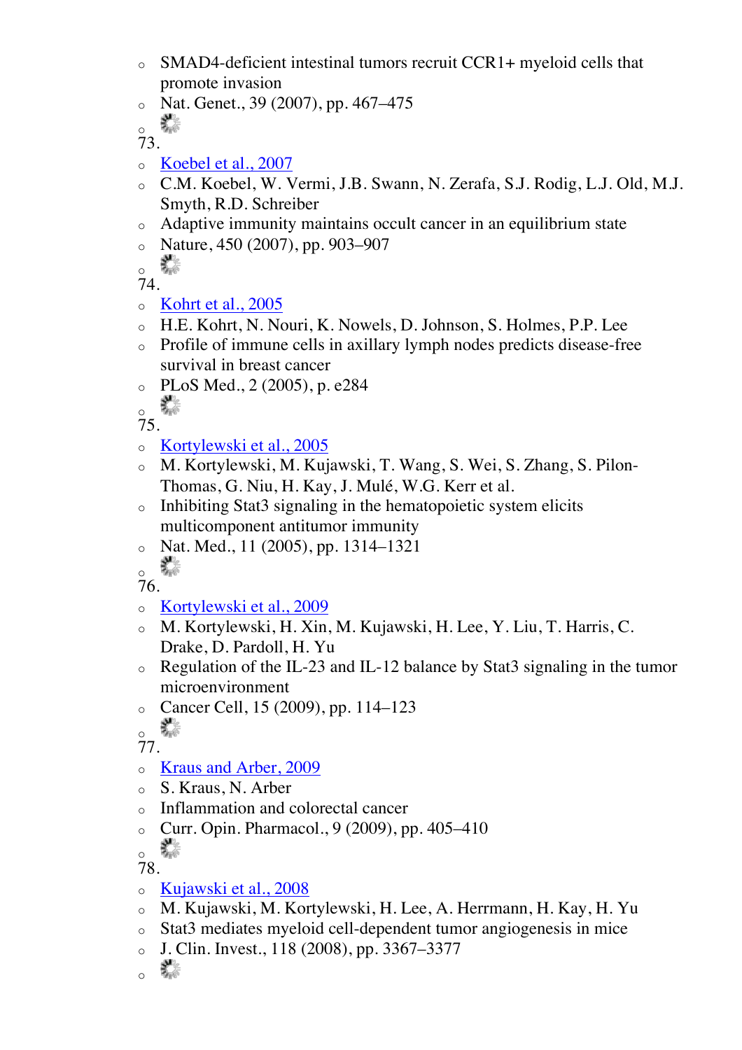- SMAD4-deficient intestinal tumors recruit CCR1+ myeloid cells that promote invasion
- Nat. Genet., 39 (2007), pp. 467–475

73.

- Koebel et al., 2007
- C.M. Koebel, W. Vermi, J.B. Swann, N. Zerafa, S.J. Rodig, L.J. Old, M.J. Smyth, R.D. Schreiber
- Adaptive immunity maintains occult cancer in an equilibrium state
- Nature, 450 (2007), pp. 903–907

74.

- Kohrt et al., 2005
- H.E. Kohrt, N. Nouri, K. Nowels, D. Johnson, S. Holmes, P.P. Lee
- Profile of immune cells in axillary lymph nodes predicts disease-free survival in breast cancer
- PLoS Med., 2 (2005), p. e284

75.

- Kortylewski et al., 2005
- M. Kortylewski, M. Kujawski, T. Wang, S. Wei, S. Zhang, S. Pilon-Thomas, G. Niu, H. Kay, J. Mulé, W.G. Kerr et al.
- Inhibiting Stat3 signaling in the hematopoietic system elicits multicomponent antitumor immunity
- Nat. Med., 11 (2005), pp. 1314–1321

76.

- Kortylewski et al., 2009
- M. Kortylewski, H. Xin, M. Kujawski, H. Lee, Y. Liu, T. Harris, C. Drake, D. Pardoll, H. Yu
- Regulation of the IL-23 and IL-12 balance by Stat3 signaling in the tumor microenvironment
- Cancer Cell, 15 (2009), pp. 114–123

77.

- Kraus and Arber, 2009
- S. Kraus, N. Arber
- Inflammation and colorectal cancer
- Curr. Opin. Pharmacol., 9 (2009), pp. 405–410

78.

- Kujawski et al., 2008
- M. Kujawski, M. Kortylewski, H. Lee, A. Herrmann, H. Kay, H. Yu
- Stat3 mediates myeloid cell-dependent tumor angiogenesis in mice
- J. Clin. Invest., 118 (2008), pp. 3367–3377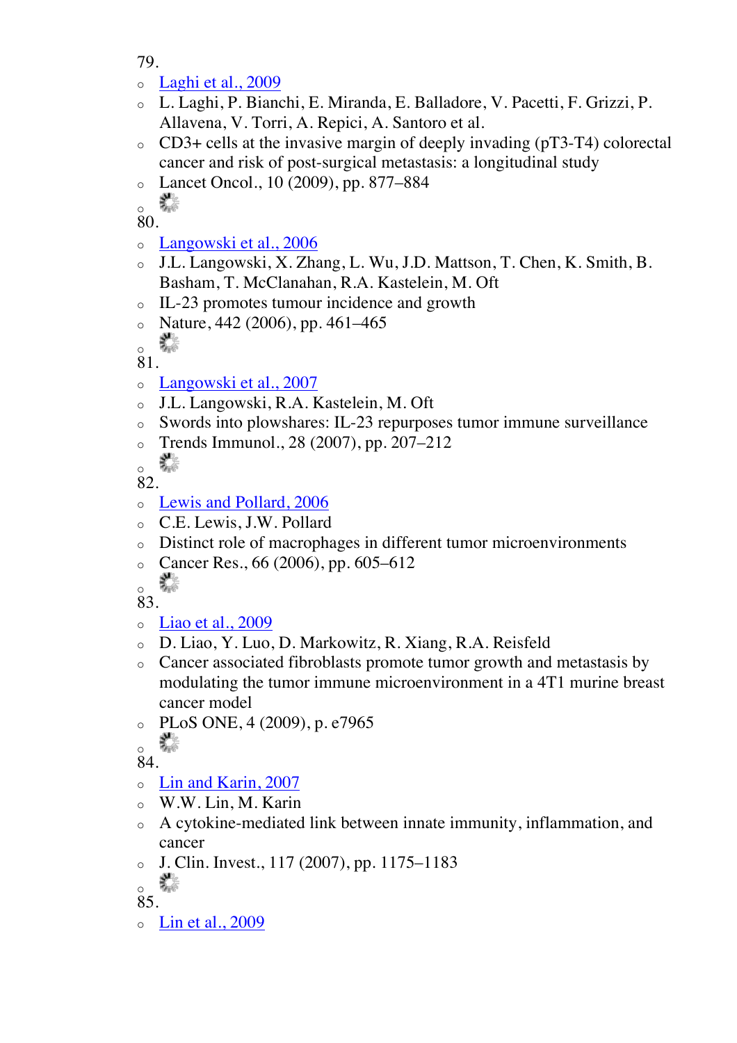79.

- Laghi et al., 2009
- L. Laghi, P. Bianchi, E. Miranda, E. Balladore, V. Pacetti, F. Grizzi, P. Allavena, V. Torri, A. Repici, A. Santoro et al.
- CD3+ cells at the invasive margin of deeply invading (pT3-T4) colorectal cancer and risk of post-surgical metastasis: a longitudinal study
- Lancet Oncol., 10 (2009), pp. 877–884

80.

- Langowski et al., 2006
- J.L. Langowski, X. Zhang, L. Wu, J.D. Mattson, T. Chen, K. Smith, B. Basham, T. McClanahan, R.A. Kastelein, M. Oft
- IL-23 promotes tumour incidence and growth
- Nature, 442 (2006), pp. 461–465

81.

- Langowski et al., 2007
- J.L. Langowski, R.A. Kastelein, M. Oft
- Swords into plowshares: IL-23 repurposes tumor immune surveillance
- Trends Immunol., 28 (2007), pp. 207–212

82.

- Lewis and Pollard, 2006
- C.E. Lewis, J.W. Pollard
- Distinct role of macrophages in different tumor microenvironments
- Cancer Res., 66 (2006), pp. 605–612

83.

- Liao et al., 2009
- D. Liao, Y. Luo, D. Markowitz, R. Xiang, R.A. Reisfeld
- Cancer associated fibroblasts promote tumor growth and metastasis by modulating the tumor immune microenvironment in a 4T1 murine breast cancer model
- PLoS ONE, 4 (2009), p. e7965

84.

- Lin and Karin, 2007
- W.W. Lin, M. Karin
- A cytokine-mediated link between innate immunity, inflammation, and cancer
- J. Clin. Invest., 117 (2007), pp. 1175–1183

85.

- Lin et al., 2009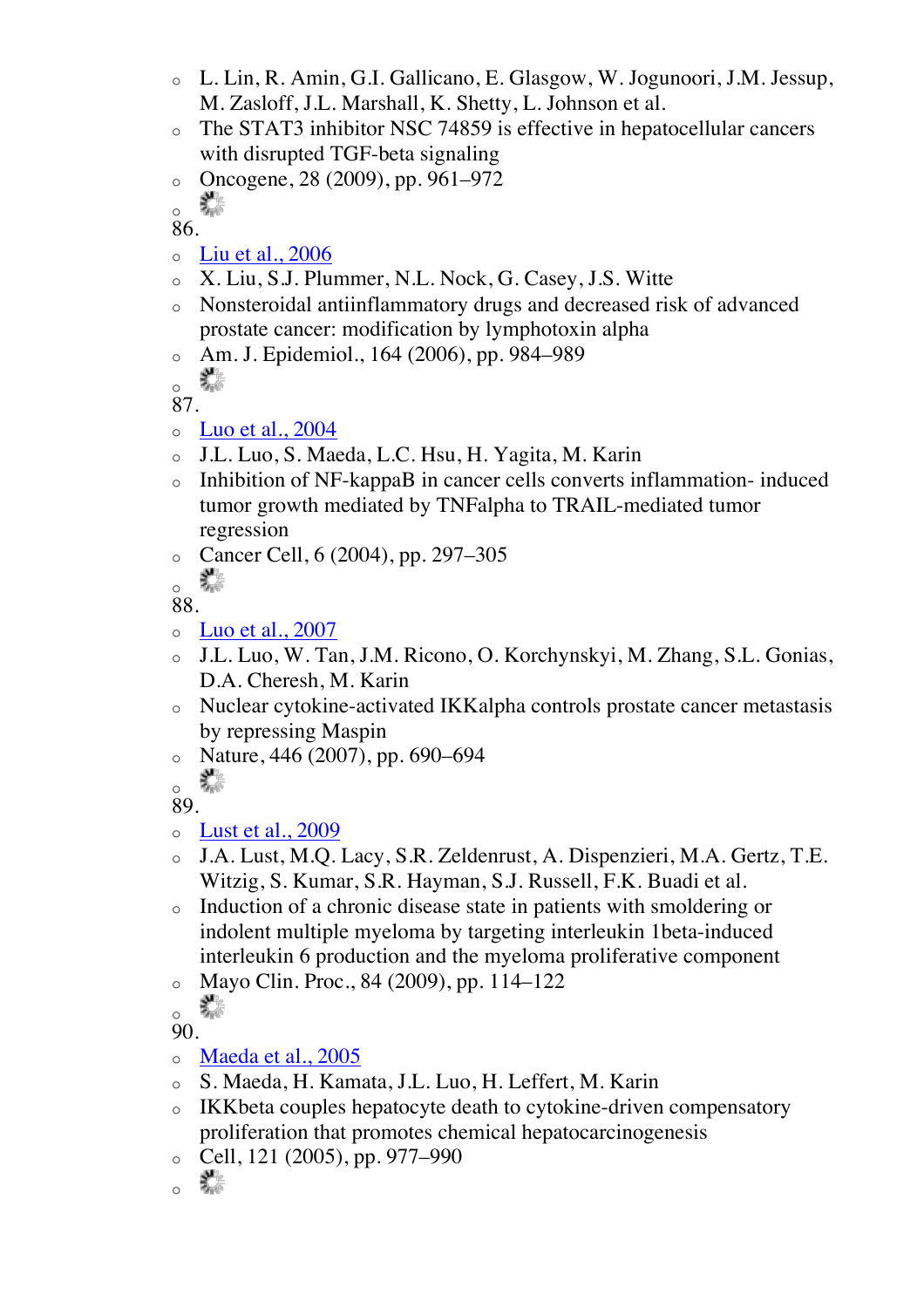- L. Lin, R. Amin, G.I. Gallicano, E. Glasgow, W. Jogunoori, J.M. Jessup, M. Zasloff, J.L. Marshall, K. Shetty, L. Johnson et al.
- The STAT3 inhibitor NSC 74859 is effective in hepatocellular cancers with disrupted TGF-beta signaling
- Oncogene, 28 (2009), pp. 961–972
- 

86.

- Liu et al., 2006
- X. Liu, S.J. Plummer, N.L. Nock, G. Casey, J.S. Witte
- Nonsteroidal antiinflammatory drugs and decreased risk of advanced prostate cancer: modification by lymphotoxin alpha
- Am. J. Epidemiol., 164 (2006), pp. 984–989
- 

87.

- Luo et al., 2004
- J.L. Luo, S. Maeda, L.C. Hsu, H. Yagita, M. Karin
- Inhibition of NF-kappaB in cancer cells converts inflammation- induced tumor growth mediated by TNFalpha to TRAIL-mediated tumor regression
- Cancer Cell, 6 (2004), pp. 297–305
- 

88.

- Luo et al., 2007
- J.L. Luo, W. Tan, J.M. Ricono, O. Korchynskyi, M. Zhang, S.L. Gonias, D.A. Cheresh, M. Karin
- Nuclear cytokine-activated IKKalpha controls prostate cancer metastasis by repressing Maspin
- Nature, 446 (2007), pp. 690–694
- 

89.

- Lust et al., 2009
- J.A. Lust, M.Q. Lacy, S.R. Zeldenrust, A. Dispenzieri, M.A. Gertz, T.E. Witzig, S. Kumar, S.R. Hayman, S.J. Russell, F.K. Buadi et al.
- Induction of a chronic disease state in patients with smoldering or indolent multiple myeloma by targeting interleukin 1beta-induced interleukin 6 production and the myeloma proliferative component
- Mayo Clin. Proc., 84 (2009), pp. 114–122
- 

90.

- Maeda et al., 2005
- S. Maeda, H. Kamata, J.L. Luo, H. Leffert, M. Karin
- IKKbeta couples hepatocyte death to cytokine-driven compensatory proliferation that promotes chemical hepatocarcinogenesis
- Cell, 121 (2005), pp. 977–990
-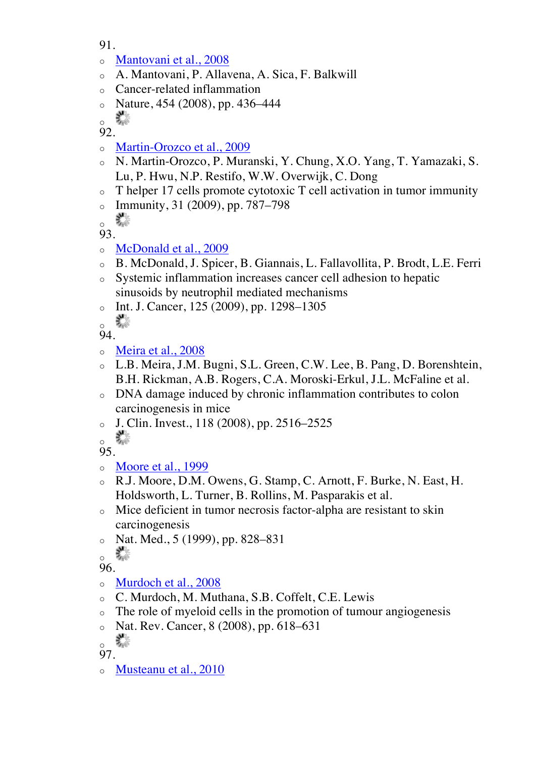91.

- Mantovani et al., 2008
- A. Mantovani, P. Allavena, A. Sica, F. Balkwill
- Cancer-related inflammation
- Nature, 454 (2008), pp. 436–444
-

92.

- Martin-Orozco et al., 2009
- N. Martin-Orozco, P. Muranski, Y. Chung, X.O. Yang, T. Yamazaki, S. Lu, P. Hwu, N.P. Restifo, W.W. Overwijk, C. Dong
- T helper 17 cells promote cytotoxic T cell activation in tumor immunity
- Immunity, 31 (2009), pp. 787–798
-

93.

- McDonald et al., 2009
- B. McDonald, J. Spicer, B. Giannais, L. Fallavollita, P. Brodt, L.E. Ferri
- Systemic inflammation increases cancer cell adhesion to hepatic sinusoids by neutrophil mediated mechanisms
- Int. J. Cancer, 125 (2009), pp. 1298–1305
-

94.

- Meira et al., 2008
- L.B. Meira, J.M. Bugni, S.L. Green, C.W. Lee, B. Pang, D. Borenshtein, B.H. Rickman, A.B. Rogers, C.A. Moroski-Erkul, J.L. McFaline et al.
- DNA damage induced by chronic inflammation contributes to colon carcinogenesis in mice
- J. Clin. Invest., 118 (2008), pp. 2516–2525
-

95.

- Moore et al., 1999
- R.J. Moore, D.M. Owens, G. Stamp, C. Arnott, F. Burke, N. East, H. Holdsworth, L. Turner, B. Rollins, M. Pasparakis et al.
- Mice deficient in tumor necrosis factor-alpha are resistant to skin carcinogenesis
- Nat. Med., 5 (1999), pp. 828–831
-

96.

- Murdoch et al., 2008
- C. Murdoch, M. Muthana, S.B. Coffelt, C.E. Lewis
- The role of myeloid cells in the promotion of tumour angiogenesis
- Nat. Rev. Cancer, 8 (2008), pp. 618–631
-

97.

- Musteanu et al., 2010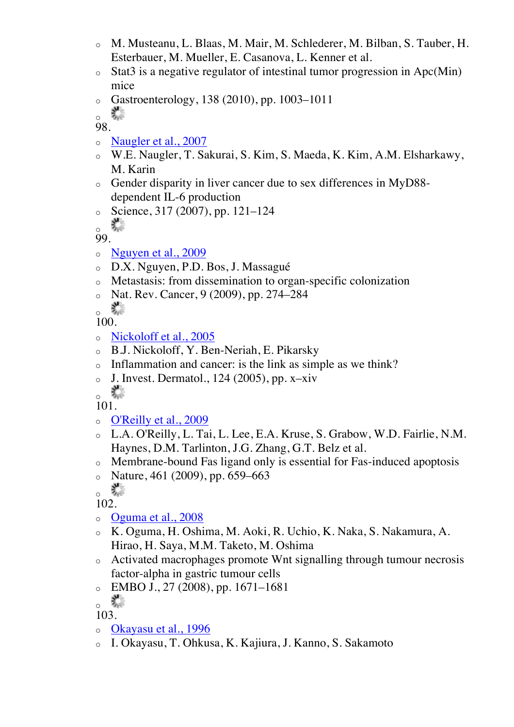- M. Musteanu, L. Blaas, M. Mair, M. Schlederer, M. Bilban, S. Tauber, H. Esterbauer, M. Mueller, E. Casanova, L. Kenner et al.
- Stat3 is a negative regulator of intestinal tumor progression in Apc(Min) mice
- Gastroenterology, 138 (2010), pp. 1003–1011

98.

- Naugler et al., 2007
- W.E. Naugler, T. Sakurai, S. Kim, S. Maeda, K. Kim, A.M. Elsharkawy, M. Karin
- Gender disparity in liver cancer due to sex differences in MyD88-dependent IL-6 production
- Science, 317 (2007), pp. 121–124

99.

- Nguyen et al., 2009
- D.X. Nguyen, P.D. Bos, J. Massagué
- Metastasis: from dissemination to organ-specific colonization
- Nat. Rev. Cancer, 9 (2009), pp. 274–284

100.

- Nickoloff et al., 2005
- B.J. Nickoloff, Y. Ben-Neriah, E. Pikarsky
- Inflammation and cancer: is the link as simple as we think?
- J. Invest. Dermatol., 124 (2005), pp. x–xiv

101.

- O'Reilly et al., 2009
- L.A. O'Reilly, L. Tai, L. Lee, E.A. Kruse, S. Grabow, W.D. Fairlie, N.M. Haynes, D.M. Tarlinton, J.G. Zhang, G.T. Belz et al.
- Membrane-bound Fas ligand only is essential for Fas-induced apoptosis
- Nature, 461 (2009), pp. 659–663

102.

- Oguma et al., 2008
- K. Oguma, H. Oshima, M. Aoki, R. Uchio, K. Naka, S. Nakamura, A. Hirao, H. Saya, M.M. Taketo, M. Oshima
- Activated macrophages promote Wnt signalling through tumour necrosis factor-alpha in gastric tumour cells
- EMBO J., 27 (2008), pp. 1671–1681

103.

- Okayasu et al., 1996
- I. Okayasu, T. Ohkusa, K. Kajiura, J. Kanno, S. Sakamoto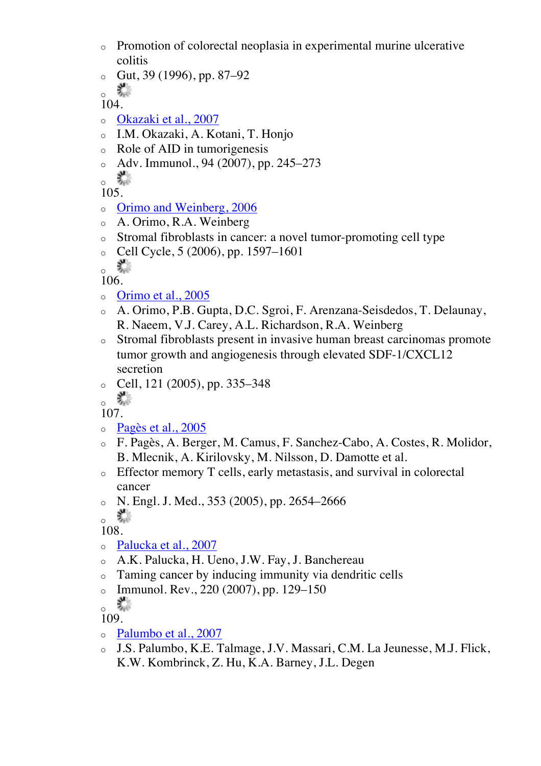- Promotion of colorectal neoplasia in experimental murine ulcerative colitis
- Gut, 39 (1996), pp. 87–92
- 

104.

- Okazaki et al., 2007
- I.M. Okazaki, A. Kotani, T. Honjo
- Role of AID in tumorigenesis
- Adv. Immunol., 94 (2007), pp. 245–273
- 

105.

- Orimo and Weinberg, 2006
- A. Orimo, R.A. Weinberg
- Stromal fibroblasts in cancer: a novel tumor-promoting cell type
- Cell Cycle, 5 (2006), pp. 1597–1601
- 

106.

- Orimo et al., 2005
- A. Orimo, P.B. Gupta, D.C. Sgroi, F. Arenzana-Seisdedos, T. Delaunay, R. Naeem, V.J. Carey, A.L. Richardson, R.A. Weinberg
- Stromal fibroblasts present in invasive human breast carcinomas promote tumor growth and angiogenesis through elevated SDF-1/CXCL12 secretion
- Cell, 121 (2005), pp. 335–348
- 

107.

- Pagès et al., 2005
- F. Pagès, A. Berger, M. Camus, F. Sanchez-Cabo, A. Costes, R. Molidor, B. Mlecnik, A. Kirilovsky, M. Nilsson, D. Damotte et al.
- Effector memory T cells, early metastasis, and survival in colorectal cancer
- N. Engl. J. Med., 353 (2005), pp. 2654–2666
- 

108.

- Palucka et al., 2007
- A.K. Palucka, H. Ueno, J.W. Fay, J. Banchereau
- Taming cancer by inducing immunity via dendritic cells
- Immunol. Rev., 220 (2007), pp. 129–150
- 

109.

- Palumbo et al., 2007
- J.S. Palumbo, K.E. Talmage, J.V. Massari, C.M. La Jeunesse, M.J. Flick, K.W. Kombrinck, Z. Hu, K.A. Barney, J.L. Degen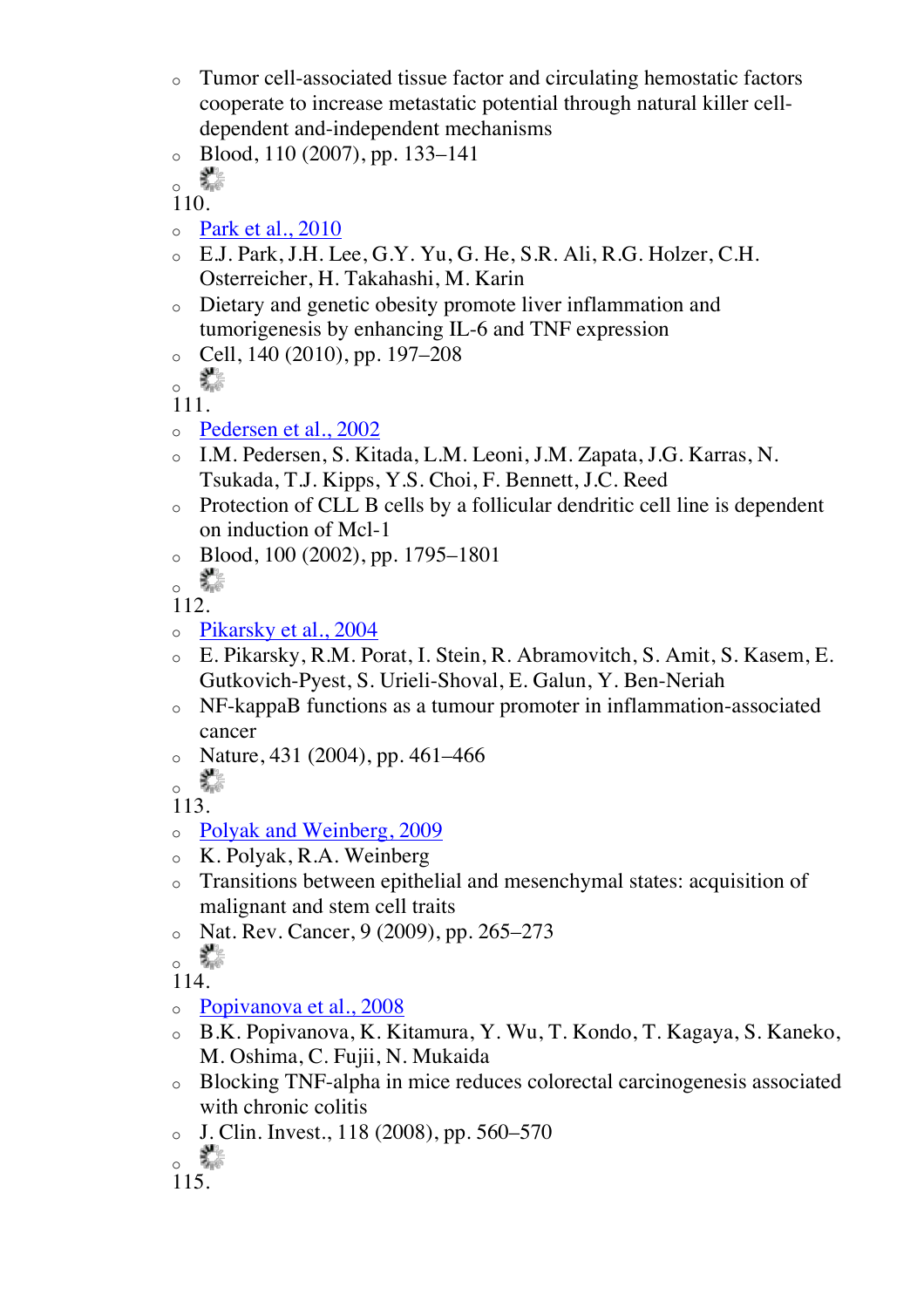- Tumor cell-associated tissue factor and circulating hemostatic factors cooperate to increase metastatic potential through natural killer cell-dependent and-independent mechanisms
- Blood, 110 (2007), pp. 133–141
- 

110.

- Park et al., 2010
- E.J. Park, J.H. Lee, G.Y. Yu, G. He, S.R. Ali, R.G. Holzer, C.H. Osterreicher, H. Takahashi, M. Karin
- Dietary and genetic obesity promote liver inflammation and tumorigenesis by enhancing IL-6 and TNF expression
- Cell, 140 (2010), pp. 197–208
- 

111.

- Pedersen et al., 2002
- I.M. Pedersen, S. Kitada, L.M. Leoni, J.M. Zapata, J.G. Karras, N. Tsukada, T.J. Kipps, Y.S. Choi, F. Bennett, J.C. Reed
- Protection of CLL B cells by a follicular dendritic cell line is dependent on induction of Mcl-1
- Blood, 100 (2002), pp. 1795–1801
- 

112.

- Pikarsky et al., 2004
- E. Pikarsky, R.M. Porat, I. Stein, R. Abramovitch, S. Amit, S. Kasem, E. Gutkovich-Pyest, S. Urieli-Shoval, E. Galun, Y. Ben-Neriah
- NF-kappaB functions as a tumour promoter in inflammation-associated cancer
- Nature, 431 (2004), pp. 461–466
- 

113.

- Polyak and Weinberg, 2009
- K. Polyak, R.A. Weinberg
- Transitions between epithelial and mesenchymal states: acquisition of malignant and stem cell traits
- Nat. Rev. Cancer, 9 (2009), pp. 265–273
- 

114.

- Popivanova et al., 2008
- B.K. Popivanova, K. Kitamura, Y. Wu, T. Kondo, T. Kagaya, S. Kaneko, M. Oshima, C. Fujii, N. Mukaida
- Blocking TNF-alpha in mice reduces colorectal carcinogenesis associated with chronic colitis
- J. Clin. Invest., 118 (2008), pp. 560–570
- 

115.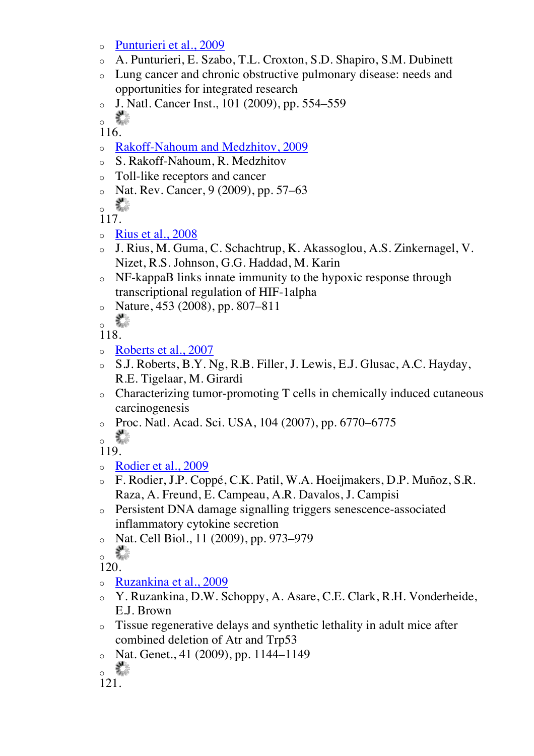- Punturieri et al., 2009
- A. Punturieri, E. Szabo, T.L. Croxton, S.D. Shapiro, S.M. Dubinett
- Lung cancer and chronic obstructive pulmonary disease: needs and opportunities for integrated research
- J. Natl. Cancer Inst., 101 (2009), pp. 554–559
- 

116.

- Rakoff-Nahoum and Medzhitov, 2009
- S. Rakoff-Nahoum, R. Medzhitov
- Toll-like receptors and cancer
- Nat. Rev. Cancer, 9 (2009), pp. 57–63
- 

117.

- Rius et al., 2008
- J. Rius, M. Guma, C. Schachtrup, K. Akassoglou, A.S. Zinkernagel, V. Nizet, R.S. Johnson, G.G. Haddad, M. Karin
- NF-kappaB links innate immunity to the hypoxic response through transcriptional regulation of HIF-1alpha
- Nature, 453 (2008), pp. 807–811
- 

118.

- Roberts et al., 2007
- S.J. Roberts, B.Y. Ng, R.B. Filler, J. Lewis, E.J. Glusac, A.C. Hayday, R.E. Tigelaar, M. Girardi
- Characterizing tumor-promoting T cells in chemically induced cutaneous carcinogenesis
- Proc. Natl. Acad. Sci. USA, 104 (2007), pp. 6770–6775
- 

119.

- Rodier et al., 2009
- F. Rodier, J.P. Coppé, C.K. Patil, W.A. Hoeijmakers, D.P. Muñoz, S.R. Raza, A. Freund, E. Campeau, A.R. Davalos, J. Campisi
- Persistent DNA damage signalling triggers senescence-associated inflammatory cytokine secretion
- Nat. Cell Biol., 11 (2009), pp. 973–979
- 

120.

- Ruzankina et al., 2009
- Y. Ruzankina, D.W. Schoppy, A. Asare, C.E. Clark, R.H. Vonderheide, E.J. Brown
- Tissue regenerative delays and synthetic lethality in adult mice after combined deletion of Atr and Trp53
- Nat. Genet., 41 (2009), pp. 1144–1149
- 

121.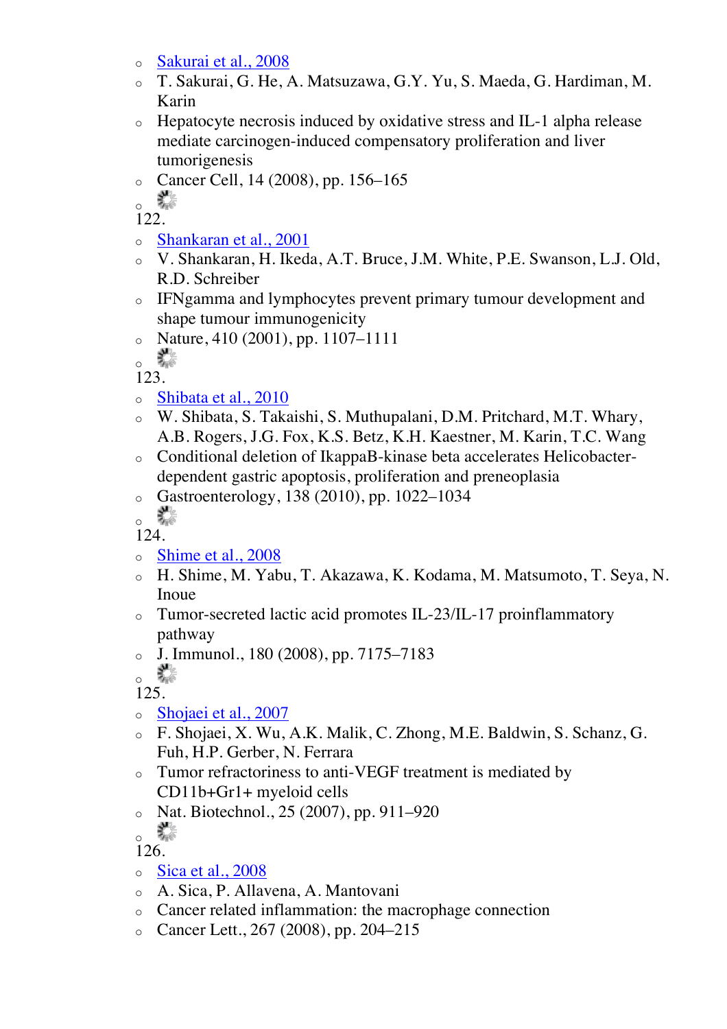- Sakurai et al., 2008
- T. Sakurai, G. He, A. Matsuzawa, G.Y. Yu, S. Maeda, G. Hardiman, M. Karin
- Hepatocyte necrosis induced by oxidative stress and IL-1 alpha release mediate carcinogen-induced compensatory proliferation and liver tumorigenesis
- Cancer Cell, 14 (2008), pp. 156–165
- 

122.

- Shankaran et al., 2001
- V. Shankaran, H. Ikeda, A.T. Bruce, J.M. White, P.E. Swanson, L.J. Old, R.D. Schreiber
- IFNgamma and lymphocytes prevent primary tumour development and shape tumour immunogenicity
- Nature, 410 (2001), pp. 1107–1111
- 

123.

- Shibata et al., 2010
- W. Shibata, S. Takaishi, S. Muthupalani, D.M. Pritchard, M.T. Whary, A.B. Rogers, J.G. Fox, K.S. Betz, K.H. Kaestner, M. Karin, T.C. Wang
- Conditional deletion of IkappaB-kinase beta accelerates Helicobacter-dependent gastric apoptosis, proliferation and preneoplasia
- Gastroenterology, 138 (2010), pp. 1022–1034
- 

124.

- Shime et al., 2008
- H. Shime, M. Yabu, T. Akazawa, K. Kodama, M. Matsumoto, T. Seya, N. Inoue
- Tumor-secreted lactic acid promotes IL-23/IL-17 proinflammatory pathway
- J. Immunol., 180 (2008), pp. 7175–7183
- 

125.

- Shojaei et al., 2007
- F. Shojaei, X. Wu, A.K. Malik, C. Zhong, M.E. Baldwin, S. Schanz, G. Fuh, H.P. Gerber, N. Ferrara
- Tumor refractoriness to anti-VEGF treatment is mediated by CD11b+Gr1+ myeloid cells
- Nat. Biotechnol., 25 (2007), pp. 911–920
- 

126.

- Sica et al., 2008
- A. Sica, P. Allavena, A. Mantovani
- Cancer related inflammation: the macrophage connection
- Cancer Lett., 267 (2008), pp. 204–215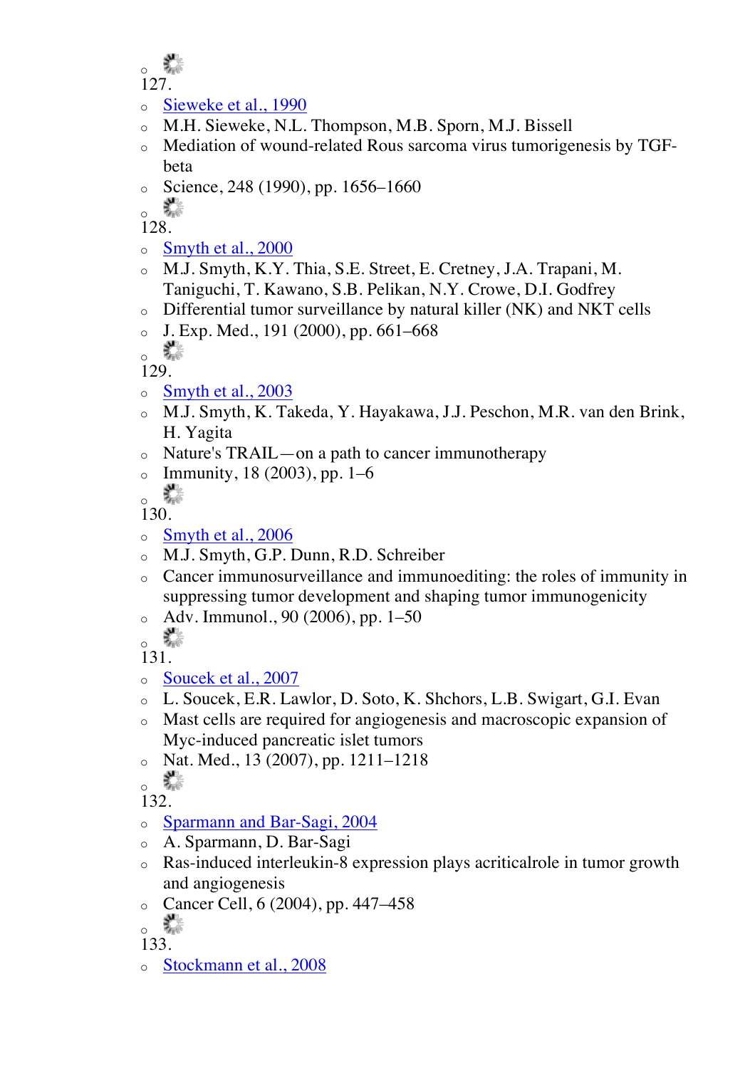127.

- Sieweke et al., 1990
- M.H. Sieweke, N.L. Thompson, M.B. Sporn, M.J. Bissell
- Mediation of wound-related Rous sarcoma virus tumorigenesis by TGF-beta
- Science, 248 (1990), pp. 1656–1660

128.

- Smyth et al., 2000
- M.J. Smyth, K.Y. Thia, S.E. Street, E. Cretney, J.A. Trapani, M. Taniguchi, T. Kawano, S.B. Pelikan, N.Y. Crowe, D.I. Godfrey
- Differential tumor surveillance by natural killer (NK) and NKT cells
- J. Exp. Med., 191 (2000), pp. 661–668

129.

- Smyth et al., 2003
- M.J. Smyth, K. Takeda, Y. Hayakawa, J.J. Peschon, M.R. van den Brink, H. Yagita
- Nature's TRAIL—on a path to cancer immunotherapy
- Immunity, 18 (2003), pp. 1–6

130.

- Smyth et al., 2006
- M.J. Smyth, G.P. Dunn, R.D. Schreiber
- Cancer immunosurveillance and immunoediting: the roles of immunity in suppressing tumor development and shaping tumor immunogenicity
- Adv. Immunol., 90 (2006), pp. 1–50

131.

- Soucek et al., 2007
- L. Soucek, E.R. Lawlor, D. Soto, K. Shchors, L.B. Swigart, G.I. Evan
- Mast cells are required for angiogenesis and macroscopic expansion of Myc-induced pancreatic islet tumors
- Nat. Med., 13 (2007), pp. 1211–1218

132.

- Sparmann and Bar-Sagi, 2004
- A. Sparmann, D. Bar-Sagi
- Ras-induced interleukin-8 expression plays acriticalrole in tumor growth and angiogenesis
- Cancer Cell, 6 (2004), pp. 447–458

133.

- Stockmann et al., 2008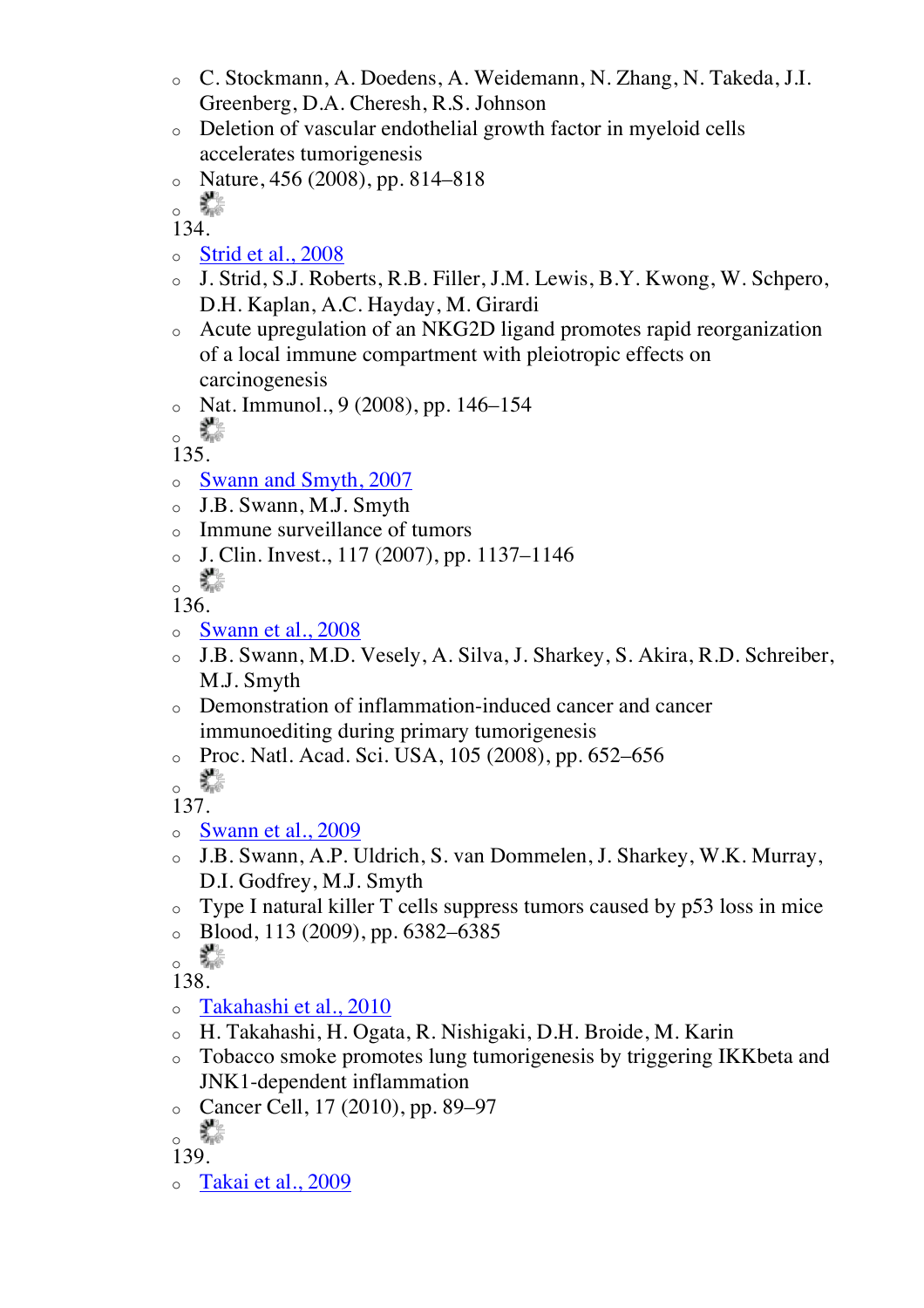- C. Stockmann, A. Doedens, A. Weidemann, N. Zhang, N. Takeda, J.I. Greenberg, D.A. Cheresh, R.S. Johnson
- Deletion of vascular endothelial growth factor in myeloid cells accelerates tumorigenesis
- Nature, 456 (2008), pp. 814–818

134.

- Strid et al., 2008
- J. Strid, S.J. Roberts, R.B. Filler, J.M. Lewis, B.Y. Kwong, W. Schpero, D.H. Kaplan, A.C. Hayday, M. Girardi
- Acute upregulation of an NKG2D ligand promotes rapid reorganization of a local immune compartment with pleiotropic effects on carcinogenesis
- Nat. Immunol., 9 (2008), pp. 146–154

135.

- Swann and Smyth, 2007
- J.B. Swann, M.J. Smyth
- Immune surveillance of tumors
- J. Clin. Invest., 117 (2007), pp. 1137–1146

136.

- Swann et al., 2008
- J.B. Swann, M.D. Vesely, A. Silva, J. Sharkey, S. Akira, R.D. Schreiber, M.J. Smyth
- Demonstration of inflammation-induced cancer and cancer immunoediting during primary tumorigenesis
- Proc. Natl. Acad. Sci. USA, 105 (2008), pp. 652–656

137.

- Swann et al., 2009
- J.B. Swann, A.P. Uldrich, S. van Dommelen, J. Sharkey, W.K. Murray, D.I. Godfrey, M.J. Smyth
- Type I natural killer T cells suppress tumors caused by p53 loss in mice
- Blood, 113 (2009), pp. 6382–6385

138.

- Takahashi et al., 2010
- H. Takahashi, H. Ogata, R. Nishigaki, D.H. Broide, M. Karin
- Tobacco smoke promotes lung tumorigenesis by triggering IKKbeta and JNK1-dependent inflammation
- Cancer Cell, 17 (2010), pp. 89–97

139.

- Takai et al., 2009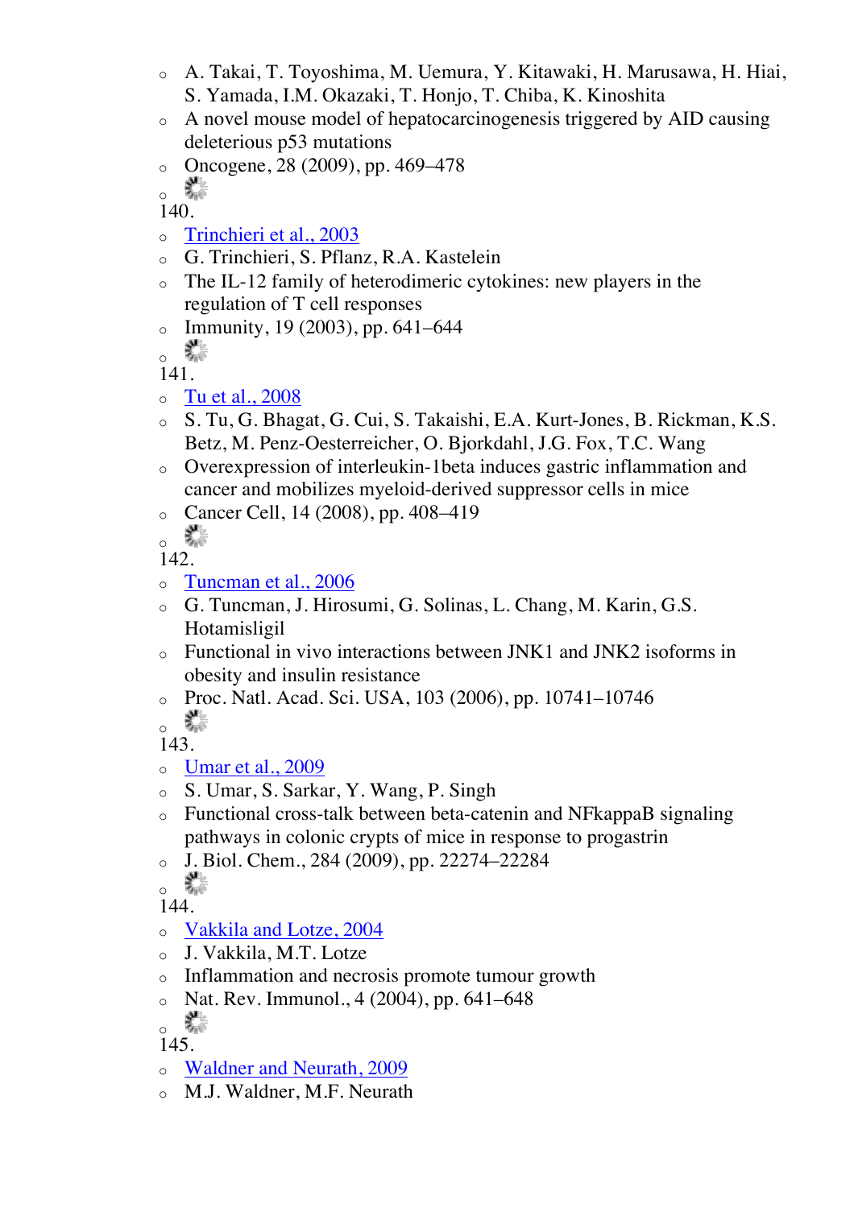- A. Takai, T. Toyoshima, M. Uemura, Y. Kitawaki, H. Marusawa, H. Hiai, S. Yamada, I.M. Okazaki, T. Honjo, T. Chiba, K. Kinoshita
- A novel mouse model of hepatocarcinogenesis triggered by AID causing deleterious p53 mutations
- Oncogene, 28 (2009), pp. 469–478

140.

- Trinchieri et al., 2003
- G. Trinchieri, S. Pflanz, R.A. Kastelein
- The IL-12 family of heterodimeric cytokines: new players in the regulation of T cell responses
- Immunity, 19 (2003), pp. 641–644

141.

- Tu et al., 2008
- S. Tu, G. Bhagat, G. Cui, S. Takaishi, E.A. Kurt-Jones, B. Rickman, K.S. Betz, M. Penz-Oesterreicher, O. Bjorkdahl, J.G. Fox, T.C. Wang
- Overexpression of interleukin-1beta induces gastric inflammation and cancer and mobilizes myeloid-derived suppressor cells in mice
- Cancer Cell, 14 (2008), pp. 408–419

142.

- Tuncman et al., 2006
- G. Tuncman, J. Hirosumi, G. Solinas, L. Chang, M. Karin, G.S. Hotamisligil
- Functional in vivo interactions between JNK1 and JNK2 isoforms in obesity and insulin resistance
- Proc. Natl. Acad. Sci. USA, 103 (2006), pp. 10741–10746

143.

- Umar et al., 2009
- S. Umar, S. Sarkar, Y. Wang, P. Singh
- Functional cross-talk between beta-catenin and NFkappaB signaling pathways in colonic crypts of mice in response to progastrin
- J. Biol. Chem., 284 (2009), pp. 22274–22284

144.

- Vakkila and Lotze, 2004
- J. Vakkila, M.T. Lotze
- Inflammation and necrosis promote tumour growth
- Nat. Rev. Immunol., 4 (2004), pp. 641–648

145.

- Waldner and Neurath, 2009
- M.J. Waldner, M.F. Neurath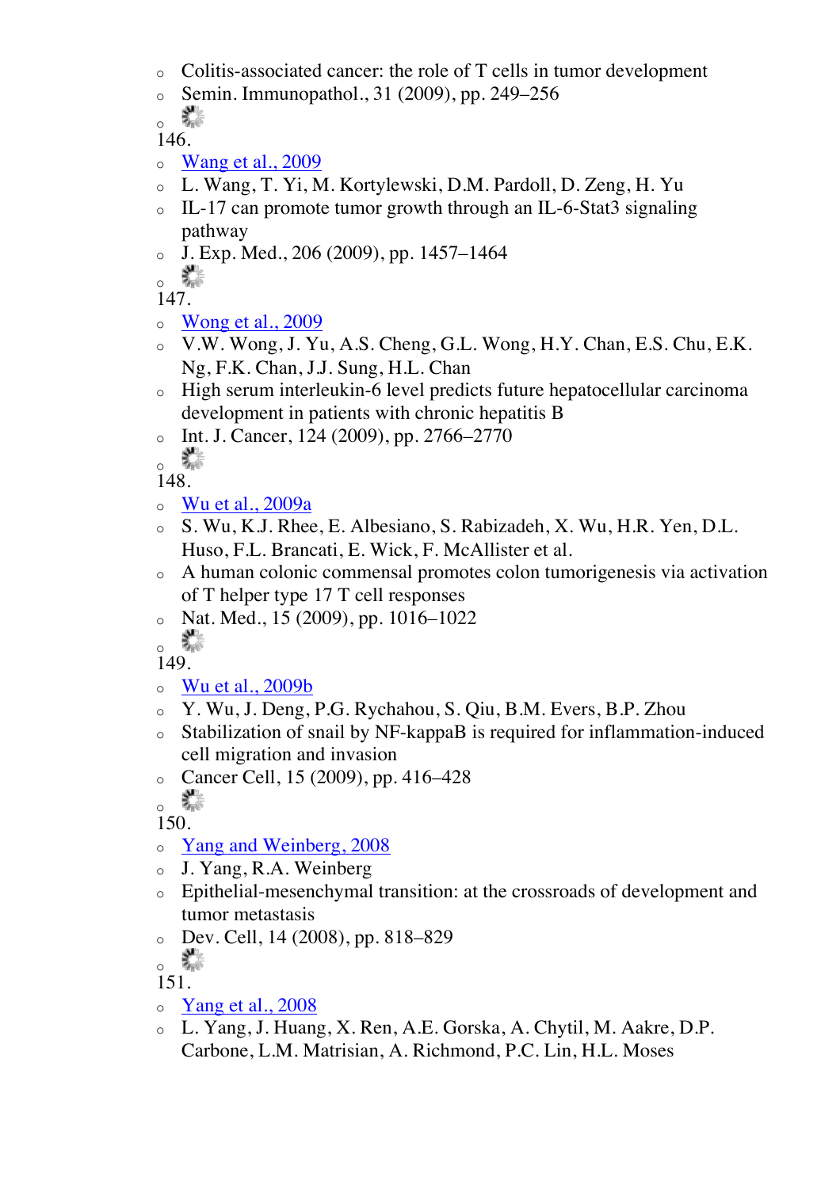- Colitis-associated cancer: the role of T cells in tumor development
- Semin. Immunopathol., 31 (2009), pp. 249–256
-

146.

- Wang et al., 2009
- L. Wang, T. Yi, M. Kortylewski, D.M. Pardoll, D. Zeng, H. Yu
- IL-17 can promote tumor growth through an IL-6-Stat3 signaling pathway
- J. Exp. Med., 206 (2009), pp. 1457–1464
-

147.

- Wong et al., 2009
- V.W. Wong, J. Yu, A.S. Cheng, G.L. Wong, H.Y. Chan, E.S. Chu, E.K. Ng, F.K. Chan, J.J. Sung, H.L. Chan
- High serum interleukin-6 level predicts future hepatocellular carcinoma development in patients with chronic hepatitis B
- Int. J. Cancer, 124 (2009), pp. 2766–2770
-

148.

- Wu et al., 2009a
- S. Wu, K.J. Rhee, E. Albesiano, S. Rabizadeh, X. Wu, H.R. Yen, D.L. Huso, F.L. Brancati, E. Wick, F. McAllister et al.
- A human colonic commensal promotes colon tumorigenesis via activation of T helper type 17 T cell responses
- Nat. Med., 15 (2009), pp. 1016–1022
-

149.

- Wu et al., 2009b
- Y. Wu, J. Deng, P.G. Rychahou, S. Qiu, B.M. Evers, B.P. Zhou
- Stabilization of snail by NF-kappaB is required for inflammation-induced cell migration and invasion
- Cancer Cell, 15 (2009), pp. 416–428
-

150.

- Yang and Weinberg, 2008
- J. Yang, R.A. Weinberg
- Epithelial-mesenchymal transition: at the crossroads of development and tumor metastasis
- Dev. Cell, 14 (2008), pp. 818–829
-

151.

- Yang et al., 2008
- L. Yang, J. Huang, X. Ren, A.E. Gorska, A. Chytil, M. Aakre, D.P. Carbone, L.M. Matrisian, A. Richmond, P.C. Lin, H.L. Moses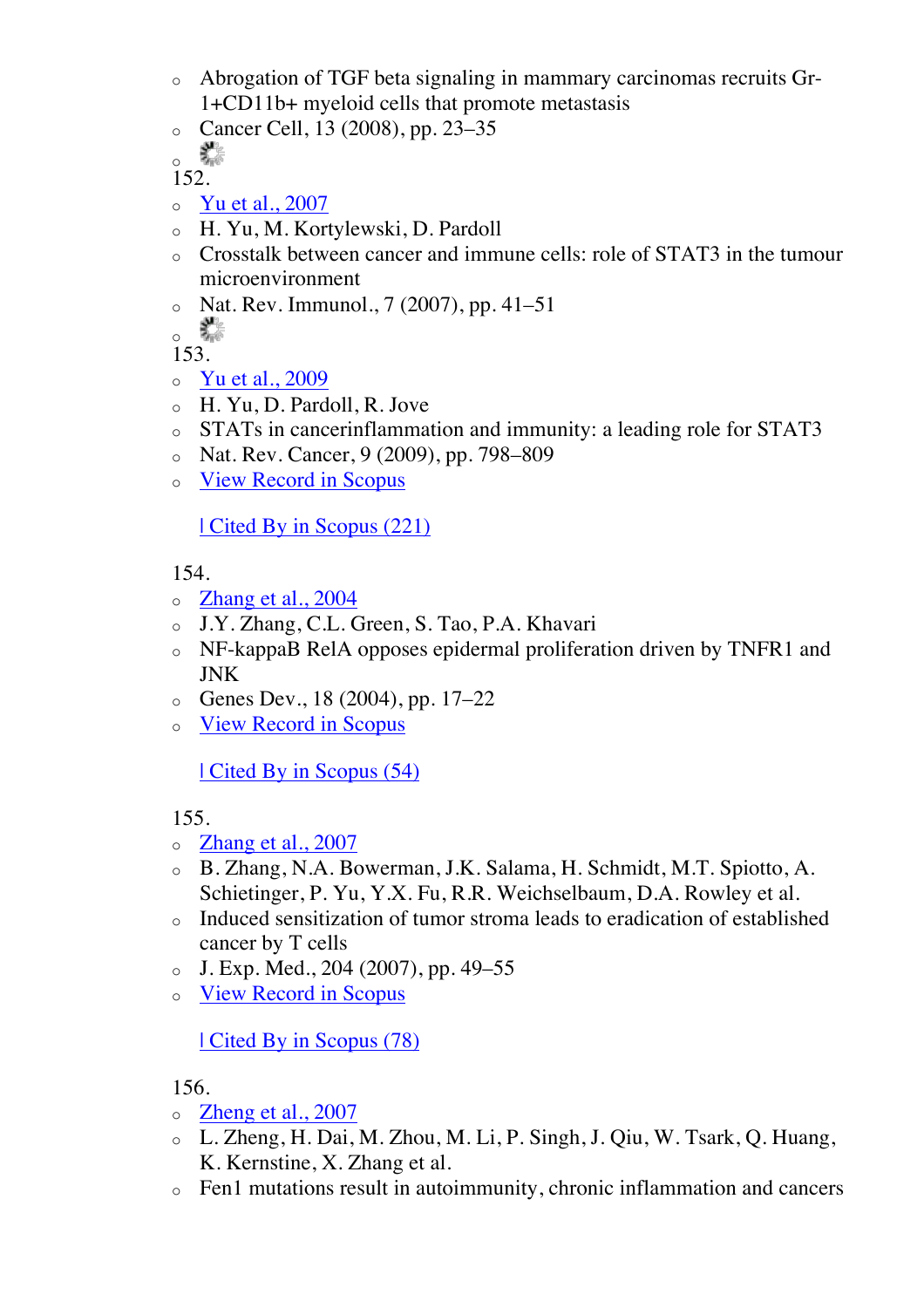- Abrogation of TGF beta signaling in mammary carcinomas recruits Gr-1+CD11b+ myeloid cells that promote metastasis
- Cancer Cell, 13 (2008), pp. 23–35
-

152.

- Yu et al., 2007
- H. Yu, M. Kortylewski, D. Pardoll
- Crosstalk between cancer and immune cells: role of STAT3 in the tumour microenvironment
- Nat. Rev. Immunol., 7 (2007), pp. 41–51
-

153.

- Yu et al., 2009
- H. Yu, D. Pardoll, R. Jove
- STATs in cancerinflammation and immunity: a leading role for STAT3
- Nat. Rev. Cancer, 9 (2009), pp. 798–809
- View Record in Scopus

  | Cited By in Scopus (221)

154.

- Zhang et al., 2004
- J.Y. Zhang, C.L. Green, S. Tao, P.A. Khavari
- NF-kappaB RelA opposes epidermal proliferation driven by TNFR1 and JNK
- Genes Dev., 18 (2004), pp. 17–22
- View Record in Scopus

  | Cited By in Scopus (54)

155.

- Zhang et al., 2007
- B. Zhang, N.A. Bowerman, J.K. Salama, H. Schmidt, M.T. Spiotto, A. Schietinger, P. Yu, Y.X. Fu, R.R. Weichselbaum, D.A. Rowley et al.
- Induced sensitization of tumor stroma leads to eradication of established cancer by T cells
- J. Exp. Med., 204 (2007), pp. 49–55
- View Record in Scopus

  | Cited By in Scopus (78)

156.

- Zheng et al., 2007
- L. Zheng, H. Dai, M. Zhou, M. Li, P. Singh, J. Qiu, W. Tsark, Q. Huang, K. Kernstine, X. Zhang et al.
- Fen1 mutations result in autoimmunity, chronic inflammation and cancers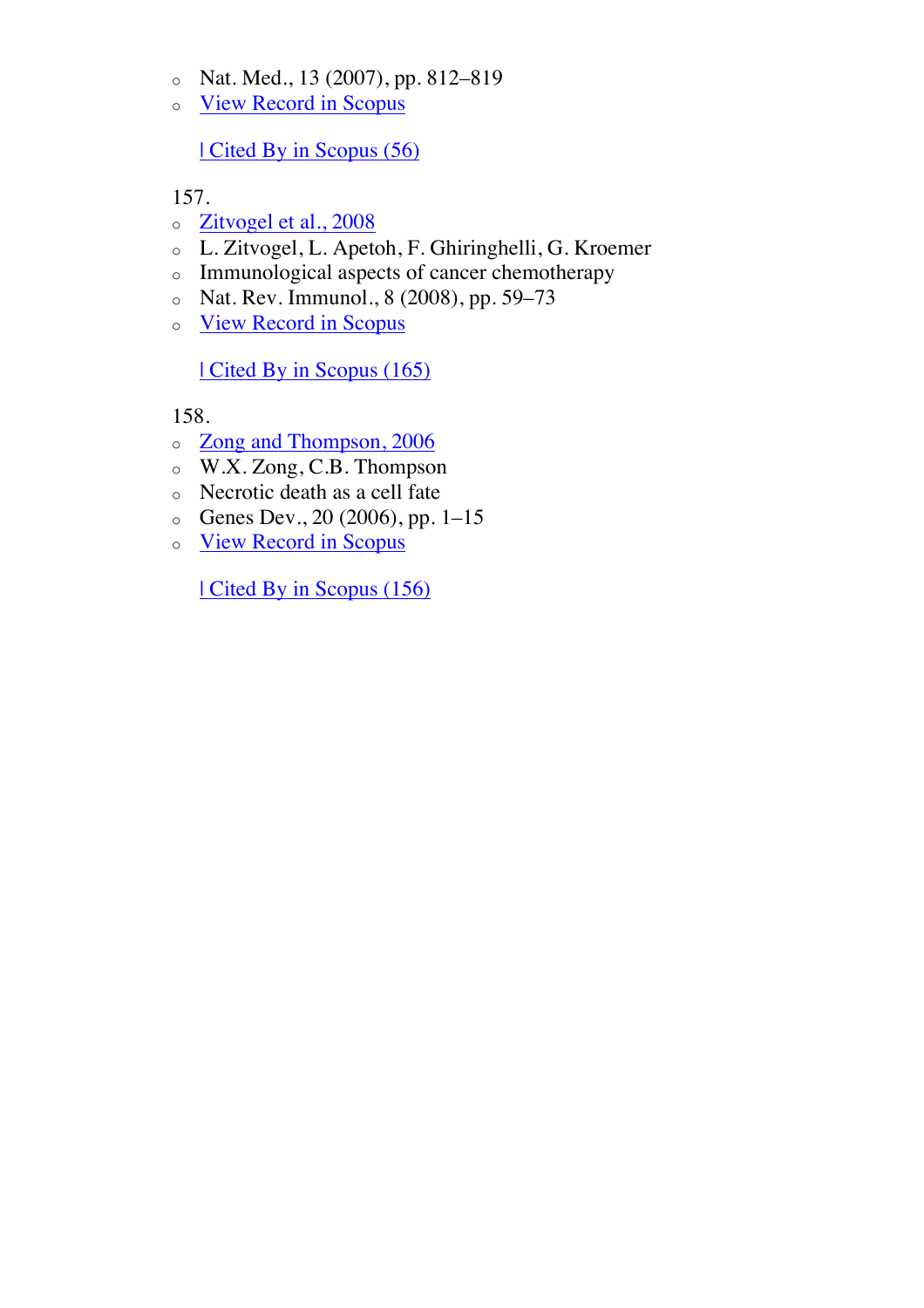- Nat. Med., 13 (2007), pp. 812–819
- View Record in Scopus

  | Cited By in Scopus (56)

157.

- Zitvogel et al., 2008
- L. Zitvogel, L. Apetoh, F. Ghiringhelli, G. Kroemer
- Immunological aspects of cancer chemotherapy
- Nat. Rev. Immunol., 8 (2008), pp. 59–73
- View Record in Scopus

  | Cited By in Scopus (165)

158.

- Zong and Thompson, 2006
- W.X. Zong, C.B. Thompson
- Necrotic death as a cell fate
- Genes Dev., 20 (2006), pp. 1–15
- View Record in Scopus

  | Cited By in Scopus (156)